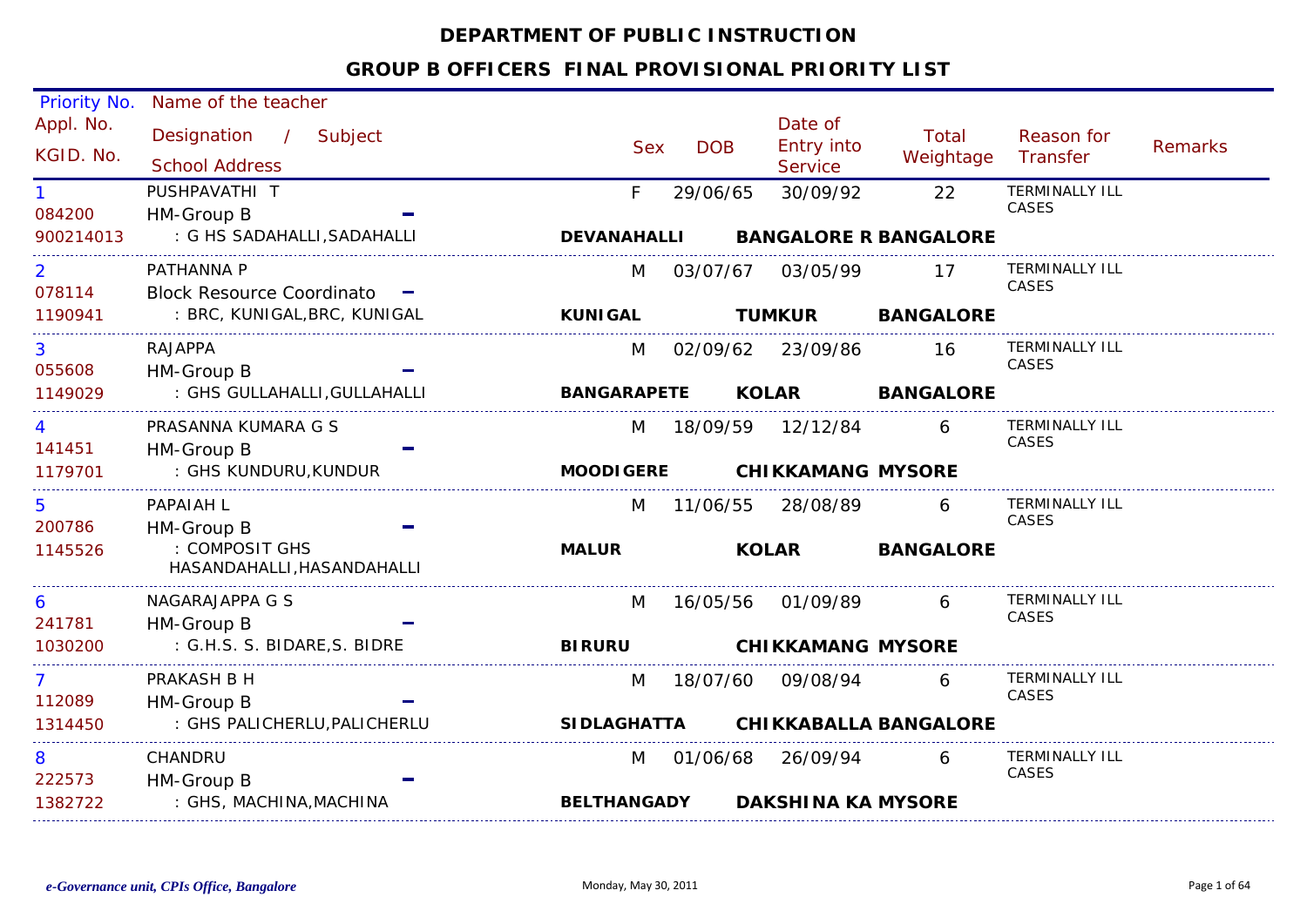# DEPARTMENT OF PUBLIC INSTRUCTION

## GROUP B OFFICERS FINAL PROVISIONAL PRIORITY LIST

| Priority No. / Appl. No. / KGID. No. | Name of the teacher / Designation / Subject / School Address | Sex | DOB | Date of Entry into Service | Total Weightage | Reason for Transfer | Remarks |
|---|---|---|---|---|---|---|---|
| 1 / 084200 / 900214013 | PUSHPAVATHI T / HM-Group B – / : G HS SADAHALLI,SADAHALLI | F | 29/06/65 | 30/09/92 | 22 | TERMINALLY ILL CASES | |
| | | **DEVANAHALLI** | | **BANGALORE R** | **BANGALORE** | | |
| 2 / 078114 / 1190941 | PATHANNA P / Block Resource Coordinato – / : BRC, KUNIGAL,BRC, KUNIGAL | M | 03/07/67 | 03/05/99 | 17 | TERMINALLY ILL CASES | |
| | | **KUNIGAL** | | **TUMKUR** | **BANGALORE** | | |
| 3 / 055608 / 1149029 | RAJAPPA / HM-Group B – / : GHS GULLAHALLI,GULLAHALLI | M | 02/09/62 | 23/09/86 | 16 | TERMINALLY ILL CASES | |
| | | **BANGARAPETE** | | **KOLAR** | **BANGALORE** | | |
| 4 / 141451 / 1179701 | PRASANNA KUMARA G S / HM-Group B – / : GHS KUNDURU,KUNDUR | M | 18/09/59 | 12/12/84 | 6 | TERMINALLY ILL CASES | |
| | | **MOODIGERE** | | **CHIKKAMANG** | **MYSORE** | | |
| 5 / 200786 / 1145526 | PAPAIAH L / HM-Group B – / : COMPOSIT GHS HASANDAHALLI,HASANDAHALLI | M | 11/06/55 | 28/08/89 | 6 | TERMINALLY ILL CASES | |
| | | **MALUR** | | **KOLAR** | **BANGALORE** | | |
| 6 / 241781 / 1030200 | NAGARAJAPPA G S / HM-Group B – / : G.H.S. S. BIDARE,S. BIDRE | M | 16/05/56 | 01/09/89 | 6 | TERMINALLY ILL CASES | |
| | | **BIRURU** | | **CHIKKAMANG** | **MYSORE** | | |
| 7 / 112089 / 1314450 | PRAKASH B H / HM-Group B – / : GHS PALICHERLU,PALICHERLU | M | 18/07/60 | 09/08/94 | 6 | TERMINALLY ILL CASES | |
| | | **SIDLAGHATTA** | | **CHIKKABALLA** | **BANGALORE** | | |
| 8 / 222573 / 1382722 | CHANDRU / HM-Group B – / : GHS, MACHINA,MACHINA | M | 01/06/68 | 26/09/94 | 6 | TERMINALLY ILL CASES | |
| | | **BELTHANGADY** | | **DAKSHINA KA** | **MYSORE** | | |

*e-Governance unit, CPIs Office, Bangalore* — Monday, May 30, 2011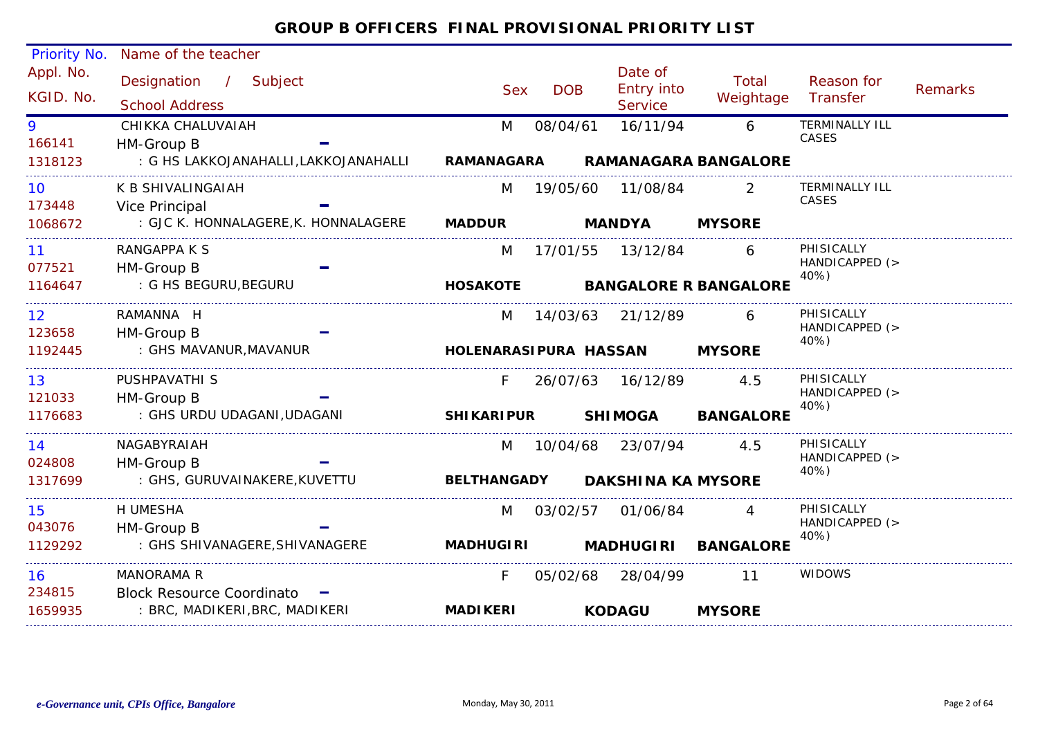# GROUP B OFFICERS FINAL PROVISIONAL PRIORITY LIST

| Priority No. / Appl. No. / KGID. No. | Name of the teacher / Designation / Subject / School Address | Sex | DOB | Date of Entry into Service | Total Weightage | Reason for Transfer | Remarks |
|---|---|---|---|---|---|---|---|
| 9 / 166141 / 1318123 | CHIKKA CHALUVAIAH / HM-Group B / - / : G HS LAKKOJANAHALLI,LAKKOJANAHALLI **RAMANAGARA RAMANAGARA BANGALORE** | M | 08/04/61 | 16/11/94 | 6 | TERMINALLY ILL CASES | |
| 10 / 173448 / 1068672 | K B SHIVALINGAIAH / Vice Principal / - / : GJC K. HONNALAGERE,K. HONNALAGERE **MADDUR MANDYA MYSORE** | M | 19/05/60 | 11/08/84 | 2 | TERMINALLY ILL CASES | |
| 11 / 077521 / 1164647 | RANGAPPA K S / HM-Group B / - / : G HS BEGURU,BEGURU **HOSAKOTE BANGALORE R BANGALORE** | M | 17/01/55 | 13/12/84 | 6 | PHISICALLY HANDICAPPED (> 40%) | |
| 12 / 123658 / 1192445 | RAMANNA H / HM-Group B / - / : GHS MAVANUR,MAVANUR **HOLENARASIPURA HASSAN MYSORE** | M | 14/03/63 | 21/12/89 | 6 | PHISICALLY HANDICAPPED (> 40%) | |
| 13 / 121033 / 1176683 | PUSHPAVATHI S / HM-Group B / - / : GHS URDU UDAGANI,UDAGANI **SHIKARIPUR SHIMOGA BANGALORE** | F | 26/07/63 | 16/12/89 | 4.5 | PHISICALLY HANDICAPPED (> 40%) | |
| 14 / 024808 / 1317699 | NAGABYRAIAH / HM-Group B / - / : GHS, GURUVAINAKERE,KUVETTU **BELTHANGADY DAKSHINA KA MYSORE** | M | 10/04/68 | 23/07/94 | 4.5 | PHISICALLY HANDICAPPED (> 40%) | |
| 15 / 043076 / 1129292 | H UMESHA / HM-Group B / - / : GHS SHIVANAGERE,SHIVANAGERE **MADHUGIRI MADHUGIRI BANGALORE** | M | 03/02/57 | 01/06/84 | 4 | PHISICALLY HANDICAPPED (> 40%) | |
| 16 / 234815 / 1659935 | MANORAMA R / Block Resource Coordinato / - / : BRC, MADIKERI,BRC, MADIKERI **MADIKERI KODAGU MYSORE** | F | 05/02/68 | 28/04/99 | 11 | WIDOWS | |

*e-Governance unit, CPIs Office, Bangalore* Monday, May 30, 2011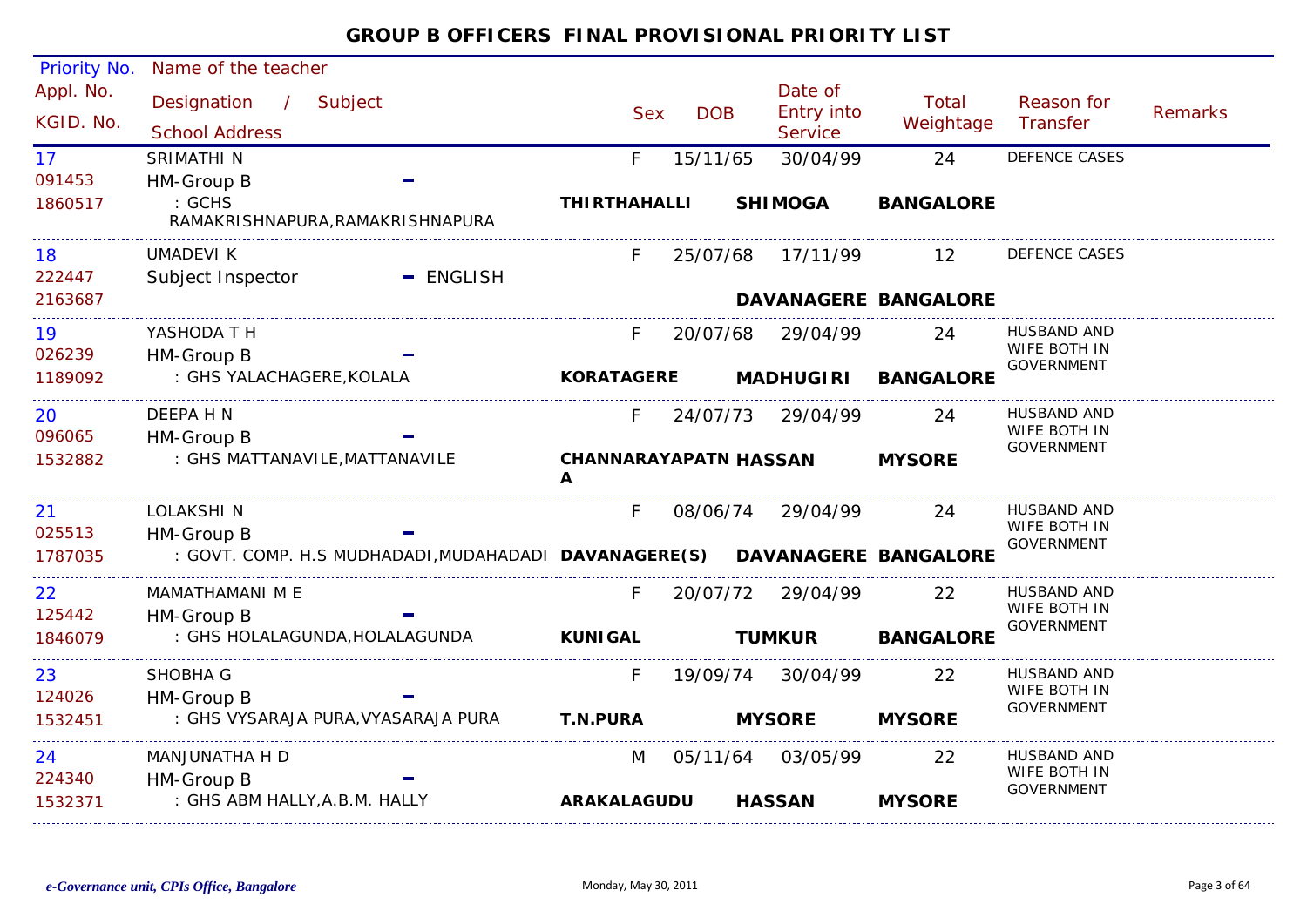## GROUP B OFFICERS FINAL PROVISIONAL PRIORITY LIST

| Priority No. / Appl. No. / KGID. No. | Name of the teacher / Designation / Subject / School Address | Sex | DOB | Date of Entry into Service | Total Weightage | Reason for Transfer | Remarks |
|---|---|---|---|---|---|---|---|
| 17 / 091453 / 1860517 | SRIMATHI N / HM-Group B - / : GCHS RAMAKRISHNAPURA,RAMAKRISHNAPURA / **THIRTHAHALLI** **SHIMOGA** **BANGALORE** | F | 15/11/65 | 30/04/99 | 24 | DEFENCE CASES | |
| 18 / 222447 / 2163687 | UMADEVI K / Subject Inspector - ENGLISH / **DAVANAGERE** **BANGALORE** | F | 25/07/68 | 17/11/99 | 12 | DEFENCE CASES | |
| 19 / 026239 / 1189092 | YASHODA T H / HM-Group B - / : GHS YALACHAGERE,KOLALA / **KORATAGERE** **MADHUGIRI** **BANGALORE** | F | 20/07/68 | 29/04/99 | 24 | HUSBAND AND WIFE BOTH IN GOVERNMENT | |
| 20 / 096065 / 1532882 | DEEPA H N / HM-Group B - / : GHS MATTANAVILE,MATTANAVILE / **CHANNARAYAPATNA** **HASSAN** **MYSORE** | F | 24/07/73 | 29/04/99 | 24 | HUSBAND AND WIFE BOTH IN GOVERNMENT | |
| 21 / 025513 / 1787035 | LOLAKSHI N / HM-Group B - / : GOVT. COMP. H.S MUDHADADI,MUDAHADADI / **DAVANAGERE(S)** **DAVANAGERE** **BANGALORE** | F | 08/06/74 | 29/04/99 | 24 | HUSBAND AND WIFE BOTH IN GOVERNMENT | |
| 22 / 125442 / 1846079 | MAMATHAMANI M E / HM-Group B - / : GHS HOLALAGUNDA,HOLALAGUNDA / **KUNIGAL** **TUMKUR** **BANGALORE** | F | 20/07/72 | 29/04/99 | 22 | HUSBAND AND WIFE BOTH IN GOVERNMENT | |
| 23 / 124026 / 1532451 | SHOBHA G / HM-Group B - / : GHS VYSARAJA PURA,VYASARAJA PURA / **T.N.PURA** **MYSORE** **MYSORE** | F | 19/09/74 | 30/04/99 | 22 | HUSBAND AND WIFE BOTH IN GOVERNMENT | |
| 24 / 224340 / 1532371 | MANJUNATHA H D / HM-Group B - / : GHS ABM HALLY,A.B.M. HALLY / **ARAKALAGUDU** **HASSAN** **MYSORE** | M | 05/11/64 | 03/05/99 | 22 | HUSBAND AND WIFE BOTH IN GOVERNMENT | |

*e-Governance unit, CPIs Office, Bangalore* Monday, May 30, 2011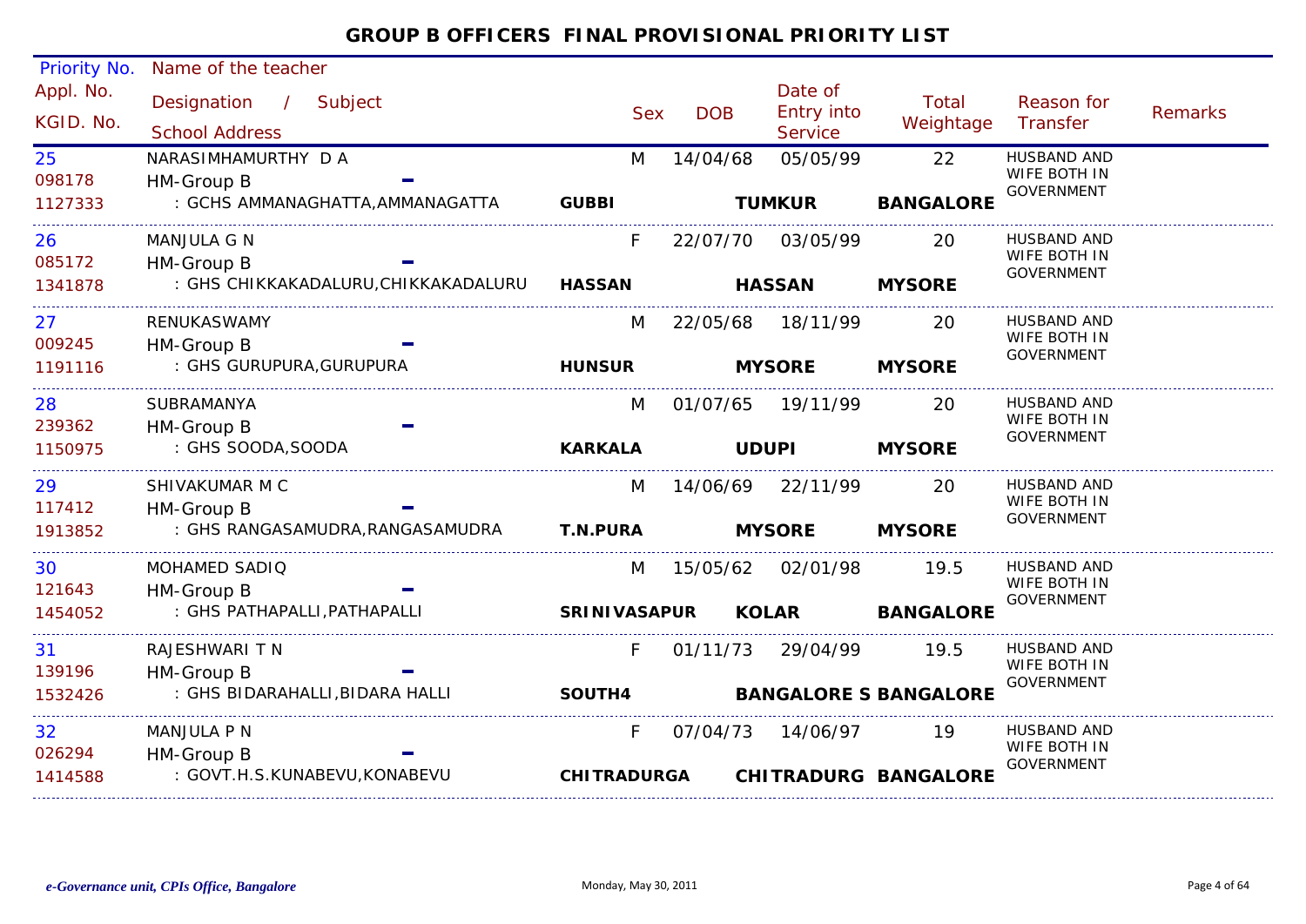# GROUP B OFFICERS FINAL PROVISIONAL PRIORITY LIST

| Priority No. / Appl. No. / KGID. No. | Name of the teacher / Designation / Subject / School Address | | | Sex | DOB | Date of Entry into Service | Total Weightage | Reason for Transfer | Remarks |
|---|---|---|---|---|---|---|---|---|---|
| 25 / 098178 / 1127333 | NARASIMHAMURTHY D A / HM-Group B / : GCHS AMMANAGHATTA,AMMANAGATTA | GUBBI | TUMKUR | M | 14/04/68 | 05/05/99 | 22 / BANGALORE | HUSBAND AND WIFE BOTH IN GOVERNMENT | |
| 26 / 085172 / 1341878 | MANJULA G N / HM-Group B / : GHS CHIKKAKADALURU,CHIKKAKADALURU | HASSAN | HASSAN | F | 22/07/70 | 03/05/99 | 20 / MYSORE | HUSBAND AND WIFE BOTH IN GOVERNMENT | |
| 27 / 009245 / 1191116 | RENUKASWAMY / HM-Group B / : GHS GURUPURA,GURUPURA | HUNSUR | MYSORE | M | 22/05/68 | 18/11/99 | 20 / MYSORE | HUSBAND AND WIFE BOTH IN GOVERNMENT | |
| 28 / 239362 / 1150975 | SUBRAMANYA / HM-Group B / : GHS SOODA,SOODA | KARKALA | UDUPI | M | 01/07/65 | 19/11/99 | 20 / MYSORE | HUSBAND AND WIFE BOTH IN GOVERNMENT | |
| 29 / 117412 / 1913852 | SHIVAKUMAR M C / HM-Group B / : GHS RANGASAMUDRA,RANGASAMUDRA | T.N.PURA | MYSORE | M | 14/06/69 | 22/11/99 | 20 / MYSORE | HUSBAND AND WIFE BOTH IN GOVERNMENT | |
| 30 / 121643 / 1454052 | MOHAMED SADIQ / HM-Group B / : GHS PATHAPALLI,PATHAPALLI | SRINIVASAPUR | KOLAR | M | 15/05/62 | 02/01/98 | 19.5 / BANGALORE | HUSBAND AND WIFE BOTH IN GOVERNMENT | |
| 31 / 139196 / 1532426 | RAJESHWARI T N / HM-Group B / : GHS BIDARAHALLI,BIDARA HALLI | SOUTH4 | BANGALORE S | F | 01/11/73 | 29/04/99 | 19.5 / BANGALORE | HUSBAND AND WIFE BOTH IN GOVERNMENT | |
| 32 / 026294 / 1414588 | MANJULA P N / HM-Group B / : GOVT.H.S.KUNABEVU,KONABEVU | CHITRADURGA | CHITRADURG | F | 07/04/73 | 14/06/97 | 19 / BANGALORE | HUSBAND AND WIFE BOTH IN GOVERNMENT | |

*e-Governance unit, CPIs Office, Bangalore* Monday, May 30, 2011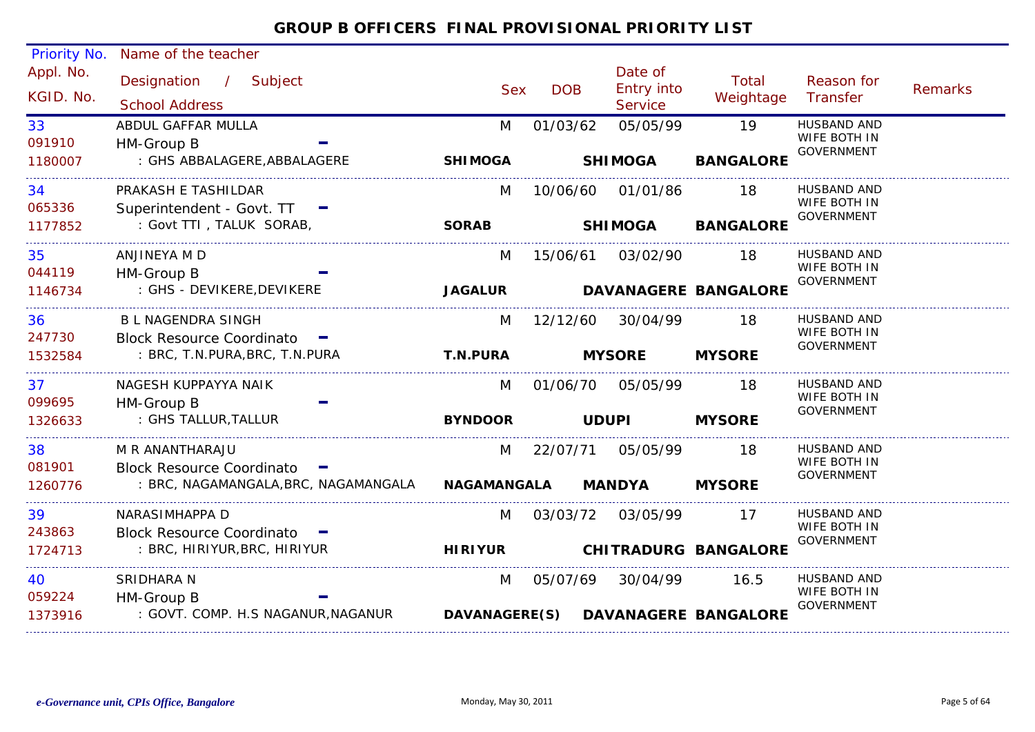# GROUP B OFFICERS FINAL PROVISIONAL PRIORITY LIST

| Priority No. / Appl. No. / KGID. No. | Name of the teacher / Designation / Subject / School Address | Sex | DOB | Date of Entry into Service | Total Weightage | Reason for Transfer | Remarks |
|---|---|---|---|---|---|---|---|
| 33<br>091910<br>1180007 | ABDUL GAFFAR MULLA<br>HM-Group B -<br>: GHS ABBALAGERE,ABBALAGERE<br>**SHIMOGA** **SHIMOGA** **BANGALORE** | M | 01/03/62 | 05/05/99 | 19 | HUSBAND AND WIFE BOTH IN GOVERNMENT | |
| 34<br>065336<br>1177852 | PRAKASH E TASHILDAR<br>Superintendent - Govt. TT -<br>: Govt TTI , TALUK SORAB,<br>**SORAB** **SHIMOGA** **BANGALORE** | M | 10/06/60 | 01/01/86 | 18 | HUSBAND AND WIFE BOTH IN GOVERNMENT | |
| 35<br>044119<br>1146734 | ANJINEYA M D<br>HM-Group B -<br>: GHS - DEVIKERE,DEVIKERE<br>**JAGALUR** **DAVANAGERE** **BANGALORE** | M | 15/06/61 | 03/02/90 | 18 | HUSBAND AND WIFE BOTH IN GOVERNMENT | |
| 36<br>247730<br>1532584 | B L NAGENDRA SINGH<br>Block Resource Coordinato -<br>: BRC, T.N.PURA,BRC, T.N.PURA<br>**T.N.PURA** **MYSORE** **MYSORE** | M | 12/12/60 | 30/04/99 | 18 | HUSBAND AND WIFE BOTH IN GOVERNMENT | |
| 37<br>099695<br>1326633 | NAGESH KUPPAYYA NAIK<br>HM-Group B -<br>: GHS TALLUR,TALLUR<br>**BYNDOOR** **UDUPI** **MYSORE** | M | 01/06/70 | 05/05/99 | 18 | HUSBAND AND WIFE BOTH IN GOVERNMENT | |
| 38<br>081901<br>1260776 | M R ANANTHARAJU<br>Block Resource Coordinato -<br>: BRC, NAGAMANGALA,BRC, NAGAMANGALA<br>**NAGAMANGALA** **MANDYA** **MYSORE** | M | 22/07/71 | 05/05/99 | 18 | HUSBAND AND WIFE BOTH IN GOVERNMENT | |
| 39<br>243863<br>1724713 | NARASIMHAPPA D<br>Block Resource Coordinato -<br>: BRC, HIRIYUR,BRC, HIRIYUR<br>**HIRIYUR** **CHITRADURG** **BANGALORE** | M | 03/03/72 | 03/05/99 | 17 | HUSBAND AND WIFE BOTH IN GOVERNMENT | |
| 40<br>059224<br>1373916 | SRIDHARA N<br>HM-Group B -<br>: GOVT. COMP. H.S NAGANUR,NAGANUR<br>**DAVANAGERE(S)** **DAVANAGERE** **BANGALORE** | M | 05/07/69 | 30/04/99 | 16.5 | HUSBAND AND WIFE BOTH IN GOVERNMENT | |

*e-Governance unit, CPIs Office, Bangalore* Monday, May 30, 2011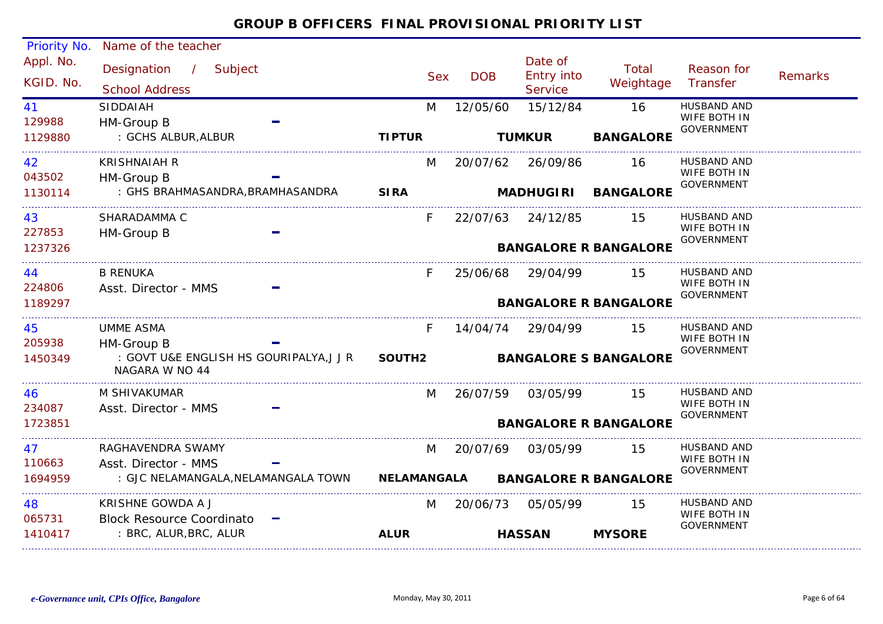# GROUP B OFFICERS FINAL PROVISIONAL PRIORITY LIST

| Priority No. / Appl. No. / KGID. No. | Name of the teacher / Designation / Subject / School Address | | Sex | DOB | Date of Entry into Service | Total Weightage | Reason for Transfer | Remarks |
|---|---|---|---|---|---|---|---|---|
| 41<br>129988<br>1129880 | SIDDAIAH<br>HM-Group B<br>: GCHS ALBUR,ALBUR | **TIPTUR** | M | 12/05/60 | 15/12/84<br>**TUMKUR** | 16<br>**BANGALORE** | HUSBAND AND WIFE BOTH IN GOVERNMENT | |
| 42<br>043502<br>1130114 | KRISHNAIAH R<br>HM-Group B<br>: GHS BRAHMASANDRA,BRAMHASANDRA | **SIRA** | M | 20/07/62 | 26/09/86<br>**MADHUGIRI** | 16<br>**BANGALORE** | HUSBAND AND WIFE BOTH IN GOVERNMENT | |
| 43<br>227853<br>1237326 | SHARADAMMA C<br>HM-Group B | | F | 22/07/63 | 24/12/85<br>**BANGALORE R** | 15<br>**BANGALORE** | HUSBAND AND WIFE BOTH IN GOVERNMENT | |
| 44<br>224806<br>1189297 | B RENUKA<br>Asst. Director - MMS | | F | 25/06/68 | 29/04/99<br>**BANGALORE R** | 15<br>**BANGALORE** | HUSBAND AND WIFE BOTH IN GOVERNMENT | |
| 45<br>205938<br>1450349 | UMME ASMA<br>HM-Group B<br>: GOVT U&E ENGLISH HS GOURIPALYA,J J R NAGARA W NO 44 | **SOUTH2** | F | 14/04/74 | 29/04/99<br>**BANGALORE S** | 15<br>**BANGALORE** | HUSBAND AND WIFE BOTH IN GOVERNMENT | |
| 46<br>234087<br>1723851 | M SHIVAKUMAR<br>Asst. Director - MMS | | M | 26/07/59 | 03/05/99<br>**BANGALORE R** | 15<br>**BANGALORE** | HUSBAND AND WIFE BOTH IN GOVERNMENT | |
| 47<br>110663<br>1694959 | RAGHAVENDRA SWAMY<br>Asst. Director - MMS<br>: GJC NELAMANGALA,NELAMANGALA TOWN | **NELAMANGALA** | M | 20/07/69 | 03/05/99<br>**BANGALORE R** | 15<br>**BANGALORE** | HUSBAND AND WIFE BOTH IN GOVERNMENT | |
| 48<br>065731<br>1410417 | KRISHNE GOWDA A J<br>Block Resource Coordinato<br>: BRC, ALUR,BRC, ALUR | **ALUR** | M | 20/06/73 | 05/05/99<br>**HASSAN** | 15<br>**MYSORE** | HUSBAND AND WIFE BOTH IN GOVERNMENT | |

*e-Governance unit, CPIs Office, Bangalore* — Monday, May 30, 2011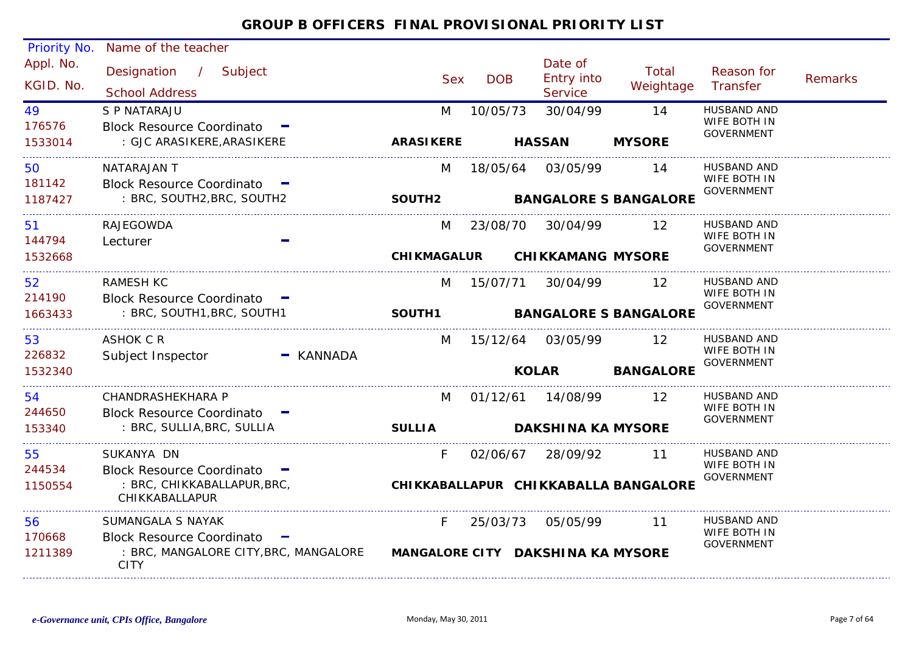## GROUP B OFFICERS FINAL PROVISIONAL PRIORITY LIST

| Priority No. / Appl. No. / KGID. No. | Name of the teacher / Designation / Subject / School Address | Sex | DOB | Date of Entry into Service | Total Weightage | Reason for Transfer | Remarks |
|---|---|---|---|---|---|---|---|
| 49 / 176576 / 1533014 | S P NATARAJU / Block Resource Coordinato - / : GJC ARASIKERE,ARASIKERE / **ARASIKERE** **HASSAN** **MYSORE** | M | 10/05/73 | 30/04/99 | 14 | HUSBAND AND WIFE BOTH IN GOVERNMENT | |
| 50 / 181142 / 1187427 | NATARAJAN T / Block Resource Coordinato - / : BRC, SOUTH2,BRC, SOUTH2 / **SOUTH2** **BANGALORE S** **BANGALORE** | M | 18/05/64 | 03/05/99 | 14 | HUSBAND AND WIFE BOTH IN GOVERNMENT | |
| 51 / 144794 / 1532668 | RAJEGOWDA / Lecturer - / **CHIKMAGALUR** **CHIKKAMANG** **MYSORE** | M | 23/08/70 | 30/04/99 | 12 | HUSBAND AND WIFE BOTH IN GOVERNMENT | |
| 52 / 214190 / 1663433 | RAMESH KC / Block Resource Coordinato - / : BRC, SOUTH1,BRC, SOUTH1 / **SOUTH1** **BANGALORE S** **BANGALORE** | M | 15/07/71 | 30/04/99 | 12 | HUSBAND AND WIFE BOTH IN GOVERNMENT | |
| 53 / 226832 / 1532340 | ASHOK C R / Subject Inspector - KANNADA / **KOLAR** **BANGALORE** | M | 15/12/64 | 03/05/99 | 12 | HUSBAND AND WIFE BOTH IN GOVERNMENT | |
| 54 / 244650 / 153340 | CHANDRASHEKHARA P / Block Resource Coordinato - / : BRC, SULLIA,BRC, SULLIA / **SULLIA** **DAKSHINA KA** **MYSORE** | M | 01/12/61 | 14/08/99 | 12 | HUSBAND AND WIFE BOTH IN GOVERNMENT | |
| 55 / 244534 / 1150554 | SUKANYA DN / Block Resource Coordinato - / : BRC, CHIKKABALLAPUR,BRC, CHIKKABALLAPUR / **CHIKKABALLAPUR** **CHIKKABALLA** **BANGALORE** | F | 02/06/67 | 28/09/92 | 11 | HUSBAND AND WIFE BOTH IN GOVERNMENT | |
| 56 / 170668 / 1211389 | SUMANGALA S NAYAK / Block Resource Coordinato - / : BRC, MANGALORE CITY,BRC, MANGALORE CITY / **MANGALORE CITY** **DAKSHINA KA** **MYSORE** | F | 25/03/73 | 05/05/99 | 11 | HUSBAND AND WIFE BOTH IN GOVERNMENT | |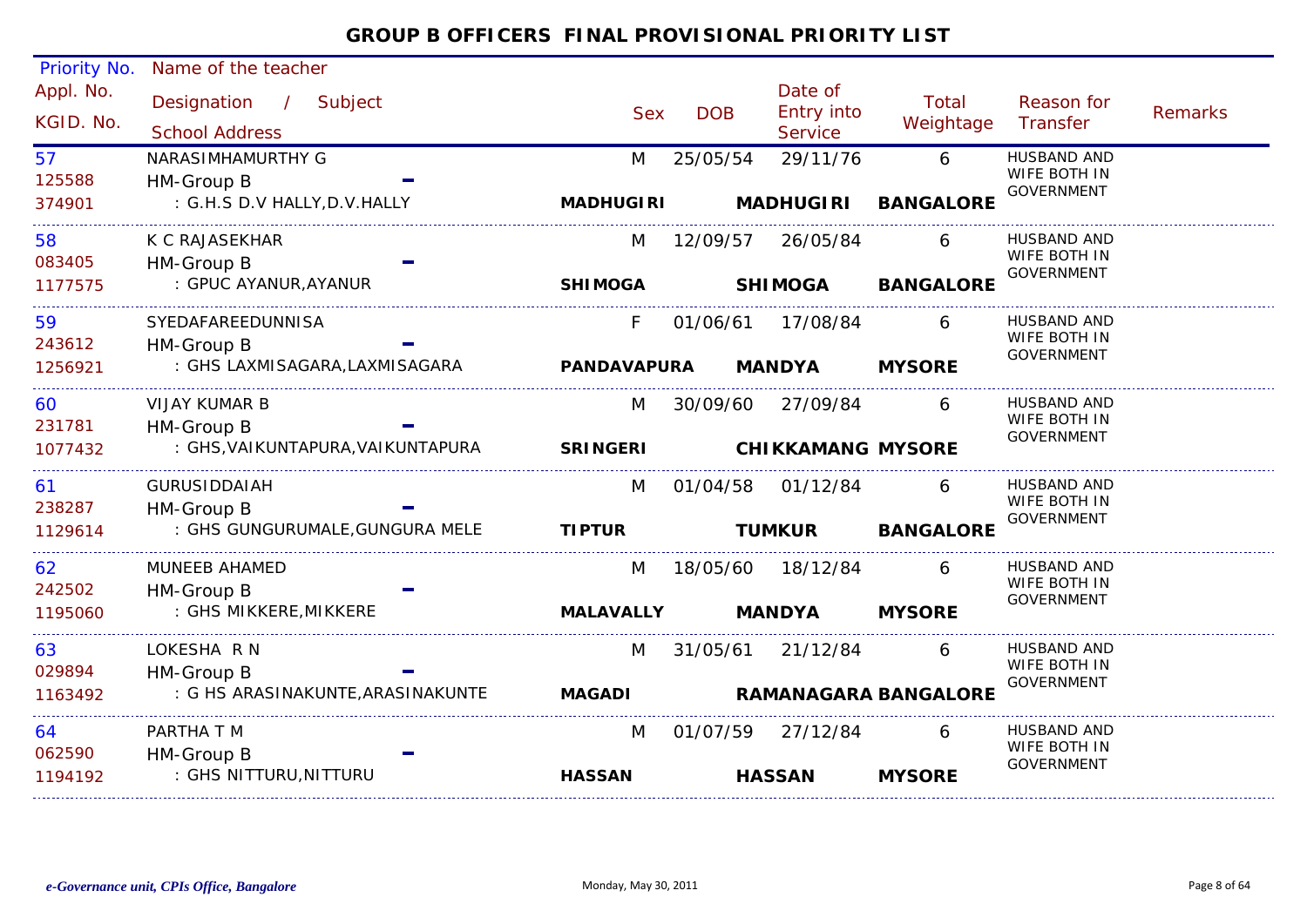# GROUP B OFFICERS FINAL PROVISIONAL PRIORITY LIST

| Priority No. / Appl. No. / KGID. No. | Name of the teacher / Designation / Subject / School Address | Sex | DOB | Date of Entry into Service | Total Weightage | Reason for Transfer | Remarks |
|---|---|---|---|---|---|---|---|
| 57 / 125588 / 374901 | NARASIMHAMURTHY G / HM-Group B / : G.H.S D.V HALLY,D.V.HALLY / **MADHUGIRI** | M | 25/05/54 | 29/11/76 / **MADHUGIRI** | 6 / **BANGALORE** | HUSBAND AND WIFE BOTH IN GOVERNMENT | |
| 58 / 083405 / 1177575 | K C RAJASEKHAR / HM-Group B / : GPUC AYANUR,AYANUR / **SHIMOGA** | M | 12/09/57 | 26/05/84 / **SHIMOGA** | 6 / **BANGALORE** | HUSBAND AND WIFE BOTH IN GOVERNMENT | |
| 59 / 243612 / 1256921 | SYEDAFAREEDUNNISA / HM-Group B / : GHS LAXMISAGARA,LAXMISAGARA / **PANDAVAPURA** | F | 01/06/61 | 17/08/84 / **MANDYA** | 6 / **MYSORE** | HUSBAND AND WIFE BOTH IN GOVERNMENT | |
| 60 / 231781 / 1077432 | VIJAY KUMAR B / HM-Group B / : GHS,VAIKUNTAPURA,VAIKUNTAPURA / **SRINGERI** | M | 30/09/60 | 27/09/84 / **CHIKKAMANG** | 6 / **MYSORE** | HUSBAND AND WIFE BOTH IN GOVERNMENT | |
| 61 / 238287 / 1129614 | GURUSIDDAIAH / HM-Group B / : GHS GUNGURUMALE,GUNGURA MELE / **TIPTUR** | M | 01/04/58 | 01/12/84 / **TUMKUR** | 6 / **BANGALORE** | HUSBAND AND WIFE BOTH IN GOVERNMENT | |
| 62 / 242502 / 1195060 | MUNEEB AHAMED / HM-Group B / : GHS MIKKERE,MIKKERE / **MALAVALLY** | M | 18/05/60 | 18/12/84 / **MANDYA** | 6 / **MYSORE** | HUSBAND AND WIFE BOTH IN GOVERNMENT | |
| 63 / 029894 / 1163492 | LOKESHA R N / HM-Group B / : G HS ARASINAKUNTE,ARASINAKUNTE / **MAGADI** | M | 31/05/61 | 21/12/84 / **RAMANAGARA** | 6 / **BANGALORE** | HUSBAND AND WIFE BOTH IN GOVERNMENT | |
| 64 / 062590 / 1194192 | PARTHA T M / HM-Group B / : GHS NITTURU,NITTURU / **HASSAN** | M | 01/07/59 | 27/12/84 / **HASSAN** | 6 / **MYSORE** | HUSBAND AND WIFE BOTH IN GOVERNMENT | |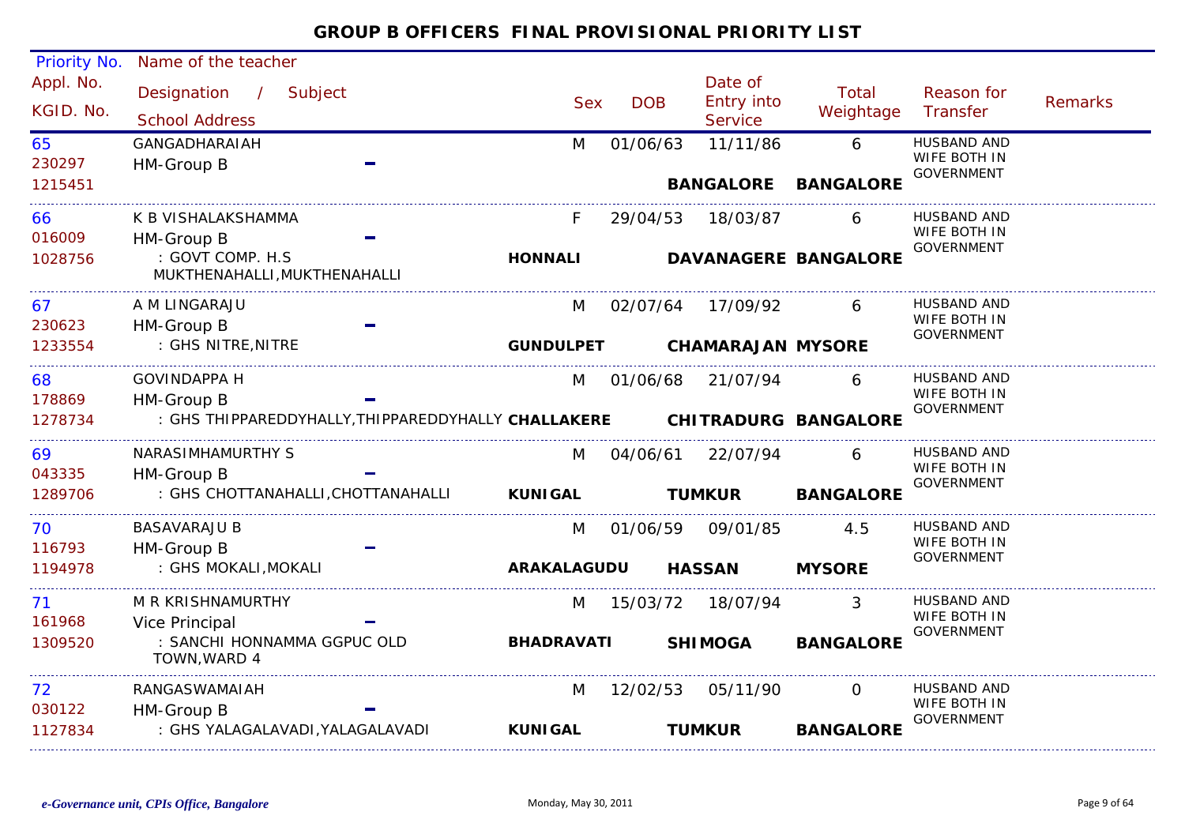# GROUP B OFFICERS FINAL PROVISIONAL PRIORITY LIST

| Priority No. / Appl. No. / KGID. No. | Name of the teacher / Designation / Subject / School Address | Sex | DOB | Date of Entry into Service | Total Weightage | Reason for Transfer | Remarks |
|---|---|---|---|---|---|---|---|
| 65 / 230297 / 1215451 | GANGADHARAIAH / HM-Group B – | M | 01/06/63 | 11/11/86 BANGALORE | 6 BANGALORE | HUSBAND AND WIFE BOTH IN GOVERNMENT | |
| 66 / 016009 / 1028756 | K B VISHALAKSHAMMA / HM-Group B – / : GOVT COMP. H.S MUKTHENAHALLI,MUKTHENAHALLI | F HONNALI | 29/04/53 | 18/03/87 DAVANAGERE | 6 BANGALORE | HUSBAND AND WIFE BOTH IN GOVERNMENT | |
| 67 / 230623 / 1233554 | A M LINGARAJU / HM-Group B – / : GHS NITRE,NITRE | M GUNDULPET | 02/07/64 | 17/09/92 CHAMARAJAN | 6 MYSORE | HUSBAND AND WIFE BOTH IN GOVERNMENT | |
| 68 / 178869 / 1278734 | GOVINDAPPA H / HM-Group B – / : GHS THIPPAREDDYHALLY,THIPPAREDDYHALLY | M CHALLAKERE | 01/06/68 | 21/07/94 CHITRADURG | 6 BANGALORE | HUSBAND AND WIFE BOTH IN GOVERNMENT | |
| 69 / 043335 / 1289706 | NARASIMHAMURTHY S / HM-Group B – / : GHS CHOTTANAHALLI,CHOTTANAHALLI | M KUNIGAL | 04/06/61 | 22/07/94 TUMKUR | 6 BANGALORE | HUSBAND AND WIFE BOTH IN GOVERNMENT | |
| 70 / 116793 / 1194978 | BASAVARAJU B / HM-Group B – / : GHS MOKALI,MOKALI | M ARAKALAGUDU | 01/06/59 | 09/01/85 HASSAN | 4.5 MYSORE | HUSBAND AND WIFE BOTH IN GOVERNMENT | |
| 71 / 161968 / 1309520 | M R KRISHNAMURTHY / Vice Principal – / : SANCHI HONNAMMA GGPUC OLD TOWN,WARD 4 | M BHADRAVATI | 15/03/72 | 18/07/94 SHIMOGA | 3 BANGALORE | HUSBAND AND WIFE BOTH IN GOVERNMENT | |
| 72 / 030122 / 1127834 | RANGASWAMAIAH / HM-Group B – / : GHS YALAGALAVADI,YALAGALAVADI | M KUNIGAL | 12/02/53 | 05/11/90 TUMKUR | 0 BANGALORE | HUSBAND AND WIFE BOTH IN GOVERNMENT | |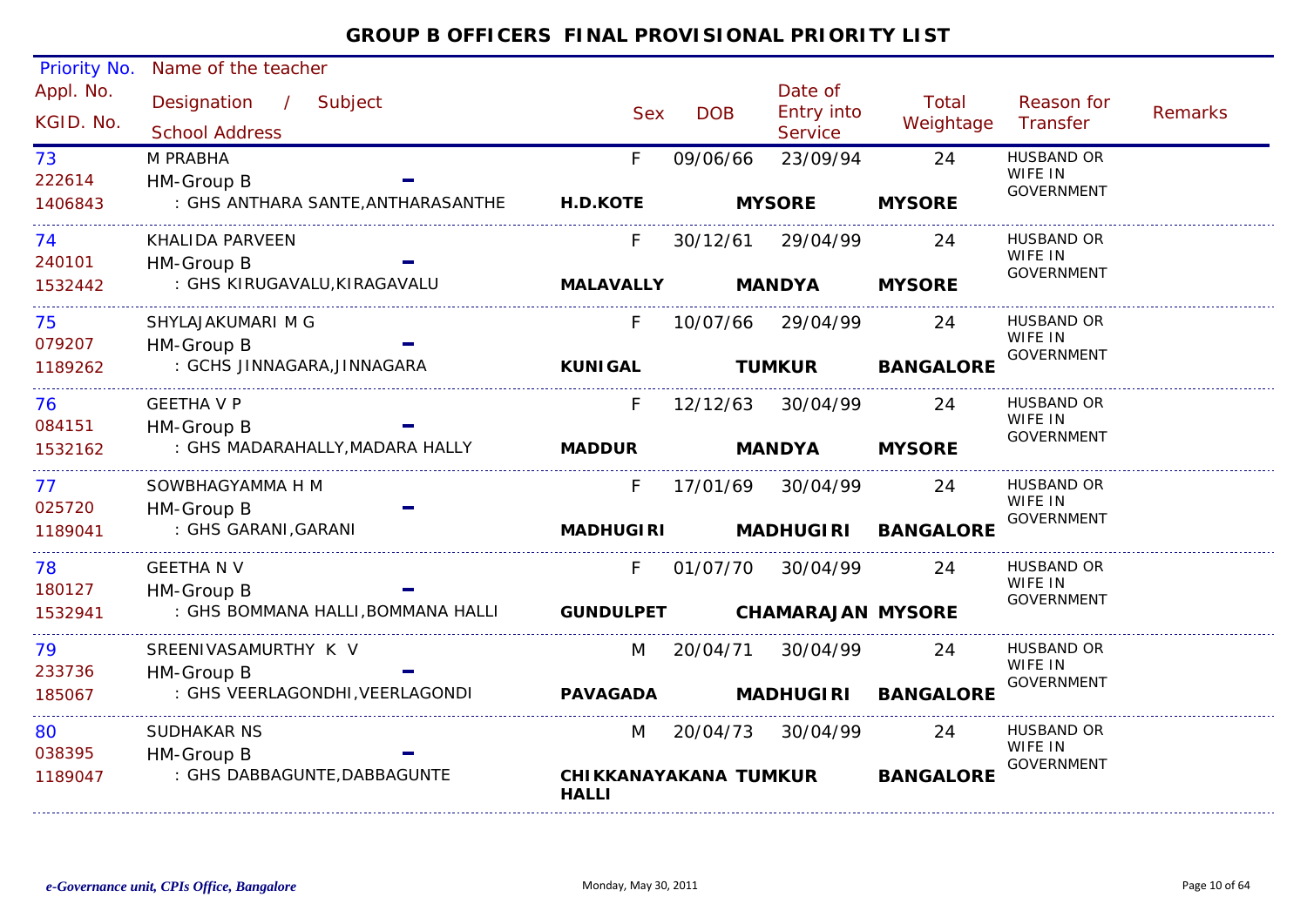## GROUP B OFFICERS FINAL PROVISIONAL PRIORITY LIST

| Priority No. / Appl. No. / KGID. No. | Name of the teacher / Designation / Subject / School Address | Sex | DOB | Date of Entry into Service | Total Weightage | Reason for Transfer | Remarks |
|---|---|---|---|---|---|---|---|
| 73 / 222614 / 1406843 | M PRABHA / HM-Group B / - / : GHS ANTHARA SANTE,ANTHARASANTHE **H.D.KOTE** **MYSORE** **MYSORE** | F | 09/06/66 | 23/09/94 | 24 | HUSBAND OR WIFE IN GOVERNMENT | |
| 74 / 240101 / 1532442 | KHALIDA PARVEEN / HM-Group B / - / : GHS KIRUGAVALU,KIRAGAVALU **MALAVALLY** **MANDYA** **MYSORE** | F | 30/12/61 | 29/04/99 | 24 | HUSBAND OR WIFE IN GOVERNMENT | |
| 75 / 079207 / 1189262 | SHYLAJAKUMARI M G / HM-Group B / - / : GCHS JINNAGARA,JINNAGARA **KUNIGAL** **TUMKUR** **BANGALORE** | F | 10/07/66 | 29/04/99 | 24 | HUSBAND OR WIFE IN GOVERNMENT | |
| 76 / 084151 / 1532162 | GEETHA V P / HM-Group B / - / : GHS MADARAHALLY,MADARA HALLY **MADDUR** **MANDYA** **MYSORE** | F | 12/12/63 | 30/04/99 | 24 | HUSBAND OR WIFE IN GOVERNMENT | |
| 77 / 025720 / 1189041 | SOWBHAGYAMMA H M / HM-Group B / - / : GHS GARANI,GARANI **MADHUGIRI** **MADHUGIRI** **BANGALORE** | F | 17/01/69 | 30/04/99 | 24 | HUSBAND OR WIFE IN GOVERNMENT | |
| 78 / 180127 / 1532941 | GEETHA N V / HM-Group B / - / : GHS BOMMANA HALLI,BOMMANA HALLI **GUNDULPET** **CHAMARAJAN** **MYSORE** | F | 01/07/70 | 30/04/99 | 24 | HUSBAND OR WIFE IN GOVERNMENT | |
| 79 / 233736 / 185067 | SREENIVASAMURTHY K V / HM-Group B / - / : GHS VEERLAGONDHI,VEERLAGONDI **PAVAGADA** **MADHUGIRI** **BANGALORE** | M | 20/04/71 | 30/04/99 | 24 | HUSBAND OR WIFE IN GOVERNMENT | |
| 80 / 038395 / 1189047 | SUDHAKAR NS / HM-Group B / - / : GHS DABBAGUNTE,DABBAGUNTE **CHIKKANAYAKANA HALLI** **TUMKUR** **BANGALORE** | M | 20/04/73 | 30/04/99 | 24 | HUSBAND OR WIFE IN GOVERNMENT | |

*e-Governance unit, CPIs Office, Bangalore* Monday, May 30, 2011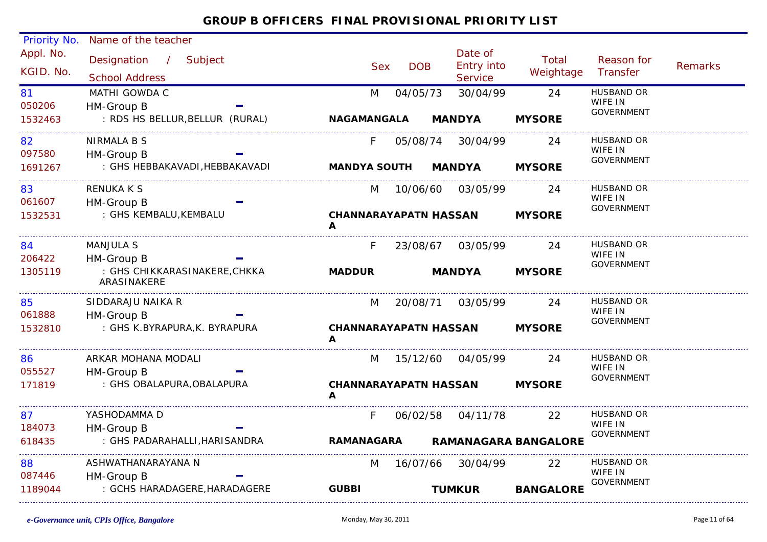# GROUP B OFFICERS FINAL PROVISIONAL PRIORITY LIST

| Priority No. / Appl. No. / KGID. No. | Name of the teacher / Designation / Subject / School Address | Sex | DOB | Date of Entry into Service | Total Weightage | Reason for Transfer | Remarks |
|---|---|---|---|---|---|---|---|
| 81<br>050206<br>1532463 | MATHI GOWDA C<br>HM-Group B -<br>: RDS HS BELLUR,BELLUR (RURAL)<br>**NAGAMANGALA MANDYA MYSORE** | M | 04/05/73 | 30/04/99 | 24 | HUSBAND OR WIFE IN GOVERNMENT | |
| 82<br>097580<br>1691267 | NIRMALA B S<br>HM-Group B -<br>: GHS HEBBAKAVADI,HEBBAKAVADI<br>**MANDYA SOUTH MANDYA MYSORE** | F | 05/08/74 | 30/04/99 | 24 | HUSBAND OR WIFE IN GOVERNMENT | |
| 83<br>061607<br>1532531 | RENUKA K S<br>HM-Group B -<br>: GHS KEMBALU,KEMBALU<br>**CHANNARAYAPATNA HASSAN MYSORE** | M | 10/06/60 | 03/05/99 | 24 | HUSBAND OR WIFE IN GOVERNMENT | |
| 84<br>206422<br>1305119 | MANJULA S<br>HM-Group B -<br>: GHS CHIKKARASINAKERE,CHKKA ARASINAKERE<br>**MADDUR MANDYA MYSORE** | F | 23/08/67 | 03/05/99 | 24 | HUSBAND OR WIFE IN GOVERNMENT | |
| 85<br>061888<br>1532810 | SIDDARAJU NAIKA R<br>HM-Group B -<br>: GHS K.BYRAPURA,K. BYRAPURA<br>**CHANNARAYAPATNA HASSAN MYSORE** | M | 20/08/71 | 03/05/99 | 24 | HUSBAND OR WIFE IN GOVERNMENT | |
| 86<br>055527<br>171819 | ARKAR MOHANA MODALI<br>HM-Group B -<br>: GHS OBALAPURA,OBALAPURA<br>**CHANNARAYAPATNA HASSAN MYSORE** | M | 15/12/60 | 04/05/99 | 24 | HUSBAND OR WIFE IN GOVERNMENT | |
| 87<br>184073<br>618435 | YASHODAMMA D<br>HM-Group B -<br>: GHS PADARAHALLI,HARISANDRA<br>**RAMANAGARA RAMANAGARA BANGALORE** | F | 06/02/58 | 04/11/78 | 22 | HUSBAND OR WIFE IN GOVERNMENT | |
| 88<br>087446<br>1189044 | ASHWATHANARAYANA N<br>HM-Group B -<br>: GCHS HARADAGERE,HARADAGERE<br>**GUBBI TUMKUR BANGALORE** | M | 16/07/66 | 30/04/99 | 22 | HUSBAND OR WIFE IN GOVERNMENT | |

*e-Governance unit, CPIs Office, Bangalore* Monday, May 30, 2011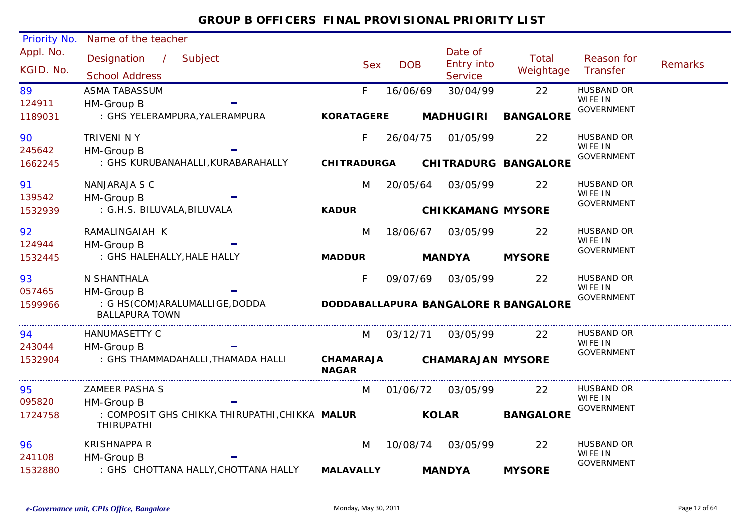# GROUP B OFFICERS FINAL PROVISIONAL PRIORITY LIST

| Priority No. / Appl. No. / KGID. No. | Name of the teacher / Designation / Subject / School Address | Sex | DOB | Date of Entry into Service | Total Weightage | Reason for Transfer | Remarks |
|---|---|---|---|---|---|---|---|
| 89 / 124911 / 1189031 | ASMA TABASSUM / HM-Group B / : GHS YELERAMPURA,YALERAMPURA / **KORATAGERE** **MADHUGIRI** **BANGALORE** | F | 16/06/69 | 30/04/99 | 22 | HUSBAND OR WIFE IN GOVERNMENT | |
| 90 / 245642 / 1662245 | TRIVENI N Y / HM-Group B / : GHS KURUBANAHALLI,KURABARAHALLY / **CHITRADURGA** **CHITRADURG** **BANGALORE** | F | 26/04/75 | 01/05/99 | 22 | HUSBAND OR WIFE IN GOVERNMENT | |
| 91 / 139542 / 1532939 | NANJARAJA S C / HM-Group B / : G.H.S. BILUVALA,BILUVALA / **KADUR** **CHIKKAMANG** **MYSORE** | M | 20/05/64 | 03/05/99 | 22 | HUSBAND OR WIFE IN GOVERNMENT | |
| 92 / 124944 / 1532445 | RAMALINGAIAH K / HM-Group B / : GHS HALEHALLY,HALE HALLY / **MADDUR** **MANDYA** **MYSORE** | M | 18/06/67 | 03/05/99 | 22 | HUSBAND OR WIFE IN GOVERNMENT | |
| 93 / 057465 / 1599966 | N SHANTHALA / HM-Group B / : G HS(COM)ARALUMALLIGE,DODDA BALLAPURA TOWN / **DODDABALLAPURA** **BANGALORE R** **BANGALORE** | F | 09/07/69 | 03/05/99 | 22 | HUSBAND OR WIFE IN GOVERNMENT | |
| 94 / 243044 / 1532904 | HANUMASETTY C / HM-Group B / : GHS THAMMADAHALLI,THAMADA HALLI / **CHAMARAJA NAGAR** **CHAMARAJAN** **MYSORE** | M | 03/12/71 | 03/05/99 | 22 | HUSBAND OR WIFE IN GOVERNMENT | |
| 95 / 095820 / 1724758 | ZAMEER PASHA S / HM-Group B / : COMPOSIT GHS CHIKKA THIRUPATHI,CHIKKA THIRUPATHI / **MALUR** **KOLAR** **BANGALORE** | M | 01/06/72 | 03/05/99 | 22 | HUSBAND OR WIFE IN GOVERNMENT | |
| 96 / 241108 / 1532880 | KRISHNAPPA R / HM-Group B / : GHS CHOTTANA HALLY,CHOTTANA HALLY / **MALAVALLY** **MANDYA** **MYSORE** | M | 10/08/74 | 03/05/99 | 22 | HUSBAND OR WIFE IN GOVERNMENT | |

*e-Governance unit, CPIs Office, Bangalore* Monday, May 30, 2011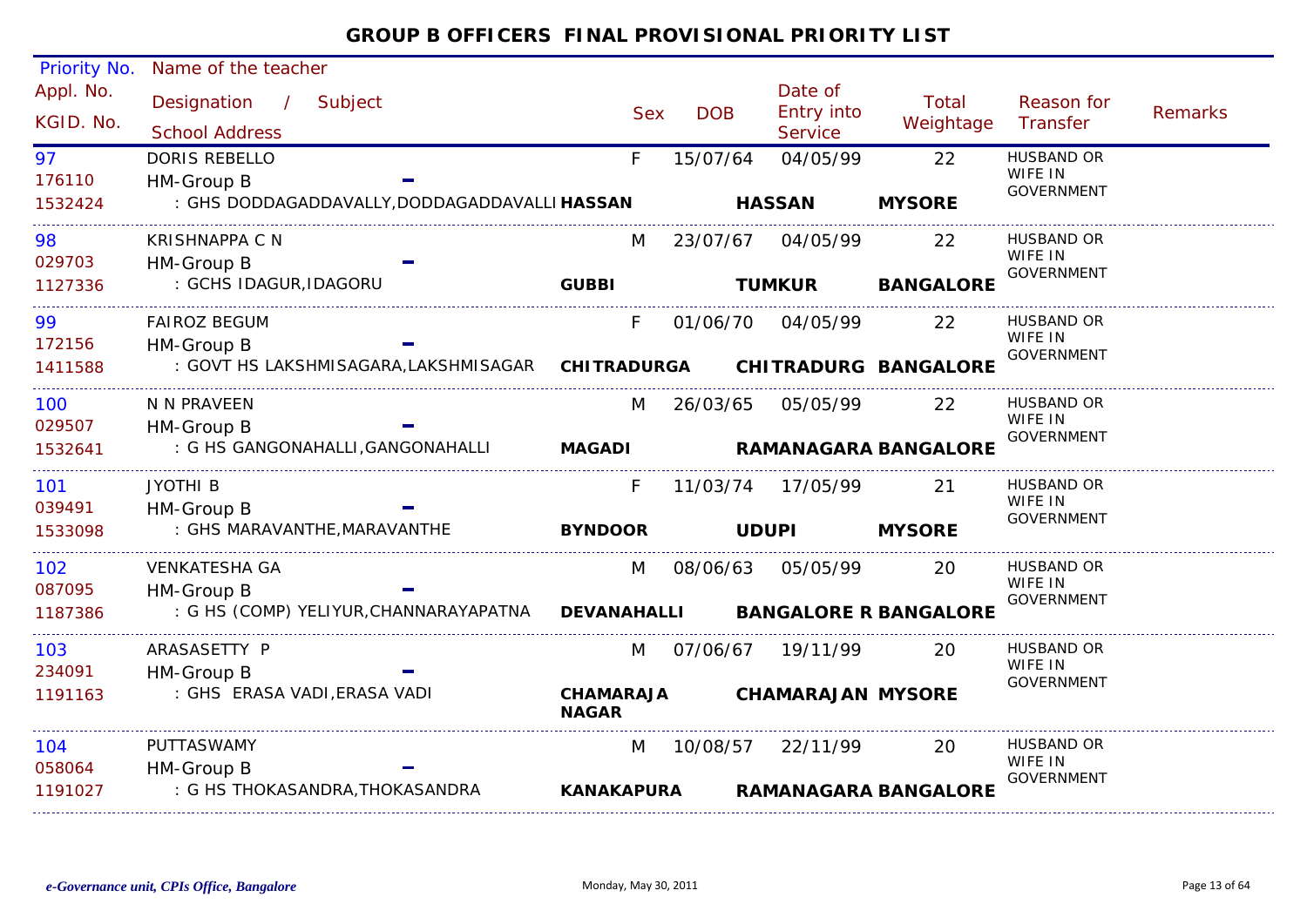# GROUP B OFFICERS FINAL PROVISIONAL PRIORITY LIST

| Priority No. / Appl. No. / KGID. No. | Name of the teacher / Designation / Subject / School Address | | Sex | DOB | Date of Entry into Service | Total Weightage | Reason for Transfer | Remarks |
|---|---|---|---|---|---|---|---|---|
| 97<br>176110<br>1532424 | DORIS REBELLO<br>HM-Group B<br>: GHS DODDAGADDAVALLY,DODDAGADDAVALLI | **HASSAN** | F | 15/07/64 | 04/05/99<br>**HASSAN** | 22<br>**MYSORE** | HUSBAND OR WIFE IN GOVERNMENT | |
| 98<br>029703<br>1127336 | KRISHNAPPA C N<br>HM-Group B<br>: GCHS IDAGUR,IDAGORU | **GUBBI** | M | 23/07/67 | 04/05/99<br>**TUMKUR** | 22<br>**BANGALORE** | HUSBAND OR WIFE IN GOVERNMENT | |
| 99<br>172156<br>1411588 | FAIROZ BEGUM<br>HM-Group B<br>: GOVT HS LAKSHMISAGARA,LAKSHMISAGAR | **CHITRADURGA** | F | 01/06/70 | 04/05/99<br>**CHITRADURG** | 22<br>**BANGALORE** | HUSBAND OR WIFE IN GOVERNMENT | |
| 100<br>029507<br>1532641 | N N PRAVEEN<br>HM-Group B<br>: G HS GANGONAHALLI,GANGONAHALLI | **MAGADI** | M | 26/03/65 | 05/05/99<br>**RAMANAGARA** | 22<br>**BANGALORE** | HUSBAND OR WIFE IN GOVERNMENT | |
| 101<br>039491<br>1533098 | JYOTHI B<br>HM-Group B<br>: GHS MARAVANTHE,MARAVANTHE | **BYNDOOR** | F | 11/03/74 | 17/05/99<br>**UDUPI** | 21<br>**MYSORE** | HUSBAND OR WIFE IN GOVERNMENT | |
| 102<br>087095<br>1187386 | VENKATESHA GA<br>HM-Group B<br>: G HS (COMP) YELIYUR,CHANNARAYAPATNA | **DEVANAHALLI** | M | 08/06/63 | 05/05/99<br>**BANGALORE R** | 20<br>**BANGALORE** | HUSBAND OR WIFE IN GOVERNMENT | |
| 103<br>234091<br>1191163 | ARASASETTY P<br>HM-Group B<br>: GHS ERASA VADI,ERASA VADI | **CHAMARAJA NAGAR** | M | 07/06/67 | 19/11/99<br>**CHAMARAJAN** | 20<br>**MYSORE** | HUSBAND OR WIFE IN GOVERNMENT | |
| 104<br>058064<br>1191027 | PUTTASWAMY<br>HM-Group B<br>: G HS THOKASANDRA,THOKASANDRA | **KANAKAPURA** | M | 10/08/57 | 22/11/99<br>**RAMANAGARA** | 20<br>**BANGALORE** | HUSBAND OR WIFE IN GOVERNMENT | |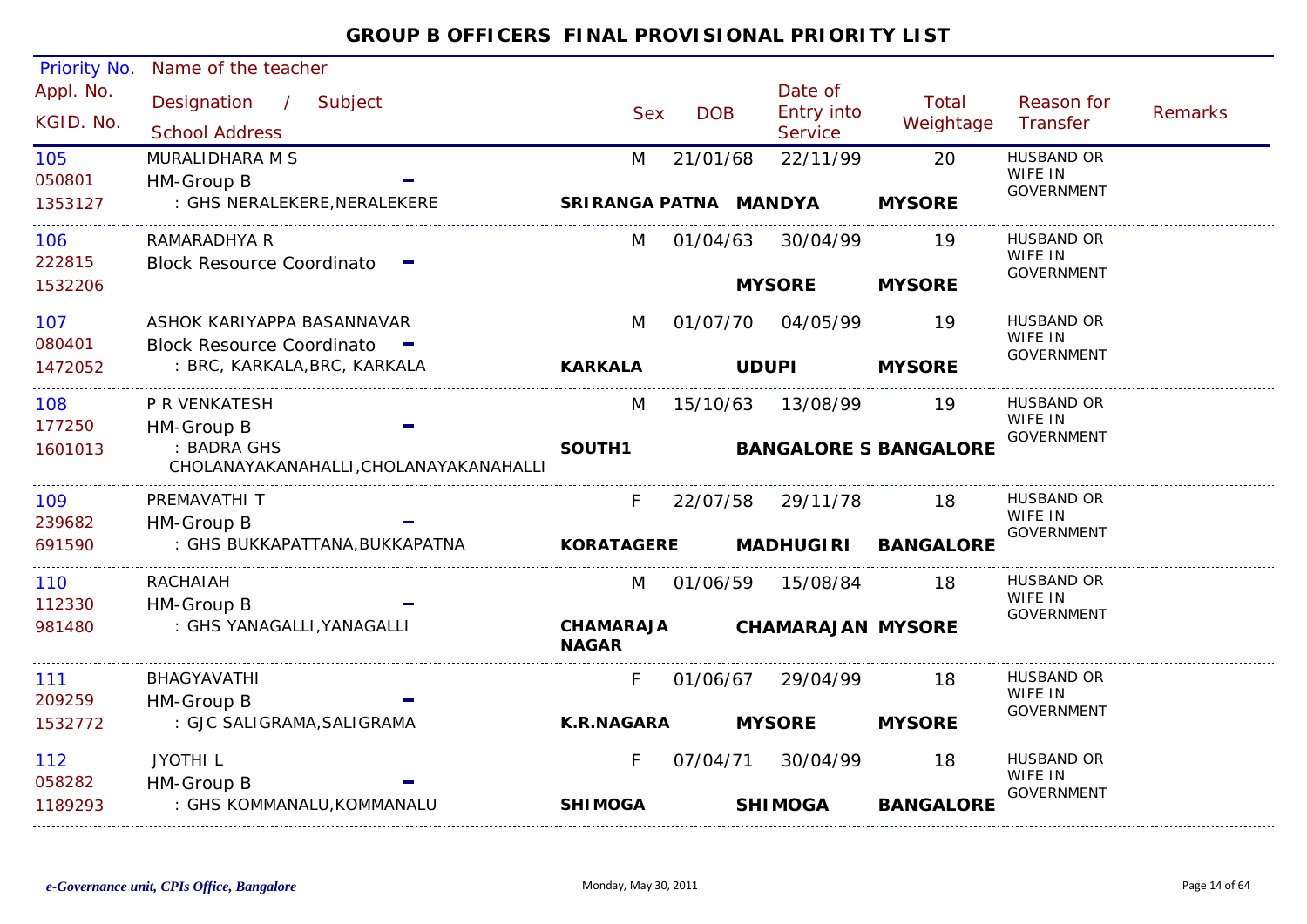# GROUP B OFFICERS FINAL PROVISIONAL PRIORITY LIST

| Priority No. / Appl. No. / KGID. No. | Name of the teacher / Designation / Subject / School Address | Sex | DOB | Date of Entry into Service | Total Weightage | Reason for Transfer | Remarks |
|---|---|---|---|---|---|---|---|
| 105<br>050801<br>1353127 | MURALIDHARA M S<br>HM-Group B -<br>: GHS NERALEKERE,NERALEKERE<br>SRIRANGA PATNA MANDYA MYSORE | M | 21/01/68 | 22/11/99 | 20 | HUSBAND OR WIFE IN GOVERNMENT | |
| 106<br>222815<br>1532206 | RAMARADHYA R<br>Block Resource Coordinato -<br>MYSORE MYSORE | M | 01/04/63 | 30/04/99 | 19 | HUSBAND OR WIFE IN GOVERNMENT | |
| 107<br>080401<br>1472052 | ASHOK KARIYAPPA BASANNAVAR<br>Block Resource Coordinato -<br>: BRC, KARKALA,BRC, KARKALA<br>KARKALA UDUPI MYSORE | M | 01/07/70 | 04/05/99 | 19 | HUSBAND OR WIFE IN GOVERNMENT | |
| 108<br>177250<br>1601013 | P R VENKATESH<br>HM-Group B -<br>: BADRA GHS CHOLANAYAKANAHALLI,CHOLANAYAKANAHALLI<br>SOUTH1 BANGALORE S BANGALORE | M | 15/10/63 | 13/08/99 | 19 | HUSBAND OR WIFE IN GOVERNMENT | |
| 109<br>239682<br>691590 | PREMAVATHI T<br>HM-Group B -<br>: GHS BUKKAPATTANA,BUKKAPATNA<br>KORATAGERE MADHUGIRI BANGALORE | F | 22/07/58 | 29/11/78 | 18 | HUSBAND OR WIFE IN GOVERNMENT | |
| 110<br>112330<br>981480 | RACHAIAH<br>HM-Group B -<br>: GHS YANAGALLI,YANAGALLI<br>CHAMARAJA NAGAR CHAMARAJAN MYSORE | M | 01/06/59 | 15/08/84 | 18 | HUSBAND OR WIFE IN GOVERNMENT | |
| 111<br>209259<br>1532772 | BHAGYAVATHI<br>HM-Group B -<br>: GJC SALIGRAMA,SALIGRAMA<br>K.R.NAGARA MYSORE MYSORE | F | 01/06/67 | 29/04/99 | 18 | HUSBAND OR WIFE IN GOVERNMENT | |
| 112<br>058282<br>1189293 | JYOTHI L<br>HM-Group B -<br>: GHS KOMMANALU,KOMMANALU<br>SHIMOGA SHIMOGA BANGALORE | F | 07/04/71 | 30/04/99 | 18 | HUSBAND OR WIFE IN GOVERNMENT | |

*e-Governance unit, CPIs Office, Bangalore* — Monday, May 30, 2011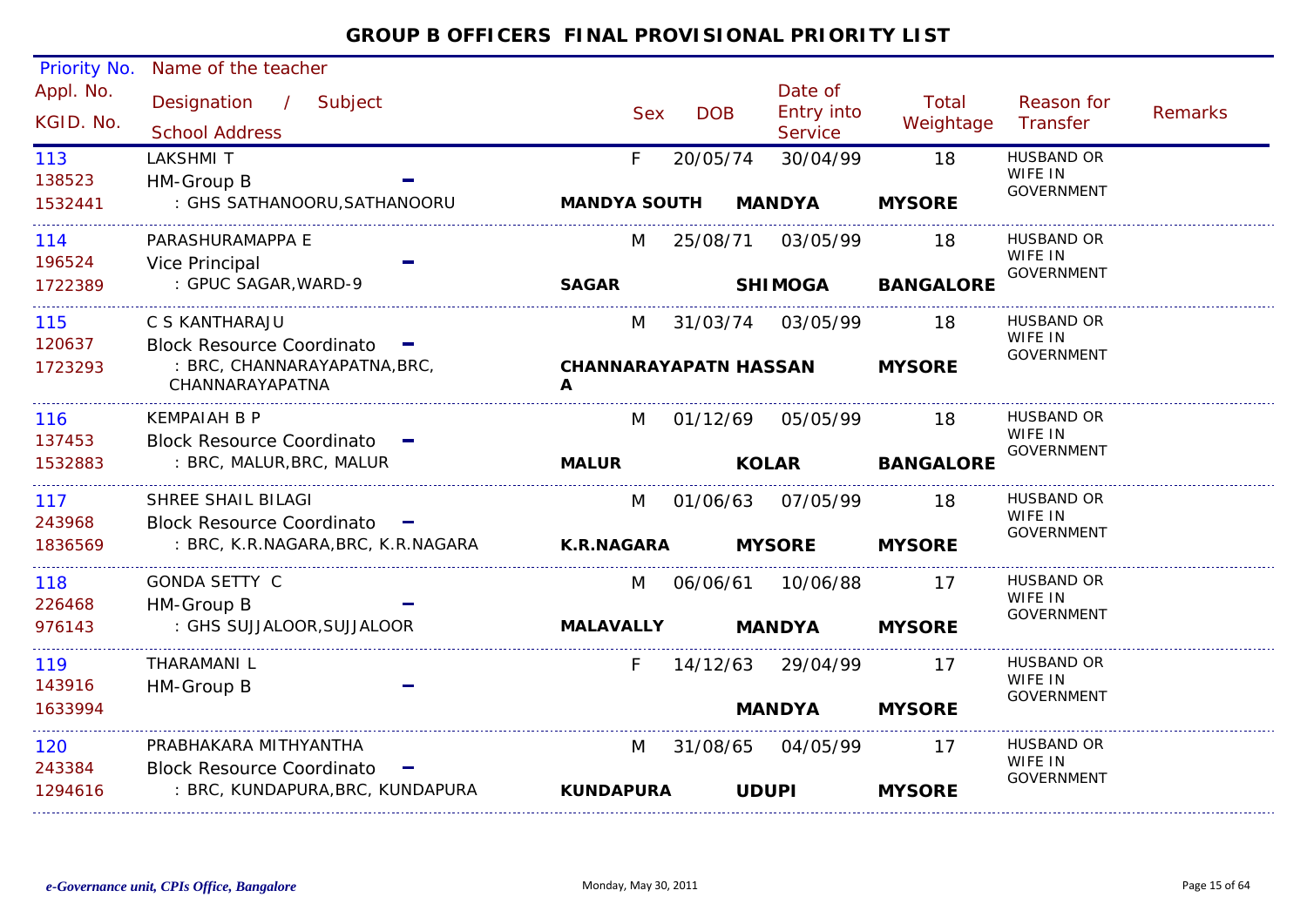# GROUP B OFFICERS FINAL PROVISIONAL PRIORITY LIST

| Priority No. / Appl. No. / KGID. No. | Name of the teacher / Designation / Subject / School Address | Sex | DOB | Date of Entry into Service | Total Weightage | Reason for Transfer | Remarks |
|---|---|---|---|---|---|---|---|
| 113 / 138523 / 1532441 | LAKSHMI T / HM-Group B - / : GHS SATHANOORU,SATHANOORU | F | 20/05/74 | 30/04/99 | 18 | HUSBAND OR WIFE IN GOVERNMENT | |
| | | **MANDYA SOUTH** | | **MANDYA** | **MYSORE** | | |
| 114 / 196524 / 1722389 | PARASHURAMAPPA E / Vice Principal - / : GPUC SAGAR,WARD-9 | M | 25/08/71 | 03/05/99 | 18 | HUSBAND OR WIFE IN GOVERNMENT | |
| | | **SAGAR** | | **SHIMOGA** | **BANGALORE** | | |
| 115 / 120637 / 1723293 | C S KANTHARAJU / Block Resource Coordinato - / : BRC, CHANNARAYAPATNA,BRC, CHANNARAYAPATNA | M | 31/03/74 | 03/05/99 | 18 | HUSBAND OR WIFE IN GOVERNMENT | |
| | | **CHANNARAYAPATNA** | | **HASSAN** | **MYSORE** | | |
| 116 / 137453 / 1532883 | KEMPAIAH B P / Block Resource Coordinato - / : BRC, MALUR,BRC, MALUR | M | 01/12/69 | 05/05/99 | 18 | HUSBAND OR WIFE IN GOVERNMENT | |
| | | **MALUR** | | **KOLAR** | **BANGALORE** | | |
| 117 / 243968 / 1836569 | SHREE SHAIL BILAGI / Block Resource Coordinato - / : BRC, K.R.NAGARA,BRC, K.R.NAGARA | M | 01/06/63 | 07/05/99 | 18 | HUSBAND OR WIFE IN GOVERNMENT | |
| | | **K.R.NAGARA** | | **MYSORE** | **MYSORE** | | |
| 118 / 226468 / 976143 | GONDA SETTY C / HM-Group B - / : GHS SUJJALOOR,SUJJALOOR | M | 06/06/61 | 10/06/88 | 17 | HUSBAND OR WIFE IN GOVERNMENT | |
| | | **MALAVALLY** | | **MANDYA** | **MYSORE** | | |
| 119 / 143916 / 1633994 | THARAMANI L / HM-Group B - | F | 14/12/63 | 29/04/99 | 17 | HUSBAND OR WIFE IN GOVERNMENT | |
| | | | | **MANDYA** | **MYSORE** | | |
| 120 / 243384 / 1294616 | PRABHAKARA MITHYANTHA / Block Resource Coordinato - / : BRC, KUNDAPURA,BRC, KUNDAPURA | M | 31/08/65 | 04/05/99 | 17 | HUSBAND OR WIFE IN GOVERNMENT | |
| | | **KUNDAPURA** | | **UDUPI** | **MYSORE** | | |

*e-Governance unit, CPIs Office, Bangalore* — Monday, May 30, 2011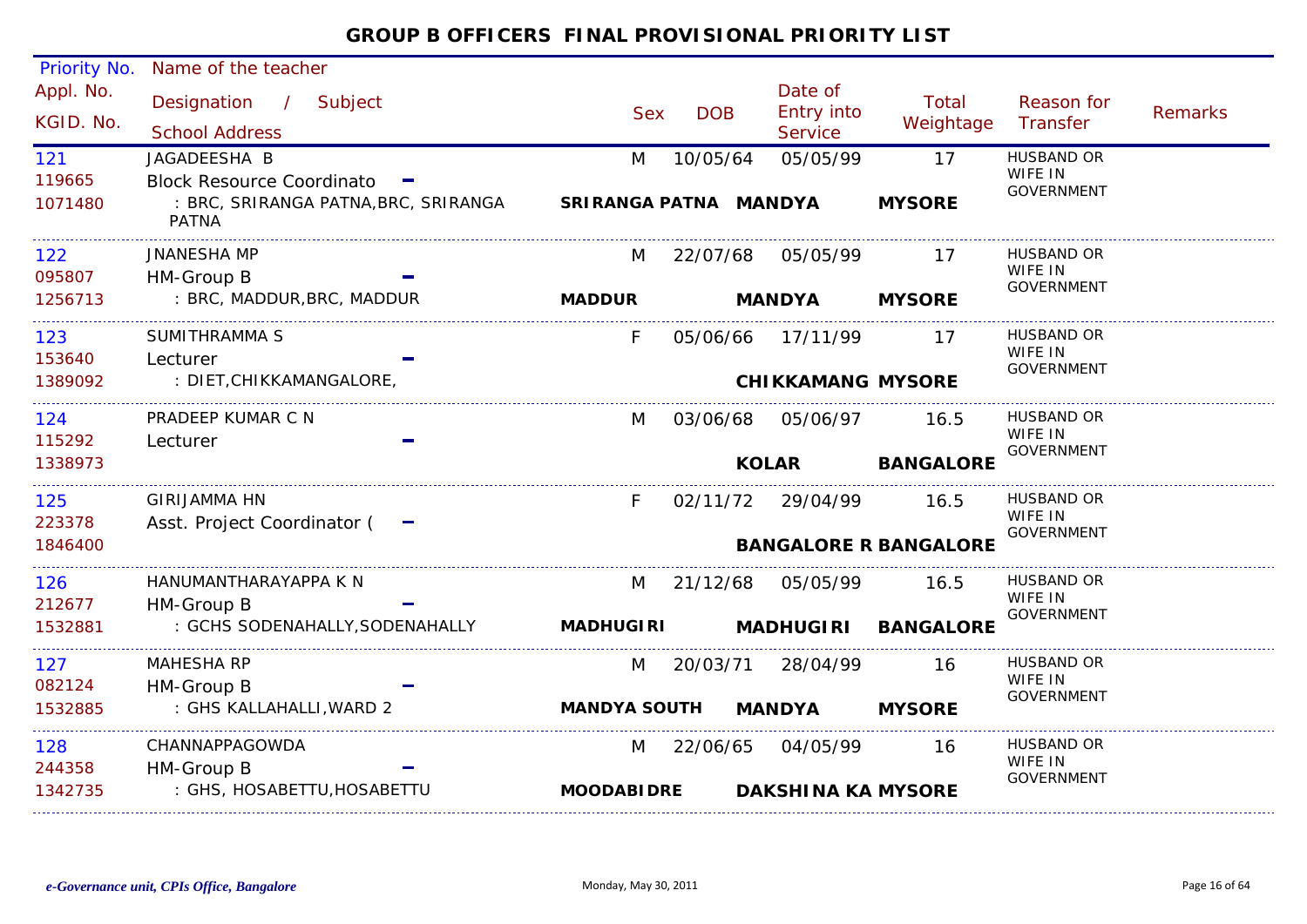## GROUP B OFFICERS FINAL PROVISIONAL PRIORITY LIST

| Priority No. / Appl. No. / KGID. No. | Name of the teacher / Designation / Subject / School Address | Sex | DOB | Date of Entry into Service | Total Weightage | Reason for Transfer | Remarks |
|---|---|---|---|---|---|---|---|
| 121 / 119665 / 1071480 | JAGADEESHA B / Block Resource Coordinato - / : BRC, SRIRANGA PATNA,BRC, SRIRANGA PATNA / SRIRANGA PATNA MANDYA MYSORE | M | 10/05/64 | 05/05/99 | 17 | HUSBAND OR WIFE IN GOVERNMENT | |
| 122 / 095807 / 1256713 | JNANESHA MP / HM-Group B - / : BRC, MADDUR,BRC, MADDUR / MADDUR MANDYA MYSORE | M | 22/07/68 | 05/05/99 | 17 | HUSBAND OR WIFE IN GOVERNMENT | |
| 123 / 153640 / 1389092 | SUMITHRAMMA S / Lecturer - / : DIET,CHIKKAMANGALORE, / CHIKKAMANG MYSORE | F | 05/06/66 | 17/11/99 | 17 | HUSBAND OR WIFE IN GOVERNMENT | |
| 124 / 115292 / 1338973 | PRADEEP KUMAR C N / Lecturer - / KOLAR BANGALORE | M | 03/06/68 | 05/06/97 | 16.5 | HUSBAND OR WIFE IN GOVERNMENT | |
| 125 / 223378 / 1846400 | GIRIJAMMA HN / Asst. Project Coordinator ( - / BANGALORE R BANGALORE | F | 02/11/72 | 29/04/99 | 16.5 | HUSBAND OR WIFE IN GOVERNMENT | |
| 126 / 212677 / 1532881 | HANUMANTHARAYAPPA K N / HM-Group B - / : GCHS SODENAHALLY,SODENAHALLY / MADHUGIRI MADHUGIRI BANGALORE | M | 21/12/68 | 05/05/99 | 16.5 | HUSBAND OR WIFE IN GOVERNMENT | |
| 127 / 082124 / 1532885 | MAHESHA RP / HM-Group B - / : GHS KALLAHALLI,WARD 2 / MANDYA SOUTH MANDYA MYSORE | M | 20/03/71 | 28/04/99 | 16 | HUSBAND OR WIFE IN GOVERNMENT | |
| 128 / 244358 / 1342735 | CHANNAPPAGOWDA / HM-Group B - / : GHS, HOSABETTU,HOSABETTU / MOODABIDRE DAKSHINA KA MYSORE | M | 22/06/65 | 04/05/99 | 16 | HUSBAND OR WIFE IN GOVERNMENT | |

*e-Governance unit, CPIs Office, Bangalore* Monday, May 30, 2011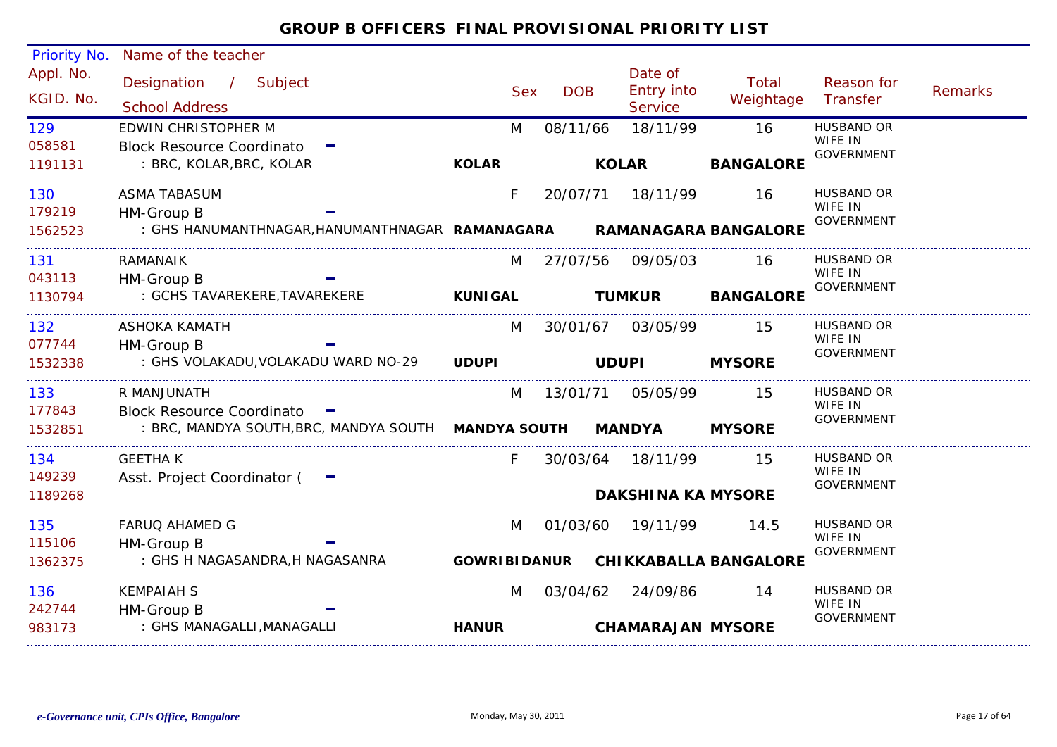# GROUP B OFFICERS FINAL PROVISIONAL PRIORITY LIST

| Priority No. / Appl. No. / KGID. No. | Name of the teacher / Designation / Subject / School Address | Sex | DOB | Date of Entry into Service | Total Weightage | Reason for Transfer | Remarks |
|---|---|---|---|---|---|---|---|
| 129<br>058581<br>1191131 | EDWIN CHRISTOPHER M<br>Block Resource Coordinato -<br>: BRC, KOLAR,BRC, KOLAR **KOLAR** **KOLAR** **BANGALORE** | M | 08/11/66 | 18/11/99 | 16 | HUSBAND OR WIFE IN GOVERNMENT | |
| 130<br>179219<br>1562523 | ASMA TABASUM<br>HM-Group B -<br>: GHS HANUMANTHNAGAR,HANUMANTHNAGAR **RAMANAGARA** **RAMANAGARA** **BANGALORE** | F | 20/07/71 | 18/11/99 | 16 | HUSBAND OR WIFE IN GOVERNMENT | |
| 131<br>043113<br>1130794 | RAMANAIK<br>HM-Group B -<br>: GCHS TAVAREKERE,TAVAREKERE **KUNIGAL** **TUMKUR** **BANGALORE** | M | 27/07/56 | 09/05/03 | 16 | HUSBAND OR WIFE IN GOVERNMENT | |
| 132<br>077744<br>1532338 | ASHOKA KAMATH<br>HM-Group B -<br>: GHS VOLAKADU,VOLAKADU WARD NO-29 **UDUPI** **UDUPI** **MYSORE** | M | 30/01/67 | 03/05/99 | 15 | HUSBAND OR WIFE IN GOVERNMENT | |
| 133<br>177843<br>1532851 | R MANJUNATH<br>Block Resource Coordinato -<br>: BRC, MANDYA SOUTH,BRC, MANDYA SOUTH **MANDYA SOUTH** **MANDYA** **MYSORE** | M | 13/01/71 | 05/05/99 | 15 | HUSBAND OR WIFE IN GOVERNMENT | |
| 134<br>149239<br>1189268 | GEETHA K<br>Asst. Project Coordinator ( -<br>**DAKSHINA KA** **MYSORE** | F | 30/03/64 | 18/11/99 | 15 | HUSBAND OR WIFE IN GOVERNMENT | |
| 135<br>115106<br>1362375 | FARUQ AHAMED G<br>HM-Group B -<br>: GHS H NAGASANDRA,H NAGASANRA **GOWRIBIDANUR** **CHIKKABALLA** **BANGALORE** | M | 01/03/60 | 19/11/99 | 14.5 | HUSBAND OR WIFE IN GOVERNMENT | |
| 136<br>242744<br>983173 | KEMPAIAH S<br>HM-Group B -<br>: GHS MANAGALLI,MANAGALLI **HANUR** **CHAMARAJAN** **MYSORE** | M | 03/04/62 | 24/09/86 | 14 | HUSBAND OR WIFE IN GOVERNMENT | |

*e-Governance unit, CPIs Office, Bangalore* — Monday, May 30, 2011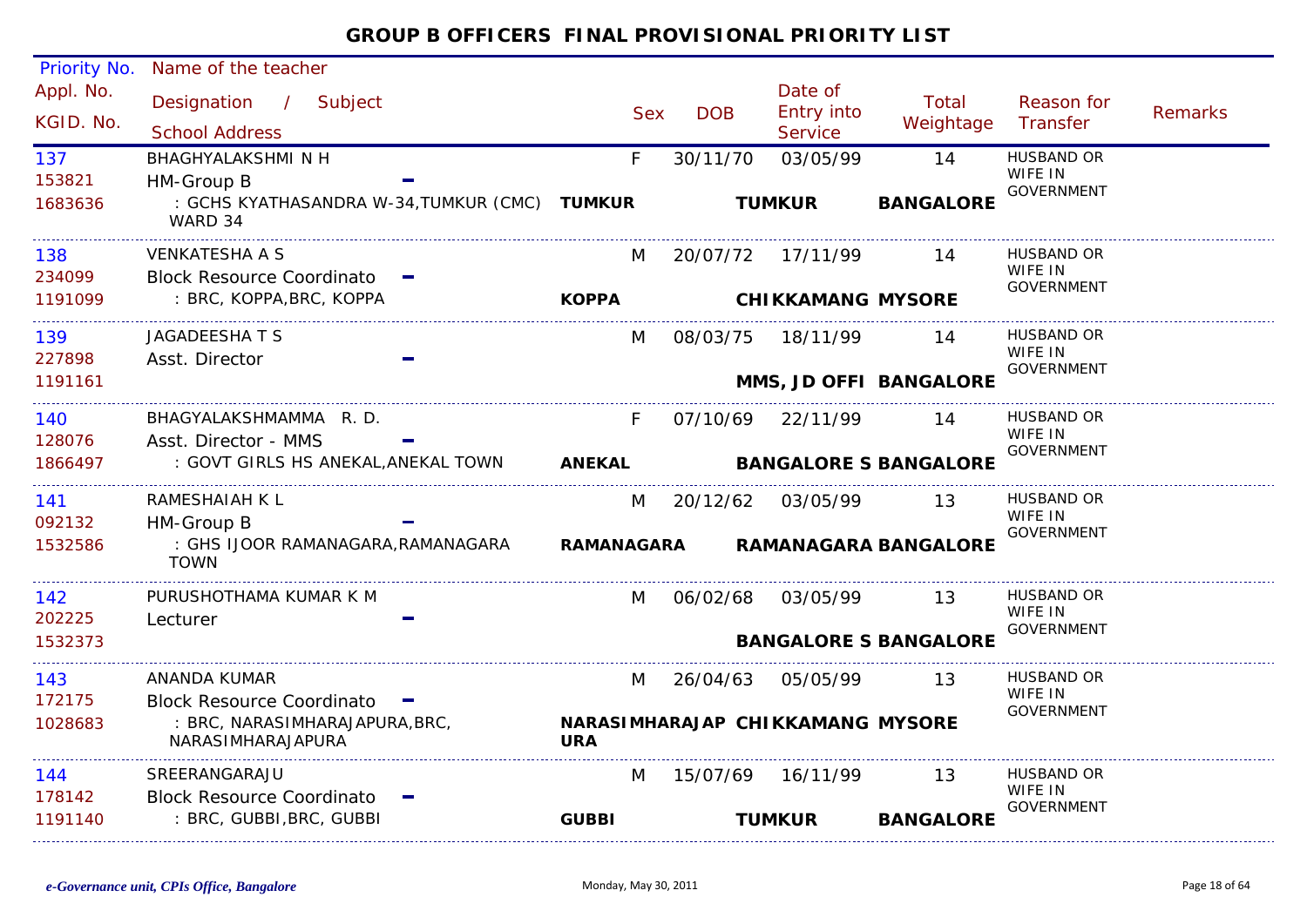# GROUP B OFFICERS FINAL PROVISIONAL PRIORITY LIST

| Priority No. / Appl. No. / KGID. No. | Name of the teacher / Designation / Subject / School Address | | Sex | DOB | Date of Entry into Service | Total Weightage | Reason for Transfer | Remarks |
|---|---|---|---|---|---|---|---|---|
| 137 / 153821 / 1683636 | BHAGHYALAKSHMI N H / HM-Group B - / : GCHS KYATHASANDRA W-34,TUMKUR (CMC) WARD 34 | **TUMKUR** | F | 30/11/70 | 03/05/99 **TUMKUR** | 14 **BANGALORE** | HUSBAND OR WIFE IN GOVERNMENT | |
| 138 / 234099 / 1191099 | VENKATESHA A S / Block Resource Coordinato - / : BRC, KOPPA,BRC, KOPPA | **KOPPA** | M | 20/07/72 | 17/11/99 **CHIKKAMANG** | 14 **MYSORE** | HUSBAND OR WIFE IN GOVERNMENT | |
| 139 / 227898 / 1191161 | JAGADEESHA T S / Asst. Director - | | M | 08/03/75 | 18/11/99 **MMS, JD OFFI** | 14 **BANGALORE** | HUSBAND OR WIFE IN GOVERNMENT | |
| 140 / 128076 / 1866497 | BHAGYALAKSHMAMMA R. D. / Asst. Director - MMS - / : GOVT GIRLS HS ANEKAL,ANEKAL TOWN | **ANEKAL** | F | 07/10/69 | 22/11/99 **BANGALORE S** | 14 **BANGALORE** | HUSBAND OR WIFE IN GOVERNMENT | |
| 141 / 092132 / 1532586 | RAMESHAIAH K L / HM-Group B - / : GHS IJOOR RAMANAGARA,RAMANAGARA TOWN | **RAMANAGARA** | M | 20/12/62 | 03/05/99 **RAMANAGARA** | 13 **BANGALORE** | HUSBAND OR WIFE IN GOVERNMENT | |
| 142 / 202225 / 1532373 | PURUSHOTHAMA KUMAR K M / Lecturer - | | M | 06/02/68 | 03/05/99 **BANGALORE S** | 13 **BANGALORE** | HUSBAND OR WIFE IN GOVERNMENT | |
| 143 / 172175 / 1028683 | ANANDA KUMAR / Block Resource Coordinato - / : BRC, NARASIMHARAJAPURA,BRC, NARASIMHARAJAPURA | **NARASIMHARAJAPURA** | M | 26/04/63 | 05/05/99 **CHIKKAMANG** | 13 **MYSORE** | HUSBAND OR WIFE IN GOVERNMENT | |
| 144 / 178142 / 1191140 | SREERANGARAJU / Block Resource Coordinato - / : BRC, GUBBI,BRC, GUBBI | **GUBBI** | M | 15/07/69 | 16/11/99 **TUMKUR** | 13 **BANGALORE** | HUSBAND OR WIFE IN GOVERNMENT | |

*e-Governance unit, CPIs Office, Bangalore* Monday, May 30, 2011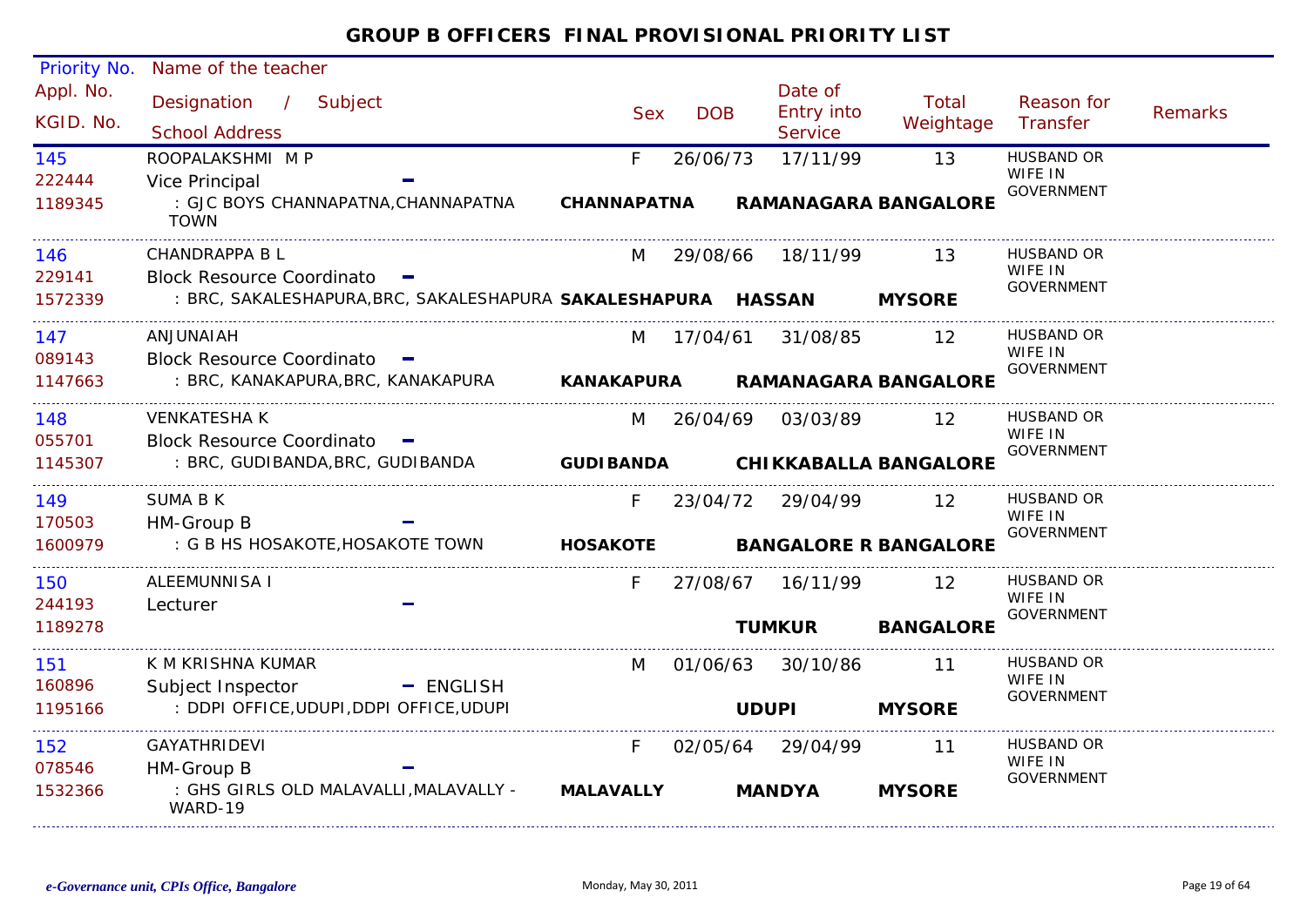## GROUP B OFFICERS FINAL PROVISIONAL PRIORITY LIST

| Priority No. / Appl. No. / KGID. No. | Name of the teacher / Designation / Subject / School Address | Sex | DOB | Date of Entry into Service | Total Weightage | Reason for Transfer | Remarks |
|---|---|---|---|---|---|---|---|
| 145 / 222444 / 1189345 | ROOPALAKSHMI M P / Vice Principal – / : GJC BOYS CHANNAPATNA,CHANNAPATNA TOWN / **CHANNAPATNA RAMANAGARA BANGALORE** | F | 26/06/73 | 17/11/99 | 13 | HUSBAND OR WIFE IN GOVERNMENT | |
| 146 / 229141 / 1572339 | CHANDRAPPA B L / Block Resource Coordinato – / : BRC, SAKALESHAPURA,BRC, SAKALESHAPURA / **SAKALESHAPURA HASSAN MYSORE** | M | 29/08/66 | 18/11/99 | 13 | HUSBAND OR WIFE IN GOVERNMENT | |
| 147 / 089143 / 1147663 | ANJUNAIAH / Block Resource Coordinato – / : BRC, KANAKAPURA,BRC, KANAKAPURA / **KANAKAPURA RAMANAGARA BANGALORE** | M | 17/04/61 | 31/08/85 | 12 | HUSBAND OR WIFE IN GOVERNMENT | |
| 148 / 055701 / 1145307 | VENKATESHA K / Block Resource Coordinato – / : BRC, GUDIBANDA,BRC, GUDIBANDA / **GUDIBANDA CHIKKABALLA BANGALORE** | M | 26/04/69 | 03/03/89 | 12 | HUSBAND OR WIFE IN GOVERNMENT | |
| 149 / 170503 / 1600979 | SUMA B K / HM-Group B – / : G B HS HOSAKOTE,HOSAKOTE TOWN / **HOSAKOTE BANGALORE R BANGALORE** | F | 23/04/72 | 29/04/99 | 12 | HUSBAND OR WIFE IN GOVERNMENT | |
| 150 / 244193 / 1189278 | ALEEMUNNISA I / Lecturer – / **TUMKUR BANGALORE** | F | 27/08/67 | 16/11/99 | 12 | HUSBAND OR WIFE IN GOVERNMENT | |
| 151 / 160896 / 1195166 | K M KRISHNA KUMAR / Subject Inspector – ENGLISH / : DDPI OFFICE,UDUPI,DDPI OFFICE,UDUPI / **UDUPI MYSORE** | M | 01/06/63 | 30/10/86 | 11 | HUSBAND OR WIFE IN GOVERNMENT | |
| 152 / 078546 / 1532366 | GAYATHRIDEVI / HM-Group B – / : GHS GIRLS OLD MALAVALLI,MALAVALLY - WARD-19 / **MALAVALLY MANDYA MYSORE** | F | 02/05/64 | 29/04/99 | 11 | HUSBAND OR WIFE IN GOVERNMENT | |

*e-Governance unit, CPIs Office, Bangalore* — Monday, May 30, 2011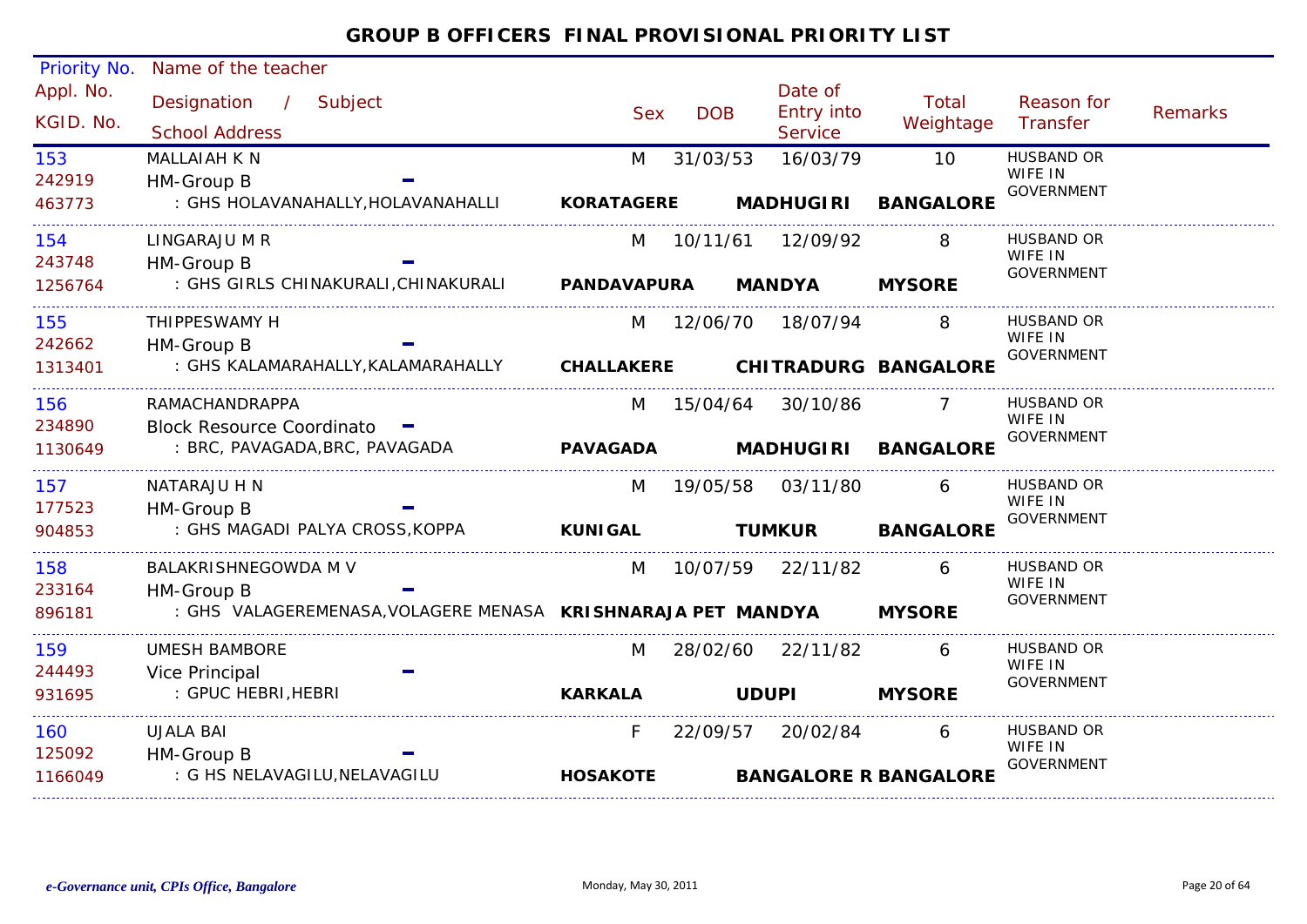# GROUP B OFFICERS FINAL PROVISIONAL PRIORITY LIST

| Priority No. / Appl. No. / KGID. No. | Name of the teacher / Designation / Subject / School Address | Sex | DOB | Date of Entry into Service | Total Weightage | Reason for Transfer | Remarks |
|---|---|---|---|---|---|---|---|
| 153<br>242919<br>463773 | MALLAIAH K N<br>HM-Group B -<br>: GHS HOLAVANAHALLY,HOLAVANAHALLI **KORATAGERE MADHUGIRI BANGALORE** | M | 31/03/53 | 16/03/79 | 10 | HUSBAND OR WIFE IN GOVERNMENT | |
| 154<br>243748<br>1256764 | LINGARAJU M R<br>HM-Group B -<br>: GHS GIRLS CHINAKURALI,CHINAKURALI **PANDAVAPURA MANDYA MYSORE** | M | 10/11/61 | 12/09/92 | 8 | HUSBAND OR WIFE IN GOVERNMENT | |
| 155<br>242662<br>1313401 | THIPPESWAMY H<br>HM-Group B -<br>: GHS KALAMARAHALLY,KALAMARAHALLY **CHALLAKERE CHITRADURG BANGALORE** | M | 12/06/70 | 18/07/94 | 8 | HUSBAND OR WIFE IN GOVERNMENT | |
| 156<br>234890<br>1130649 | RAMACHANDRAPPA<br>Block Resource Coordinato -<br>: BRC, PAVAGADA,BRC, PAVAGADA **PAVAGADA MADHUGIRI BANGALORE** | M | 15/04/64 | 30/10/86 | 7 | HUSBAND OR WIFE IN GOVERNMENT | |
| 157<br>177523<br>904853 | NATARAJU H N<br>HM-Group B -<br>: GHS MAGADI PALYA CROSS,KOPPA **KUNIGAL TUMKUR BANGALORE** | M | 19/05/58 | 03/11/80 | 6 | HUSBAND OR WIFE IN GOVERNMENT | |
| 158<br>233164<br>896181 | BALAKRISHNEGOWDA M V<br>HM-Group B -<br>: GHS VALAGEREMENASA,VOLAGERE MENASA **KRISHNARAJA PET MANDYA MYSORE** | M | 10/07/59 | 22/11/82 | 6 | HUSBAND OR WIFE IN GOVERNMENT | |
| 159<br>244493<br>931695 | UMESH BAMBORE<br>Vice Principal -<br>: GPUC HEBRI,HEBRI **KARKALA UDUPI MYSORE** | M | 28/02/60 | 22/11/82 | 6 | HUSBAND OR WIFE IN GOVERNMENT | |
| 160<br>125092<br>1166049 | UJALA BAI<br>HM-Group B -<br>: G HS NELAVAGILU,NELAVAGILU **HOSAKOTE BANGALORE R BANGALORE** | F | 22/09/57 | 20/02/84 | 6 | HUSBAND OR WIFE IN GOVERNMENT | |

*e-Governance unit, CPIs Office, Bangalore*  Monday, May 30, 2011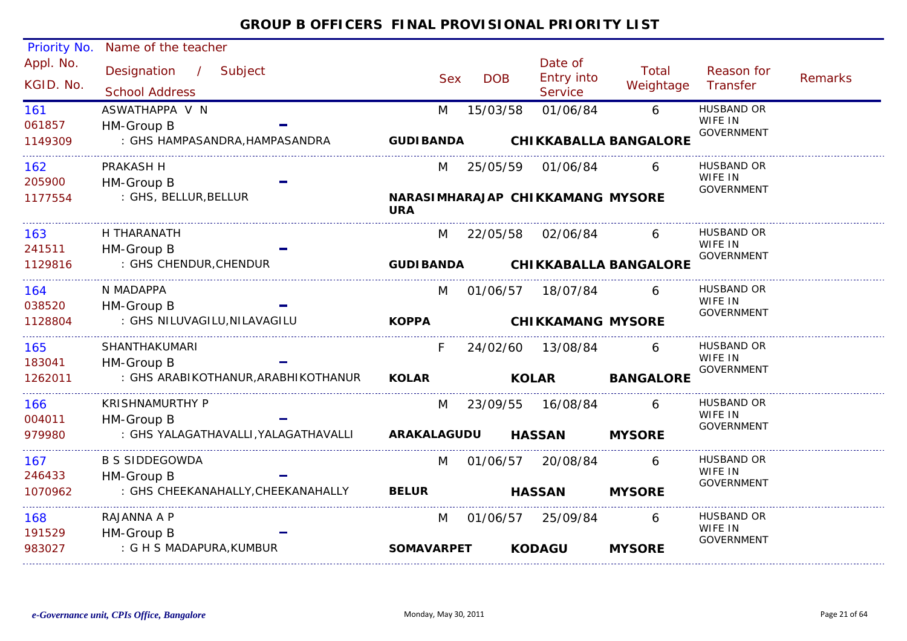# GROUP B OFFICERS FINAL PROVISIONAL PRIORITY LIST

| Priority No. / Appl. No. / KGID. No. | Name of the teacher / Designation / Subject / School Address | | Sex | DOB | Date of Entry into Service | Total Weightage | Reason for Transfer | Remarks |
|---|---|---|---|---|---|---|---|---|
| 161<br>061857<br>1149309 | ASWATHAPPA V N<br>HM-Group B<br>: GHS HAMPASANDRA,HAMPASANDRA | **GUDIBANDA** | M | 15/03/58 | 01/06/84<br>**CHIKKABALLA** | 6<br>**BANGALORE** | HUSBAND OR WIFE IN GOVERNMENT | |
| 162<br>205900<br>1177554 | PRAKASH H<br>HM-Group B<br>: GHS, BELLUR,BELLUR | **NARASIMHARAJAPURA** | M | 25/05/59 | 01/06/84<br>**CHIKKAMANG** | 6<br>**MYSORE** | HUSBAND OR WIFE IN GOVERNMENT | |
| 163<br>241511<br>1129816 | H THARANATH<br>HM-Group B<br>: GHS CHENDUR,CHENDUR | **GUDIBANDA** | M | 22/05/58 | 02/06/84<br>**CHIKKABALLA** | 6<br>**BANGALORE** | HUSBAND OR WIFE IN GOVERNMENT | |
| 164<br>038520<br>1128804 | N MADAPPA<br>HM-Group B<br>: GHS NILUVAGILU,NILAVAGILU | **KOPPA** | M | 01/06/57 | 18/07/84<br>**CHIKKAMANG** | 6<br>**MYSORE** | HUSBAND OR WIFE IN GOVERNMENT | |
| 165<br>183041<br>1262011 | SHANTHAKUMARI<br>HM-Group B<br>: GHS ARABIKOTHANUR,ARABHIKOTHANUR | **KOLAR** | F | 24/02/60 | 13/08/84<br>**KOLAR** | 6<br>**BANGALORE** | HUSBAND OR WIFE IN GOVERNMENT | |
| 166<br>004011<br>979980 | KRISHNAMURTHY P<br>HM-Group B<br>: GHS YALAGATHAVALLI,YALAGATHAVALLI | **ARAKALAGUDU** | M | 23/09/55 | 16/08/84<br>**HASSAN** | 6<br>**MYSORE** | HUSBAND OR WIFE IN GOVERNMENT | |
| 167<br>246433<br>1070962 | B S SIDDEGOWDA<br>HM-Group B<br>: GHS CHEEKANAHALLY,CHEEKANAHALLY | **BELUR** | M | 01/06/57 | 20/08/84<br>**HASSAN** | 6<br>**MYSORE** | HUSBAND OR WIFE IN GOVERNMENT | |
| 168<br>191529<br>983027 | RAJANNA A P<br>HM-Group B<br>: G H S MADAPURA,KUMBUR | **SOMAVARPET** | M | 01/06/57 | 25/09/84<br>**KODAGU** | 6<br>**MYSORE** | HUSBAND OR WIFE IN GOVERNMENT | |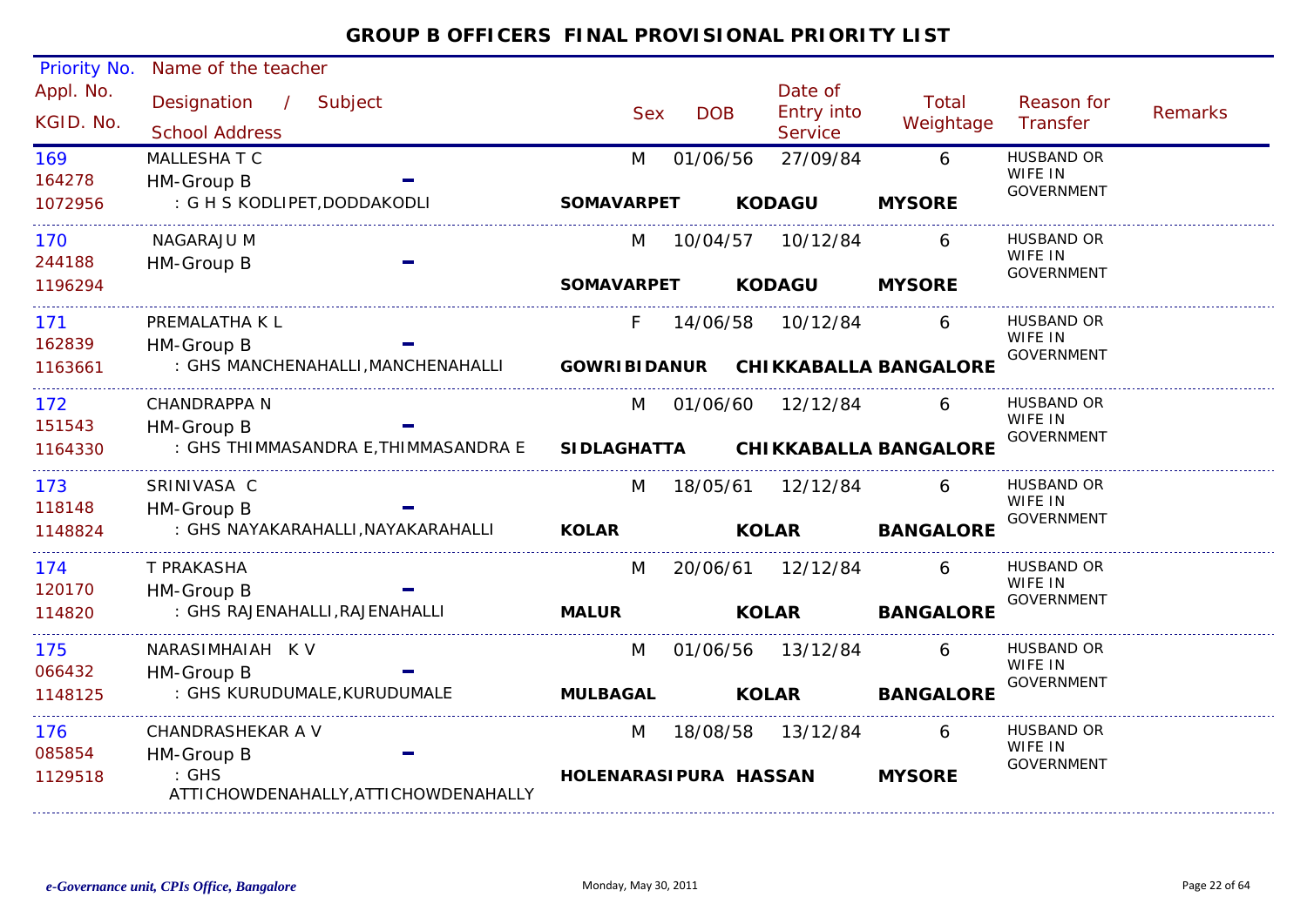# GROUP B OFFICERS FINAL PROVISIONAL PRIORITY LIST

| Priority No. / Appl. No. / KGID. No. | Name of the teacher / Designation / Subject / School Address | Sex | DOB | Date of Entry into Service | Total Weightage | Reason for Transfer | Remarks |
|---|---|---|---|---|---|---|---|
| 169 / 164278 / 1072956 | MALLESHA T C / HM-Group B - / : G H S KODLIPET,DODDAKODLI / SOMAVARPET KODAGU MYSORE | M | 01/06/56 | 27/09/84 | 6 | HUSBAND OR WIFE IN GOVERNMENT | |
| 170 / 244188 / 1196294 | NAGARAJU M / HM-Group B - / SOMAVARPET KODAGU MYSORE | M | 10/04/57 | 10/12/84 | 6 | HUSBAND OR WIFE IN GOVERNMENT | |
| 171 / 162839 / 1163661 | PREMALATHA K L / HM-Group B - / : GHS MANCHENAHALLI,MANCHENAHALLI / GOWRIBIDANUR CHIKKABALLA BANGALORE | F | 14/06/58 | 10/12/84 | 6 | HUSBAND OR WIFE IN GOVERNMENT | |
| 172 / 151543 / 1164330 | CHANDRAPPA N / HM-Group B - / : GHS THIMMASANDRA E,THIMMASANDRA E / SIDLAGHATTA CHIKKABALLA BANGALORE | M | 01/06/60 | 12/12/84 | 6 | HUSBAND OR WIFE IN GOVERNMENT | |
| 173 / 118148 / 1148824 | SRINIVASA C / HM-Group B - / : GHS NAYAKARAHALLI,NAYAKARAHALLI / KOLAR KOLAR BANGALORE | M | 18/05/61 | 12/12/84 | 6 | HUSBAND OR WIFE IN GOVERNMENT | |
| 174 / 120170 / 114820 | T PRAKASHA / HM-Group B - / : GHS RAJENAHALLI,RAJENAHALLI / MALUR KOLAR BANGALORE | M | 20/06/61 | 12/12/84 | 6 | HUSBAND OR WIFE IN GOVERNMENT | |
| 175 / 066432 / 1148125 | NARASIMHAIAH K V / HM-Group B - / : GHS KURUDUMALE,KURUDUMALE / MULBAGAL KOLAR BANGALORE | M | 01/06/56 | 13/12/84 | 6 | HUSBAND OR WIFE IN GOVERNMENT | |
| 176 / 085854 / 1129518 | CHANDRASHEKAR A V / HM-Group B - / : GHS ATTICHOWDENAHALLY,ATTICHOWDENAHALLY / HOLENARASIPURA HASSAN MYSORE | M | 18/08/58 | 13/12/84 | 6 | HUSBAND OR WIFE IN GOVERNMENT | |

*e-Governance unit, CPIs Office, Bangalore* Monday, May 30, 2011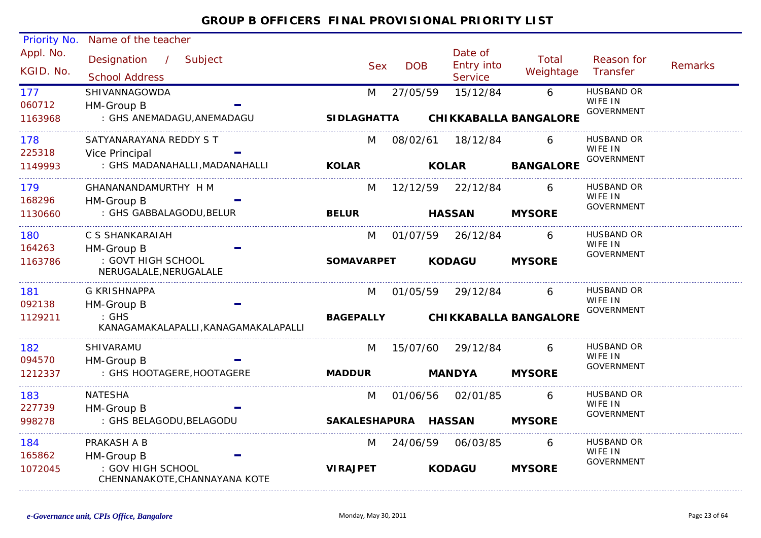## GROUP B OFFICERS FINAL PROVISIONAL PRIORITY LIST

| Priority No. / Appl. No. / KGID. No. | Name of the teacher / Designation / Subject / School Address | Sex | DOB | Date of Entry into Service | Total Weightage | Reason for Transfer | Remarks |
|---|---|---|---|---|---|---|---|
| 177 / 060712 / 1163968 | SHIVANNAGOWDA / HM-Group B / : GHS ANEMADAGU,ANEMADAGU — **SIDLAGHATTA** **CHIKKABALLA** **BANGALORE** | M | 27/05/59 | 15/12/84 | 6 | HUSBAND OR WIFE IN GOVERNMENT | |
| 178 / 225318 / 1149993 | SATYANARAYANA REDDY S T / Vice Principal / : GHS MADANAHALLI,MADANAHALLI — **KOLAR** **KOLAR** **BANGALORE** | M | 08/02/61 | 18/12/84 | 6 | HUSBAND OR WIFE IN GOVERNMENT | |
| 179 / 168296 / 1130660 | GHANANANDAMURTHY H M / HM-Group B / : GHS GABBALAGODU,BELUR — **BELUR** **HASSAN** **MYSORE** | M | 12/12/59 | 22/12/84 | 6 | HUSBAND OR WIFE IN GOVERNMENT | |
| 180 / 164263 / 1163786 | C S SHANKARAIAH / HM-Group B / : GOVT HIGH SCHOOL NERUGALALE,NERUGALALE — **SOMAVARPET** **KODAGU** **MYSORE** | M | 01/07/59 | 26/12/84 | 6 | HUSBAND OR WIFE IN GOVERNMENT | |
| 181 / 092138 / 1129211 | G KRISHNAPPA / HM-Group B / : GHS KANAGAMAKALAPALLI,KANAGAMAKALAPALLI — **BAGEPALLY** **CHIKKABALLA** **BANGALORE** | M | 01/05/59 | 29/12/84 | 6 | HUSBAND OR WIFE IN GOVERNMENT | |
| 182 / 094570 / 1212337 | SHIVARAMU / HM-Group B / : GHS HOOTAGERE,HOOTAGERE — **MADDUR** **MANDYA** **MYSORE** | M | 15/07/60 | 29/12/84 | 6 | HUSBAND OR WIFE IN GOVERNMENT | |
| 183 / 227739 / 998278 | NATESHA / HM-Group B / : GHS BELAGODU,BELAGODU — **SAKALESHAPURA** **HASSAN** **MYSORE** | M | 01/06/56 | 02/01/85 | 6 | HUSBAND OR WIFE IN GOVERNMENT | |
| 184 / 165862 / 1072045 | PRAKASH A B / HM-Group B / : GOV HIGH SCHOOL CHENNANAKOTE,CHANNAYANA KOTE — **VIRAJPET** **KODAGU** **MYSORE** | M | 24/06/59 | 06/03/85 | 6 | HUSBAND OR WIFE IN GOVERNMENT | |

*e-Governance unit, CPIs Office, Bangalore* Monday, May 30, 2011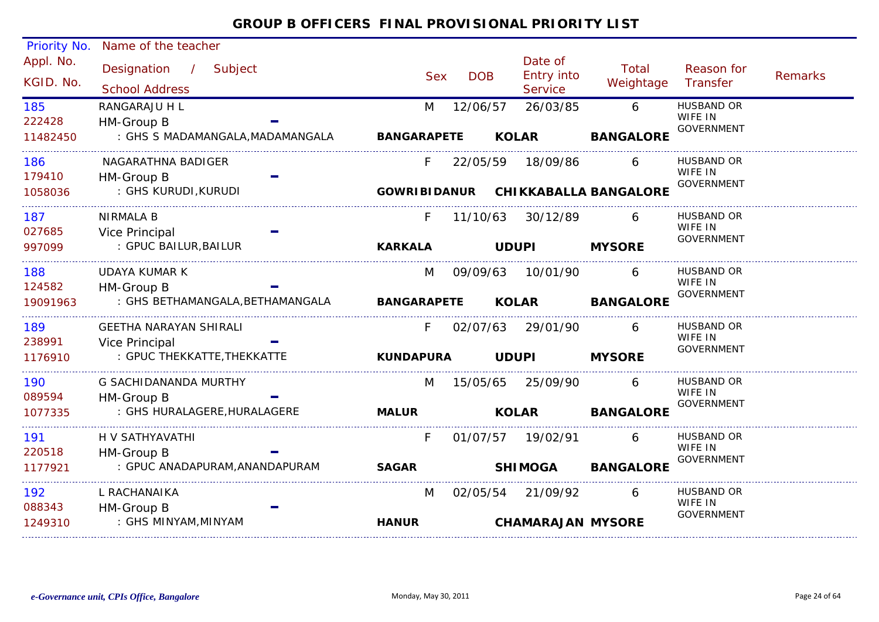# GROUP B OFFICERS FINAL PROVISIONAL PRIORITY LIST

| Priority No. / Appl. No. / KGID. No. | Name of the teacher / Designation / Subject / School Address | Sex | DOB | Date of Entry into Service | Total Weightage | Reason for Transfer | Remarks |
|---|---|---|---|---|---|---|---|
| 185<br>222428<br>11482450 | RANGARAJU H L<br>HM-Group B -<br>: GHS S MADAMANGALA,MADAMANGALA<br>**BANGARAPETE KOLAR BANGALORE** | M | 12/06/57 | 26/03/85 | 6 | HUSBAND OR WIFE IN GOVERNMENT | |
| 186<br>179410<br>1058036 | NAGARATHNA BADIGER<br>HM-Group B -<br>: GHS KURUDI,KURUDI<br>**GOWRIBIDANUR CHIKKABALLA BANGALORE** | F | 22/05/59 | 18/09/86 | 6 | HUSBAND OR WIFE IN GOVERNMENT | |
| 187<br>027685<br>997099 | NIRMALA B<br>Vice Principal -<br>: GPUC BAILUR,BAILUR<br>**KARKALA UDUPI MYSORE** | F | 11/10/63 | 30/12/89 | 6 | HUSBAND OR WIFE IN GOVERNMENT | |
| 188<br>124582<br>19091963 | UDAYA KUMAR K<br>HM-Group B -<br>: GHS BETHAMANGALA,BETHAMANGALA<br>**BANGARAPETE KOLAR BANGALORE** | M | 09/09/63 | 10/01/90 | 6 | HUSBAND OR WIFE IN GOVERNMENT | |
| 189<br>238991<br>1176910 | GEETHA NARAYAN SHIRALI<br>Vice Principal -<br>: GPUC THEKKATTE,THEKKATTE<br>**KUNDAPURA UDUPI MYSORE** | F | 02/07/63 | 29/01/90 | 6 | HUSBAND OR WIFE IN GOVERNMENT | |
| 190<br>089594<br>1077335 | G SACHIDANANDA MURTHY<br>HM-Group B -<br>: GHS HURALAGERE,HURALAGERE<br>**MALUR KOLAR BANGALORE** | M | 15/05/65 | 25/09/90 | 6 | HUSBAND OR WIFE IN GOVERNMENT | |
| 191<br>220518<br>1177921 | H V SATHYAVATHI<br>HM-Group B -<br>: GPUC ANADAPURAM,ANANDAPURAM<br>**SAGAR SHIMOGA BANGALORE** | F | 01/07/57 | 19/02/91 | 6 | HUSBAND OR WIFE IN GOVERNMENT | |
| 192<br>088343<br>1249310 | L RACHANAIKA<br>HM-Group B -<br>: GHS MINYAM,MINYAM<br>**HANUR CHAMARAJAN MYSORE** | M | 02/05/54 | 21/09/92 | 6 | HUSBAND OR WIFE IN GOVERNMENT | |

*e-Governance unit, CPIs Office, Bangalore* Monday, May 30, 2011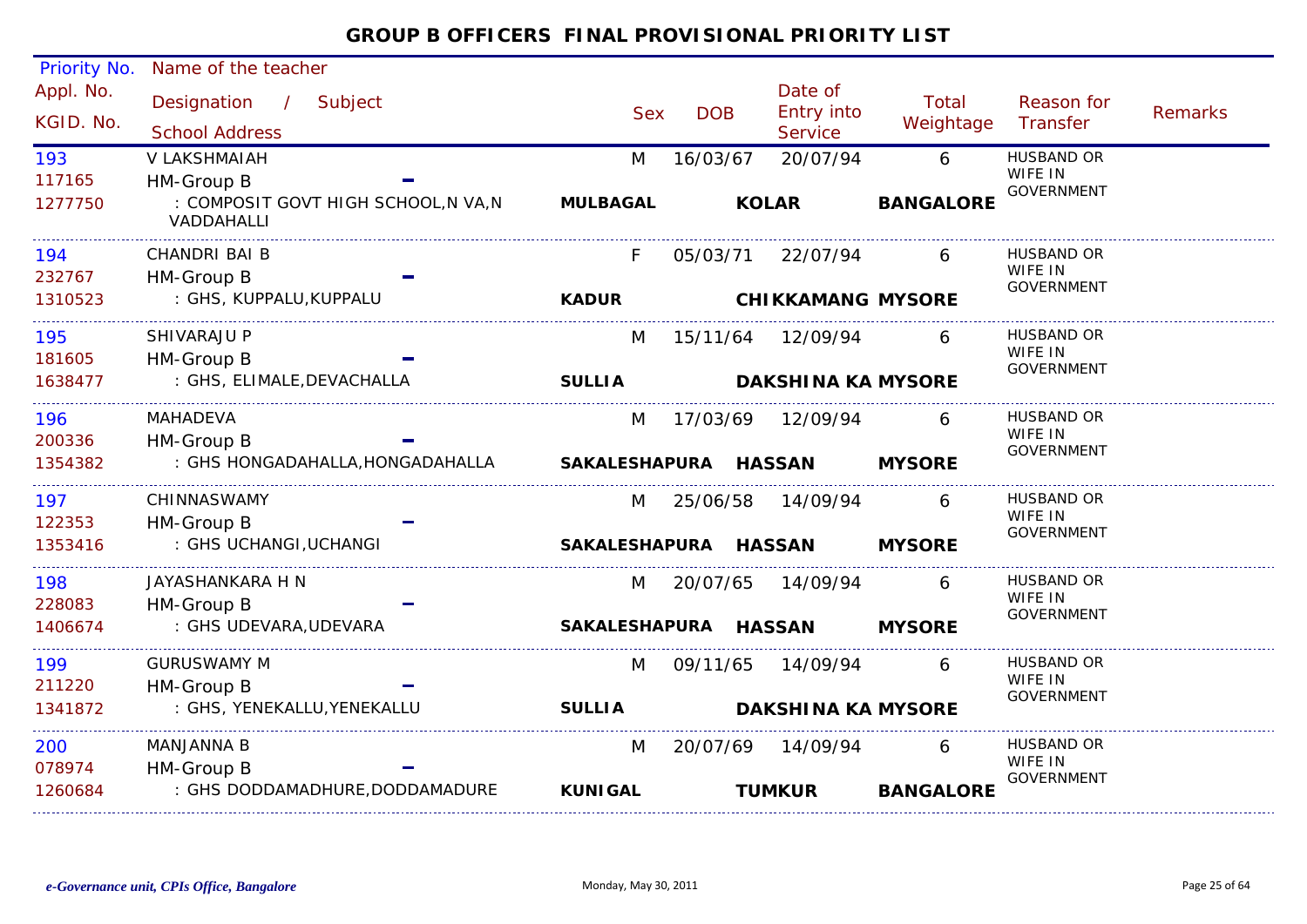## GROUP B OFFICERS FINAL PROVISIONAL PRIORITY LIST

| Priority No. / Appl. No. / KGID. No. | Name of the teacher / Designation / Subject / School Address | Sex | DOB | Date of Entry into Service | Total Weightage | Reason for Transfer | Remarks |
|---|---|---|---|---|---|---|---|
| 193 / 117165 / 1277750 | V LAKSHMAIAH / HM-Group B / : COMPOSIT GOVT HIGH SCHOOL,N VA,N VADDAHALLI — **MULBAGAL** **KOLAR** **BANGALORE** | M | 16/03/67 | 20/07/94 | 6 | HUSBAND OR WIFE IN GOVERNMENT | |
| 194 / 232767 / 1310523 | CHANDRI BAI B / HM-Group B / : GHS, KUPPALU,KUPPALU — **KADUR** **CHIKKAMANG** **MYSORE** | F | 05/03/71 | 22/07/94 | 6 | HUSBAND OR WIFE IN GOVERNMENT | |
| 195 / 181605 / 1638477 | SHIVARAJU P / HM-Group B / : GHS, ELIMALE,DEVACHALLA — **SULLIA** **DAKSHINA KA** **MYSORE** | M | 15/11/64 | 12/09/94 | 6 | HUSBAND OR WIFE IN GOVERNMENT | |
| 196 / 200336 / 1354382 | MAHADEVA / HM-Group B / : GHS HONGADAHALLA,HONGADAHALLA — **SAKALESHAPURA** **HASSAN** **MYSORE** | M | 17/03/69 | 12/09/94 | 6 | HUSBAND OR WIFE IN GOVERNMENT | |
| 197 / 122353 / 1353416 | CHINNASWAMY / HM-Group B / : GHS UCHANGI,UCHANGI — **SAKALESHAPURA** **HASSAN** **MYSORE** | M | 25/06/58 | 14/09/94 | 6 | HUSBAND OR WIFE IN GOVERNMENT | |
| 198 / 228083 / 1406674 | JAYASHANKARA H N / HM-Group B / : GHS UDEVARA,UDEVARA — **SAKALESHAPURA** **HASSAN** **MYSORE** | M | 20/07/65 | 14/09/94 | 6 | HUSBAND OR WIFE IN GOVERNMENT | |
| 199 / 211220 / 1341872 | GURUSWAMY M / HM-Group B / : GHS, YENEKALLU,YENEKALLU — **SULLIA** **DAKSHINA KA** **MYSORE** | M | 09/11/65 | 14/09/94 | 6 | HUSBAND OR WIFE IN GOVERNMENT | |
| 200 / 078974 / 1260684 | MANJANNA B / HM-Group B / : GHS DODDAMADHURE,DODDAMADURE — **KUNIGAL** **TUMKUR** **BANGALORE** | M | 20/07/69 | 14/09/94 | 6 | HUSBAND OR WIFE IN GOVERNMENT | |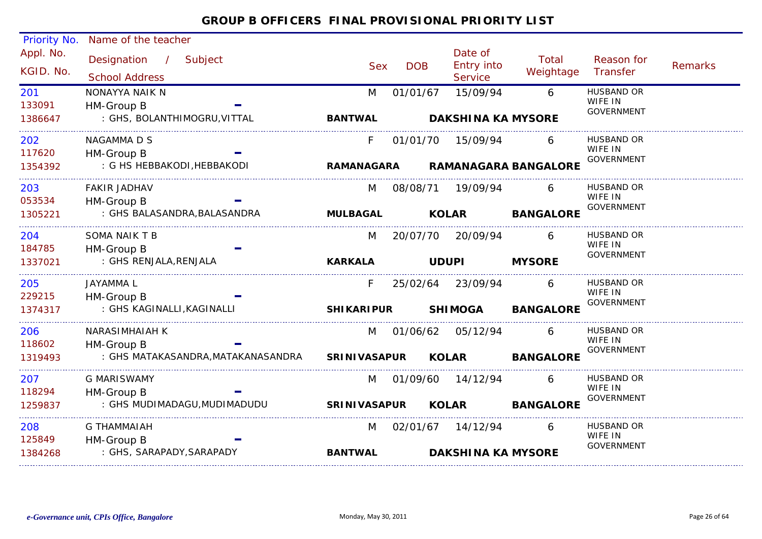# GROUP B OFFICERS FINAL PROVISIONAL PRIORITY LIST

| Priority No. / Appl. No. / KGID. No. | Name of the teacher / Designation / Subject / School Address | Sex | DOB | Date of Entry into Service | Total Weightage | Reason for Transfer | Remarks |
|---|---|---|---|---|---|---|---|
| 201<br>133091<br>1386647 | NONAYYA NAIK N<br>HM-Group B -<br>: GHS, BOLANTHIMOGRU,VITTAL<br>**BANTWAL DAKSHINA KA MYSORE** | M | 01/01/67 | 15/09/94 | 6 | HUSBAND OR WIFE IN GOVERNMENT | |
| 202<br>117620<br>1354392 | NAGAMMA D S<br>HM-Group B -<br>: G HS HEBBAKODI,HEBBAKODI<br>**RAMANAGARA RAMANAGARA BANGALORE** | F | 01/01/70 | 15/09/94 | 6 | HUSBAND OR WIFE IN GOVERNMENT | |
| 203<br>053534<br>1305221 | FAKIR JADHAV<br>HM-Group B -<br>: GHS BALASANDRA,BALASANDRA<br>**MULBAGAL KOLAR BANGALORE** | M | 08/08/71 | 19/09/94 | 6 | HUSBAND OR WIFE IN GOVERNMENT | |
| 204<br>184785<br>1337021 | SOMA NAIK T B<br>HM-Group B -<br>: GHS RENJALA,RENJALA<br>**KARKALA UDUPI MYSORE** | M | 20/07/70 | 20/09/94 | 6 | HUSBAND OR WIFE IN GOVERNMENT | |
| 205<br>229215<br>1374317 | JAYAMMA L<br>HM-Group B -<br>: GHS KAGINALLI,KAGINALLI<br>**SHIKARIPUR SHIMOGA BANGALORE** | F | 25/02/64 | 23/09/94 | 6 | HUSBAND OR WIFE IN GOVERNMENT | |
| 206<br>118602<br>1319493 | NARASIMHAIAH K<br>HM-Group B -<br>: GHS MATAKASANDRA,MATAKANASANDRA<br>**SRINIVASAPUR KOLAR BANGALORE** | M | 01/06/62 | 05/12/94 | 6 | HUSBAND OR WIFE IN GOVERNMENT | |
| 207<br>118294<br>1259837 | G MARISWAMY<br>HM-Group B -<br>: GHS MUDIMADAGU,MUDIMADUDU<br>**SRINIVASAPUR KOLAR BANGALORE** | M | 01/09/60 | 14/12/94 | 6 | HUSBAND OR WIFE IN GOVERNMENT | |
| 208<br>125849<br>1384268 | G THAMMAIAH<br>HM-Group B -<br>: GHS, SARAPADY,SARAPADY<br>**BANTWAL DAKSHINA KA MYSORE** | M | 02/01/67 | 14/12/94 | 6 | HUSBAND OR WIFE IN GOVERNMENT | |

*e-Governance unit, CPIs Office, Bangalore* — Monday, May 30, 2011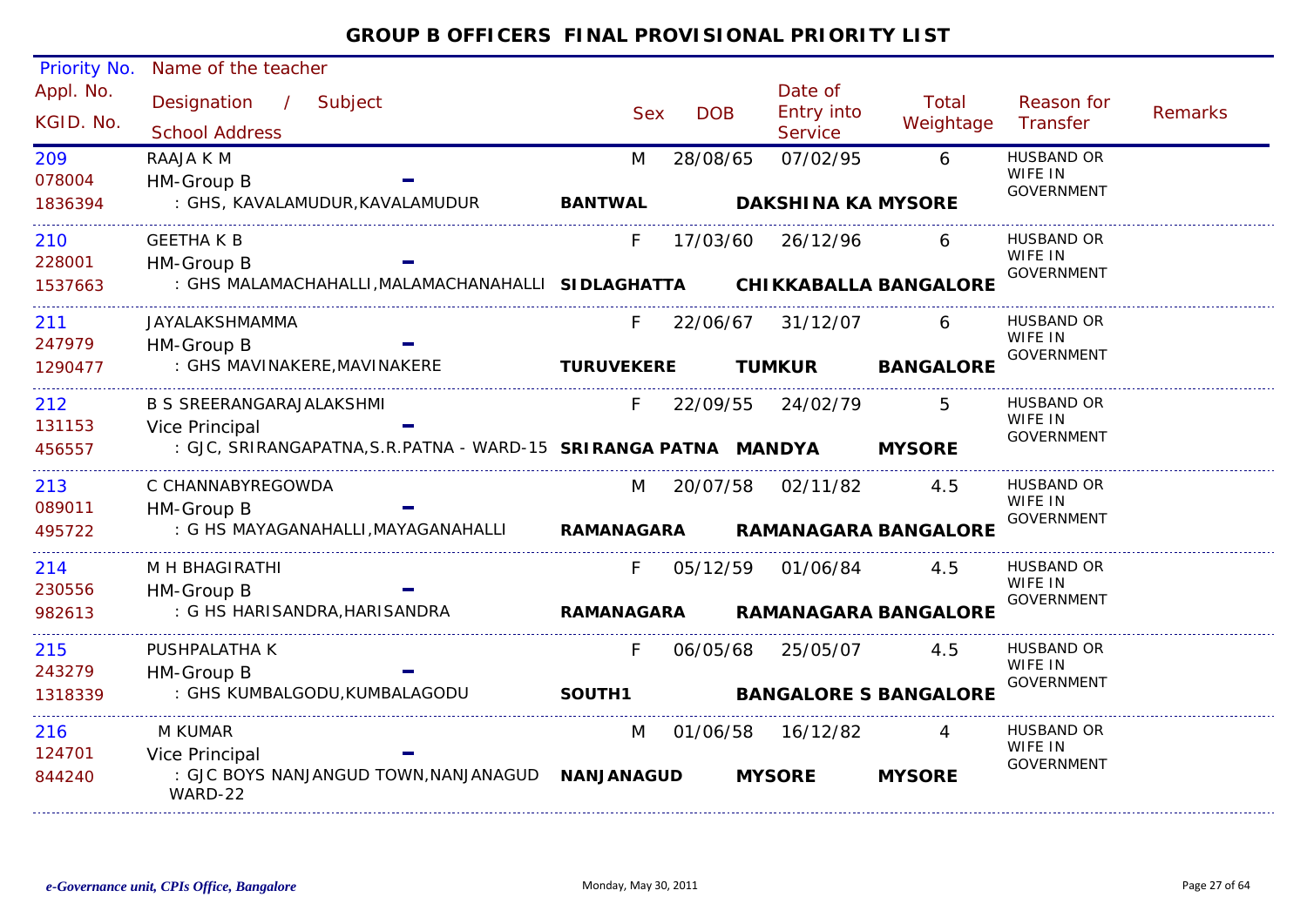## GROUP B OFFICERS FINAL PROVISIONAL PRIORITY LIST

| Priority No. / Appl. No. / KGID. No. | Name of the teacher / Designation / Subject / School Address | Sex | DOB | Date of Entry into Service | Total Weightage | Reason for Transfer | Remarks |
|---|---|---|---|---|---|---|---|
| 209 / 078004 / 1836394 | RAAJA K M / HM-Group B / : GHS, KAVALAMUDUR,KAVALAMUDUR **BANTWAL** **DAKSHINA KA MYSORE** | M | 28/08/65 | 07/02/95 | 6 | HUSBAND OR WIFE IN GOVERNMENT | |
| 210 / 228001 / 1537663 | GEETHA K B / HM-Group B / : GHS MALAMACHAHALLI,MALAMACHANAHALLI **SIDLAGHATTA** **CHIKKABALLA BANGALORE** | F | 17/03/60 | 26/12/96 | 6 | HUSBAND OR WIFE IN GOVERNMENT | |
| 211 / 247979 / 1290477 | JAYALAKSHMAMMA / HM-Group B / : GHS MAVINAKERE,MAVINAKERE **TURUVEKERE** **TUMKUR** **BANGALORE** | F | 22/06/67 | 31/12/07 | 6 | HUSBAND OR WIFE IN GOVERNMENT | |
| 212 / 131153 / 456557 | B S SREERANGARAJALAKSHMI / Vice Principal / : GJC, SRIRANGAPATNA,S.R.PATNA - WARD-15 **SRIRANGA PATNA** **MANDYA** **MYSORE** | F | 22/09/55 | 24/02/79 | 5 | HUSBAND OR WIFE IN GOVERNMENT | |
| 213 / 089011 / 495722 | C CHANNABYREGOWDA / HM-Group B / : G HS MAYAGANAHALLI,MAYAGANAHALLI **RAMANAGARA** **RAMANAGARA BANGALORE** | M | 20/07/58 | 02/11/82 | 4.5 | HUSBAND OR WIFE IN GOVERNMENT | |
| 214 / 230556 / 982613 | M H BHAGIRATHI / HM-Group B / : G HS HARISANDRA,HARISANDRA **RAMANAGARA** **RAMANAGARA BANGALORE** | F | 05/12/59 | 01/06/84 | 4.5 | HUSBAND OR WIFE IN GOVERNMENT | |
| 215 / 243279 / 1318339 | PUSHPALATHA K / HM-Group B / : GHS KUMBALGODU,KUMBALAGODU **SOUTH1** **BANGALORE S BANGALORE** | F | 06/05/68 | 25/05/07 | 4.5 | HUSBAND OR WIFE IN GOVERNMENT | |
| 216 / 124701 / 844240 | M KUMAR / Vice Principal / : GJC BOYS NANJANGUD TOWN,NANJANAGUD WARD-22 **NANJANAGUD** **MYSORE** **MYSORE** | M | 01/06/58 | 16/12/82 | 4 | HUSBAND OR WIFE IN GOVERNMENT | |

*e-Governance unit, CPIs Office, Bangalore* Monday, May 30, 2011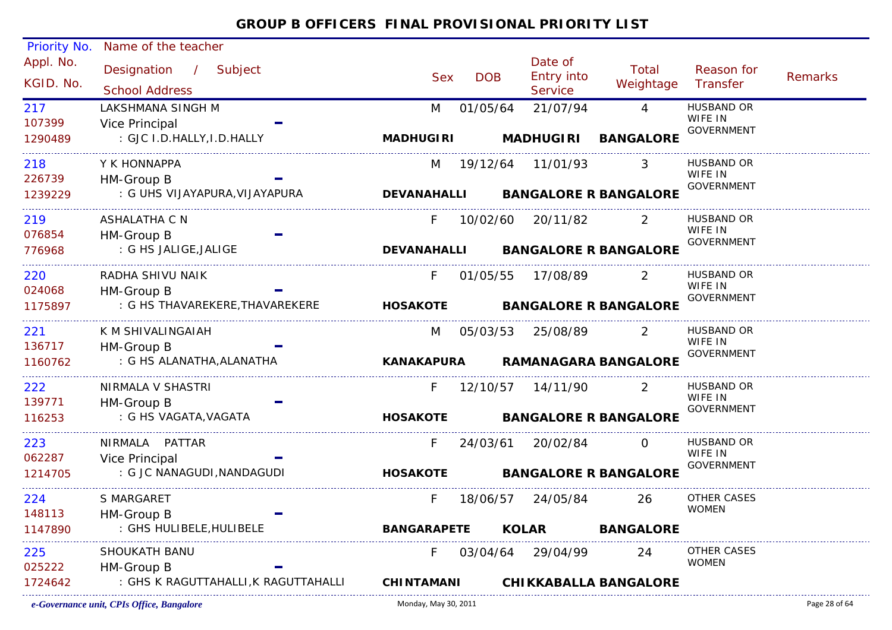# GROUP B OFFICERS FINAL PROVISIONAL PRIORITY LIST

| Priority No. / Appl. No. / KGID. No. | Name of the teacher / Designation / Subject / School Address | Sex | DOB | Date of Entry into Service | Total Weightage | Reason for Transfer | Remarks |
|---|---|---|---|---|---|---|---|
| 217<br>107399<br>1290489 | LAKSHMANA SINGH M<br>Vice Principal -<br>: GJC I.D.HALLY,I.D.HALLY<br>**MADHUGIRI MADHUGIRI BANGALORE** | M | 01/05/64 | 21/07/94 | 4 | HUSBAND OR WIFE IN GOVERNMENT | |
| 218<br>226739<br>1239229 | Y K HONNAPPA<br>HM-Group B -<br>: G UHS VIJAYAPURA,VIJAYAPURA<br>**DEVANAHALLI BANGALORE R BANGALORE** | M | 19/12/64 | 11/01/93 | 3 | HUSBAND OR WIFE IN GOVERNMENT | |
| 219<br>076854<br>776968 | ASHALATHA C N<br>HM-Group B -<br>: G HS JALIGE,JALIGE<br>**DEVANAHALLI BANGALORE R BANGALORE** | F | 10/02/60 | 20/11/82 | 2 | HUSBAND OR WIFE IN GOVERNMENT | |
| 220<br>024068<br>1175897 | RADHA SHIVU NAIK<br>HM-Group B -<br>: G HS THAVAREKERE,THAVAREKERE<br>**HOSAKOTE BANGALORE R BANGALORE** | F | 01/05/55 | 17/08/89 | 2 | HUSBAND OR WIFE IN GOVERNMENT | |
| 221<br>136717<br>1160762 | K M SHIVALINGAIAH<br>HM-Group B -<br>: G HS ALANATHA,ALANATHA<br>**KANAKAPURA RAMANAGARA BANGALORE** | M | 05/03/53 | 25/08/89 | 2 | HUSBAND OR WIFE IN GOVERNMENT | |
| 222<br>139771<br>116253 | NIRMALA V SHASTRI<br>HM-Group B -<br>: G HS VAGATA,VAGATA<br>**HOSAKOTE BANGALORE R BANGALORE** | F | 12/10/57 | 14/11/90 | 2 | HUSBAND OR WIFE IN GOVERNMENT | |
| 223<br>062287<br>1214705 | NIRMALA PATTAR<br>Vice Principal -<br>: G JC NANAGUDI,NANDAGUDI<br>**HOSAKOTE BANGALORE R BANGALORE** | F | 24/03/61 | 20/02/84 | 0 | HUSBAND OR WIFE IN GOVERNMENT | |
| 224<br>148113<br>1147890 | S MARGARET<br>HM-Group B -<br>: GHS HULIBELE,HULIBELE<br>**BANGARAPETE KOLAR BANGALORE** | F | 18/06/57 | 24/05/84 | 26 | OTHER CASES WOMEN | |
| 225<br>025222<br>1724642 | SHOUKATH BANU<br>HM-Group B -<br>: GHS K RAGUTTAHALLI,K RAGUTTAHALLI<br>**CHINTAMANI CHIKKABALLA BANGALORE** | F | 03/04/64 | 29/04/99 | 24 | OTHER CASES WOMEN | |

*e-Governance unit, CPIs Office, Bangalore* — Monday, May 30, 2011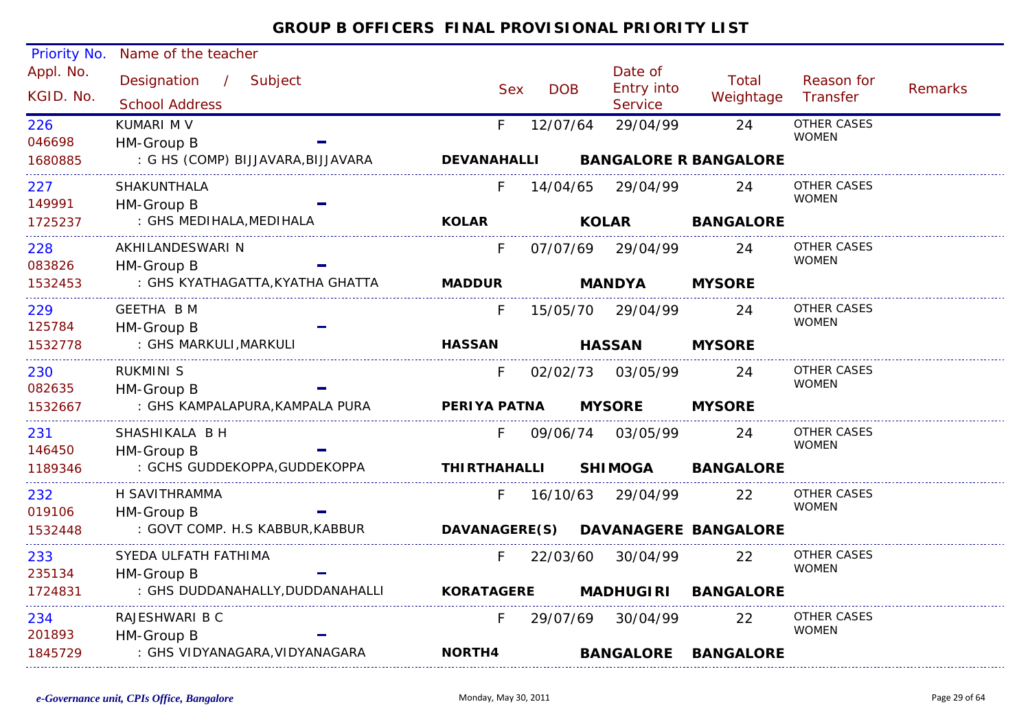# GROUP B OFFICERS FINAL PROVISIONAL PRIORITY LIST

| Priority No. / Appl. No. / KGID. No. | Name of the teacher / Designation / Subject / School Address | Sex | DOB | Date of Entry into Service | Total Weightage | Reason for Transfer | Remarks |
|---|---|---|---|---|---|---|---|
| 226<br>046698<br>1680885 | KUMARI M V<br>HM-Group B<br>: G HS (COMP) BIJJAVARA,BIJJAVARA<br>**DEVANAHALLI BANGALORE R BANGALORE** | F | 12/07/64 | 29/04/99 | 24 | OTHER CASES WOMEN | |
| 227<br>149991<br>1725237 | SHAKUNTHALA<br>HM-Group B<br>: GHS MEDIHALA,MEDIHALA<br>**KOLAR KOLAR BANGALORE** | F | 14/04/65 | 29/04/99 | 24 | OTHER CASES WOMEN | |
| 228<br>083826<br>1532453 | AKHILANDESWARI N<br>HM-Group B<br>: GHS KYATHAGATTA,KYATHA GHATTA<br>**MADDUR MANDYA MYSORE** | F | 07/07/69 | 29/04/99 | 24 | OTHER CASES WOMEN | |
| 229<br>125784<br>1532778 | GEETHA B M<br>HM-Group B<br>: GHS MARKULI,MARKULI<br>**HASSAN HASSAN MYSORE** | F | 15/05/70 | 29/04/99 | 24 | OTHER CASES WOMEN | |
| 230<br>082635<br>1532667 | RUKMINI S<br>HM-Group B<br>: GHS KAMPALAPURA,KAMPALA PURA<br>**PERIYA PATNA MYSORE MYSORE** | F | 02/02/73 | 03/05/99 | 24 | OTHER CASES WOMEN | |
| 231<br>146450<br>1189346 | SHASHIKALA B H<br>HM-Group B<br>: GCHS GUDDEKOPPA,GUDDEKOPPA<br>**THIRTHAHALLI SHIMOGA BANGALORE** | F | 09/06/74 | 03/05/99 | 24 | OTHER CASES WOMEN | |
| 232<br>019106<br>1532448 | H SAVITHRAMMA<br>HM-Group B<br>: GOVT COMP. H.S KABBUR,KABBUR<br>**DAVANAGERE(S) DAVANAGERE BANGALORE** | F | 16/10/63 | 29/04/99 | 22 | OTHER CASES WOMEN | |
| 233<br>235134<br>1724831 | SYEDA ULFATH FATHIMA<br>HM-Group B<br>: GHS DUDDANAHALLY,DUDDANAHALLI<br>**KORATAGERE MADHUGIRI BANGALORE** | F | 22/03/60 | 30/04/99 | 22 | OTHER CASES WOMEN | |
| 234<br>201893<br>1845729 | RAJESHWARI B C<br>HM-Group B<br>: GHS VIDYANAGARA,VIDYANAGARA<br>**NORTH4 BANGALORE BANGALORE** | F | 29/07/69 | 30/04/99 | 22 | OTHER CASES WOMEN | |

*e-Governance unit, CPIs Office, Bangalore* — Monday, May 30, 2011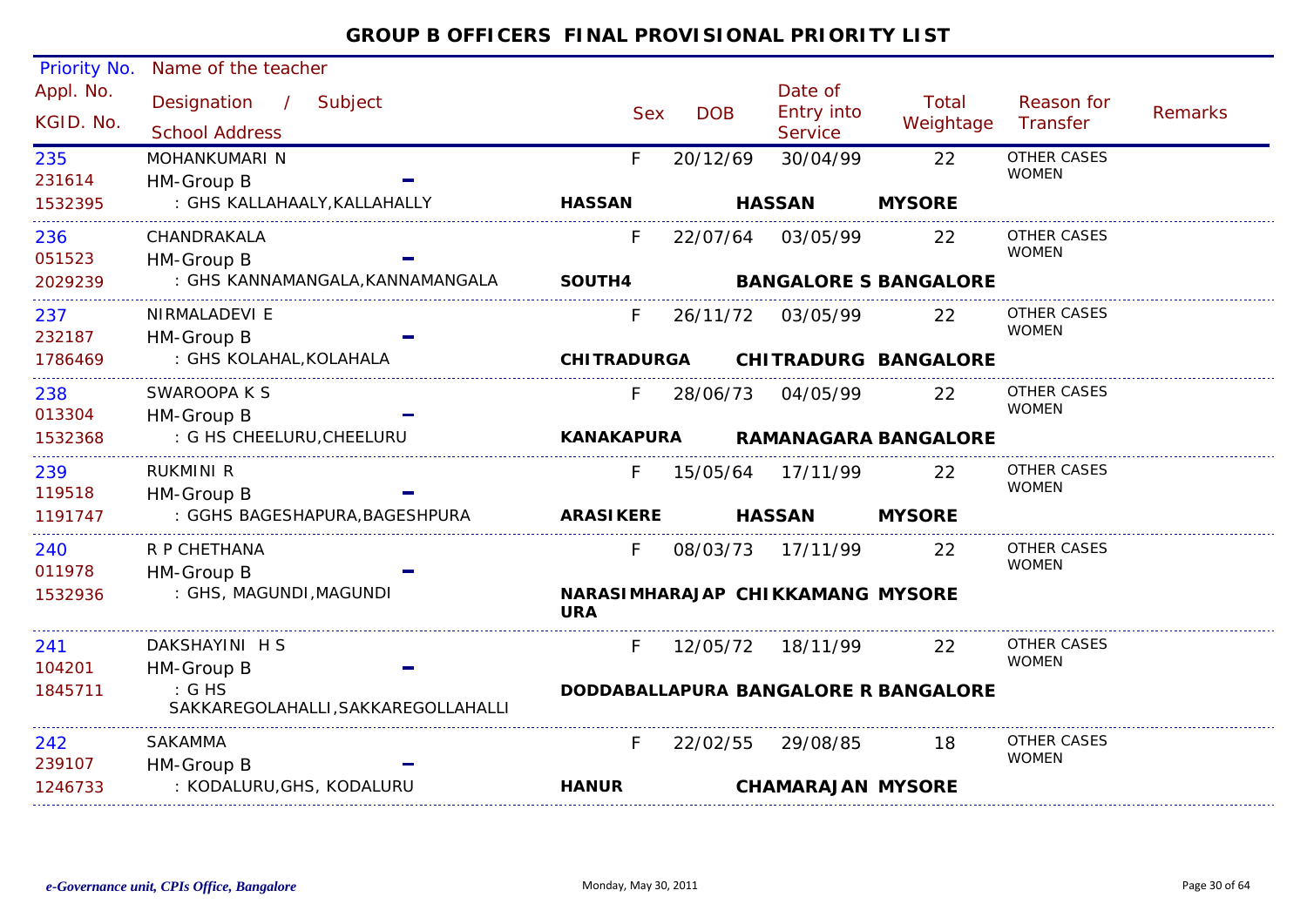# GROUP B OFFICERS FINAL PROVISIONAL PRIORITY LIST

| Priority No. / Appl. No. / KGID. No. | Name of the teacher / Designation / Subject / School Address | Sex | DOB | Date of Entry into Service | Total Weightage | Reason for Transfer | Remarks |
|---|---|---|---|---|---|---|---|
| 235 / 231614 / 1532395 | MOHANKUMARI N / HM-Group B / : GHS KALLAHAALY,KALLAHALLY — HASSAN, HASSAN, MYSORE | F | 20/12/69 | 30/04/99 | 22 | OTHER CASES WOMEN | |
| 236 / 051523 / 2029239 | CHANDRAKALA / HM-Group B / : GHS KANNAMANGALA,KANNAMANGALA — SOUTH4, BANGALORE S, BANGALORE | F | 22/07/64 | 03/05/99 | 22 | OTHER CASES WOMEN | |
| 237 / 232187 / 1786469 | NIRMALADEVI E / HM-Group B / : GHS KOLAHAL,KOLAHALA — CHITRADURGA, CHITRADURG, BANGALORE | F | 26/11/72 | 03/05/99 | 22 | OTHER CASES WOMEN | |
| 238 / 013304 / 1532368 | SWAROOPA K S / HM-Group B / : G HS CHEELURU,CHEELURU — KANAKAPURA, RAMANAGARA, BANGALORE | F | 28/06/73 | 04/05/99 | 22 | OTHER CASES WOMEN | |
| 239 / 119518 / 1191747 | RUKMINI R / HM-Group B / : GGHS BAGESHAPURA,BAGESHPURA — ARASIKERE, HASSAN, MYSORE | F | 15/05/64 | 17/11/99 | 22 | OTHER CASES WOMEN | |
| 240 / 011978 / 1532936 | R P CHETHANA / HM-Group B / : GHS, MAGUNDI,MAGUNDI — NARASIMHARAJAPURA, CHIKKAMANG, MYSORE | F | 08/03/73 | 17/11/99 | 22 | OTHER CASES WOMEN | |
| 241 / 104201 / 1845711 | DAKSHAYINI H S / HM-Group B / : G HS SAKKAREGOLAHALLI,SAKKAREGOLLAHALLI — DODDABALLAPURA, BANGALORE R, BANGALORE | F | 12/05/72 | 18/11/99 | 22 | OTHER CASES WOMEN | |
| 242 / 239107 / 1246733 | SAKAMMA / HM-Group B / : KODALURU,GHS, KODALURU — HANUR, CHAMARAJAN, MYSORE | F | 22/02/55 | 29/08/85 | 18 | OTHER CASES WOMEN | |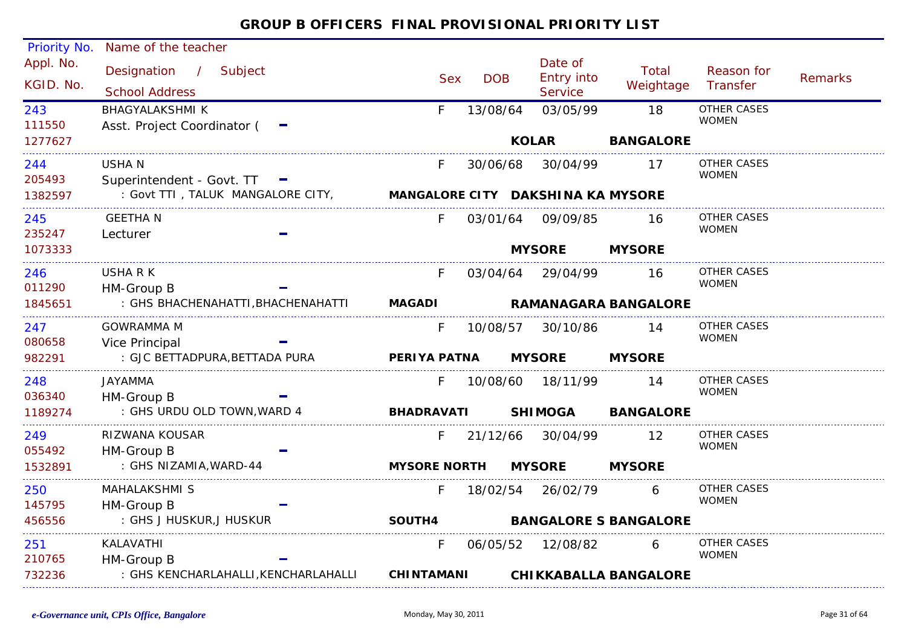# GROUP B OFFICERS FINAL PROVISIONAL PRIORITY LIST

| Priority No. / Appl. No. / KGID. No. | Name of the teacher / Designation / Subject / School Address | Sex | DOB | Date of Entry into Service | Total Weightage | Reason for Transfer | Remarks |
|---|---|---|---|---|---|---|---|
| 243<br>111550<br>1277627 | BHAGYALAKSHMI K<br>Asst. Project Coordinator ( -<br><br>KOLAR BANGALORE | F | 13/08/64 | 03/05/99 | 18 | OTHER CASES WOMEN | |
| 244<br>205493<br>1382597 | USHA N<br>Superintendent - Govt. TT -<br>: Govt TTI , TALUK MANGALORE CITY,<br>MANGALORE CITY DAKSHINA KA MYSORE | F | 30/06/68 | 30/04/99 | 17 | OTHER CASES WOMEN | |
| 245<br>235247<br>1073333 | GEETHA N<br>Lecturer -<br><br>MYSORE MYSORE | F | 03/01/64 | 09/09/85 | 16 | OTHER CASES WOMEN | |
| 246<br>011290<br>1845651 | USHA R K<br>HM-Group B -<br>: GHS BHACHENAHATTI,BHACHENAHATTI<br>MAGADI RAMANAGARA BANGALORE | F | 03/04/64 | 29/04/99 | 16 | OTHER CASES WOMEN | |
| 247<br>080658<br>982291 | GOWRAMMA M<br>Vice Principal -<br>: GJC BETTADPURA,BETTADA PURA<br>PERIYA PATNA MYSORE MYSORE | F | 10/08/57 | 30/10/86 | 14 | OTHER CASES WOMEN | |
| 248<br>036340<br>1189274 | JAYAMMA<br>HM-Group B -<br>: GHS URDU OLD TOWN,WARD 4<br>BHADRAVATI SHIMOGA BANGALORE | F | 10/08/60 | 18/11/99 | 14 | OTHER CASES WOMEN | |
| 249<br>055492<br>1532891 | RIZWANA KOUSAR<br>HM-Group B -<br>: GHS NIZAMIA,WARD-44<br>MYSORE NORTH MYSORE MYSORE | F | 21/12/66 | 30/04/99 | 12 | OTHER CASES WOMEN | |
| 250<br>145795<br>456556 | MAHALAKSHMI S<br>HM-Group B -<br>: GHS J HUSKUR,J HUSKUR<br>SOUTH4 BANGALORE S BANGALORE | F | 18/02/54 | 26/02/79 | 6 | OTHER CASES WOMEN | |
| 251<br>210765<br>732236 | KALAVATHI<br>HM-Group B -<br>: GHS KENCHARLAHALLI,KENCHARLAHALLI<br>CHINTAMANI CHIKKABALLA BANGALORE | F | 06/05/52 | 12/08/82 | 6 | OTHER CASES WOMEN | |

*e-Governance unit, CPIs Office, Bangalore* Monday, May 30, 2011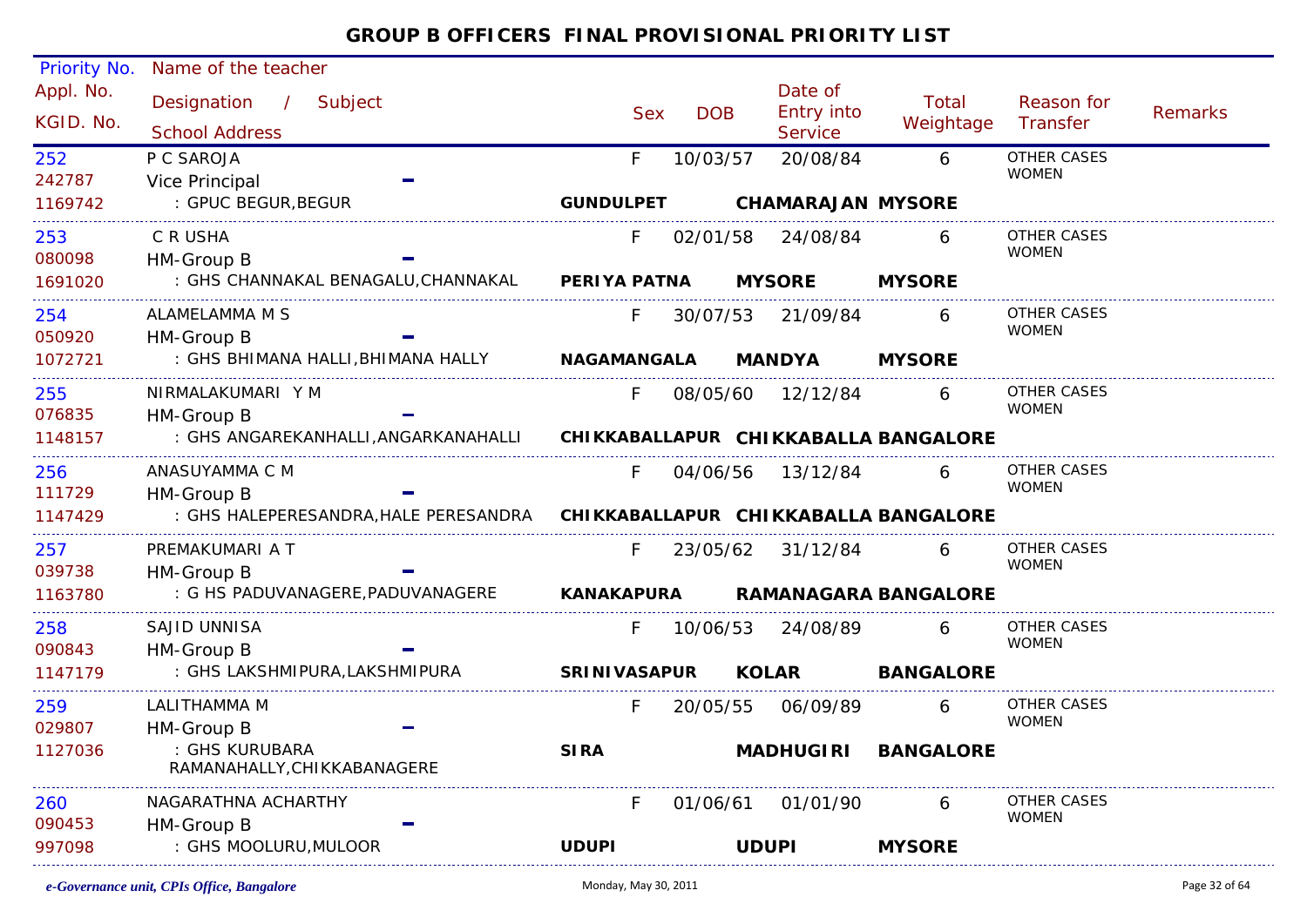# GROUP B OFFICERS FINAL PROVISIONAL PRIORITY LIST

| Priority No. / Appl. No. / KGID. No. | Name of the teacher / Designation / Subject / School Address | Sex | DOB | Date of Entry into Service | Total Weightage | Reason for Transfer | Remarks |
|---|---|---|---|---|---|---|---|
| 252<br>242787<br>1169742 | P C SAROJA<br>Vice Principal -<br>: GPUC BEGUR,BEGUR **GUNDULPET CHAMARAJAN MYSORE** | F | 10/03/57 | 20/08/84 | 6 | OTHER CASES WOMEN | |
| 253<br>080098<br>1691020 | C R USHA<br>HM-Group B -<br>: GHS CHANNAKAL BENAGALU,CHANNAKAL **PERIYA PATNA MYSORE MYSORE** | F | 02/01/58 | 24/08/84 | 6 | OTHER CASES WOMEN | |
| 254<br>050920<br>1072721 | ALAMELAMMA M S<br>HM-Group B -<br>: GHS BHIMANA HALLI,BHIMANA HALLY **NAGAMANGALA MANDYA MYSORE** | F | 30/07/53 | 21/09/84 | 6 | OTHER CASES WOMEN | |
| 255<br>076835<br>1148157 | NIRMALAKUMARI Y M<br>HM-Group B -<br>: GHS ANGAREKANHALLI,ANGARKANAHALLI **CHIKKABALLAPUR CHIKKABALLA BANGALORE** | F | 08/05/60 | 12/12/84 | 6 | OTHER CASES WOMEN | |
| 256<br>111729<br>1147429 | ANASUYAMMA C M<br>HM-Group B -<br>: GHS HALEPERESANDRA,HALE PERESANDRA **CHIKKABALLAPUR CHIKKABALLA BANGALORE** | F | 04/06/56 | 13/12/84 | 6 | OTHER CASES WOMEN | |
| 257<br>039738<br>1163780 | PREMAKUMARI A T<br>HM-Group B -<br>: G HS PADUVANAGERE,PADUVANAGERE **KANAKAPURA RAMANAGARA BANGALORE** | F | 23/05/62 | 31/12/84 | 6 | OTHER CASES WOMEN | |
| 258<br>090843<br>1147179 | SAJID UNNISA<br>HM-Group B -<br>: GHS LAKSHMIPURA,LAKSHMIPURA **SRINIVASAPUR KOLAR BANGALORE** | F | 10/06/53 | 24/08/89 | 6 | OTHER CASES WOMEN | |
| 259<br>029807<br>1127036 | LALITHAMMA M<br>HM-Group B -<br>: GHS KURUBARA RAMANAHALLY,CHIKKABANAGERE **SIRA MADHUGIRI BANGALORE** | F | 20/05/55 | 06/09/89 | 6 | OTHER CASES WOMEN | |
| 260<br>090453<br>997098 | NAGARATHNA ACHARTHY<br>HM-Group B -<br>: GHS MOOLURU,MULOOR **UDUPI UDUPI MYSORE** | F | 01/06/61 | 01/01/90 | 6 | OTHER CASES WOMEN | |

*e-Governance unit, CPIs Office, Bangalore* Monday, May 30, 2011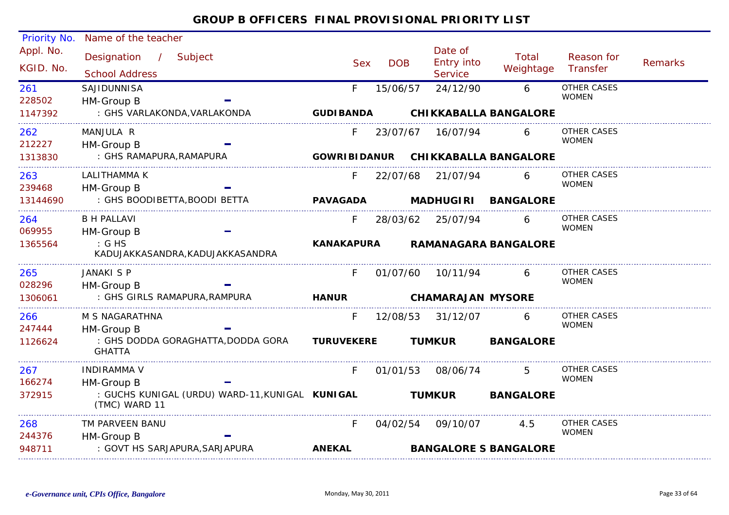# GROUP B OFFICERS FINAL PROVISIONAL PRIORITY LIST

| Priority No. / Appl. No. / KGID. No. | Name of the teacher / Designation / Subject / School Address | Sex | DOB | Date of Entry into Service | Total Weightage | Reason for Transfer | Remarks |
|---|---|---|---|---|---|---|---|
| 261<br>228502<br>1147392 | SAJIDUNNISA<br>HM-Group B<br>: GHS VARLAKONDA,VARLAKONDA **GUDIBANDA CHIKKABALLA BANGALORE** | F | 15/06/57 | 24/12/90 | 6 | OTHER CASES WOMEN | |
| 262<br>212227<br>1313830 | MANJULA R<br>HM-Group B<br>: GHS RAMAPURA,RAMAPURA **GOWRIBIDANUR CHIKKABALLA BANGALORE** | F | 23/07/67 | 16/07/94 | 6 | OTHER CASES WOMEN | |
| 263<br>239468<br>13144690 | LALITHAMMA K<br>HM-Group B<br>: GHS BOODIBETTA,BOODI BETTA **PAVAGADA MADHUGIRI BANGALORE** | F | 22/07/68 | 21/07/94 | 6 | OTHER CASES WOMEN | |
| 264<br>069955<br>1365564 | B H PALLAVI<br>HM-Group B<br>: G HS KADUJAKKASANDRA,KADUJAKKASANDRA **KANAKAPURA RAMANAGARA BANGALORE** | F | 28/03/62 | 25/07/94 | 6 | OTHER CASES WOMEN | |
| 265<br>028296<br>1306061 | JANAKI S P<br>HM-Group B<br>: GHS GIRLS RAMAPURA,RAMPURA **HANUR CHAMARAJAN MYSORE** | F | 01/07/60 | 10/11/94 | 6 | OTHER CASES WOMEN | |
| 266<br>247444<br>1126624 | M S NAGARATHNA<br>HM-Group B<br>: GHS DODDA GORAGHATTA,DODDA GORA GHATTA **TURUVEKERE TUMKUR BANGALORE** | F | 12/08/53 | 31/12/07 | 6 | OTHER CASES WOMEN | |
| 267<br>166274<br>372915 | INDIRAMMA V<br>HM-Group B<br>: GUCHS KUNIGAL (URDU) WARD-11,KUNIGAL (TMC) WARD 11 **KUNIGAL TUMKUR BANGALORE** | F | 01/01/53 | 08/06/74 | 5 | OTHER CASES WOMEN | |
| 268<br>244376<br>948711 | TM PARVEEN BANU<br>HM-Group B<br>: GOVT HS SARJAPURA,SARJAPURA **ANEKAL BANGALORE S BANGALORE** | F | 04/02/54 | 09/10/07 | 4.5 | OTHER CASES WOMEN | |

*e-Governance unit, CPIs Office, Bangalore* Monday, May 30, 2011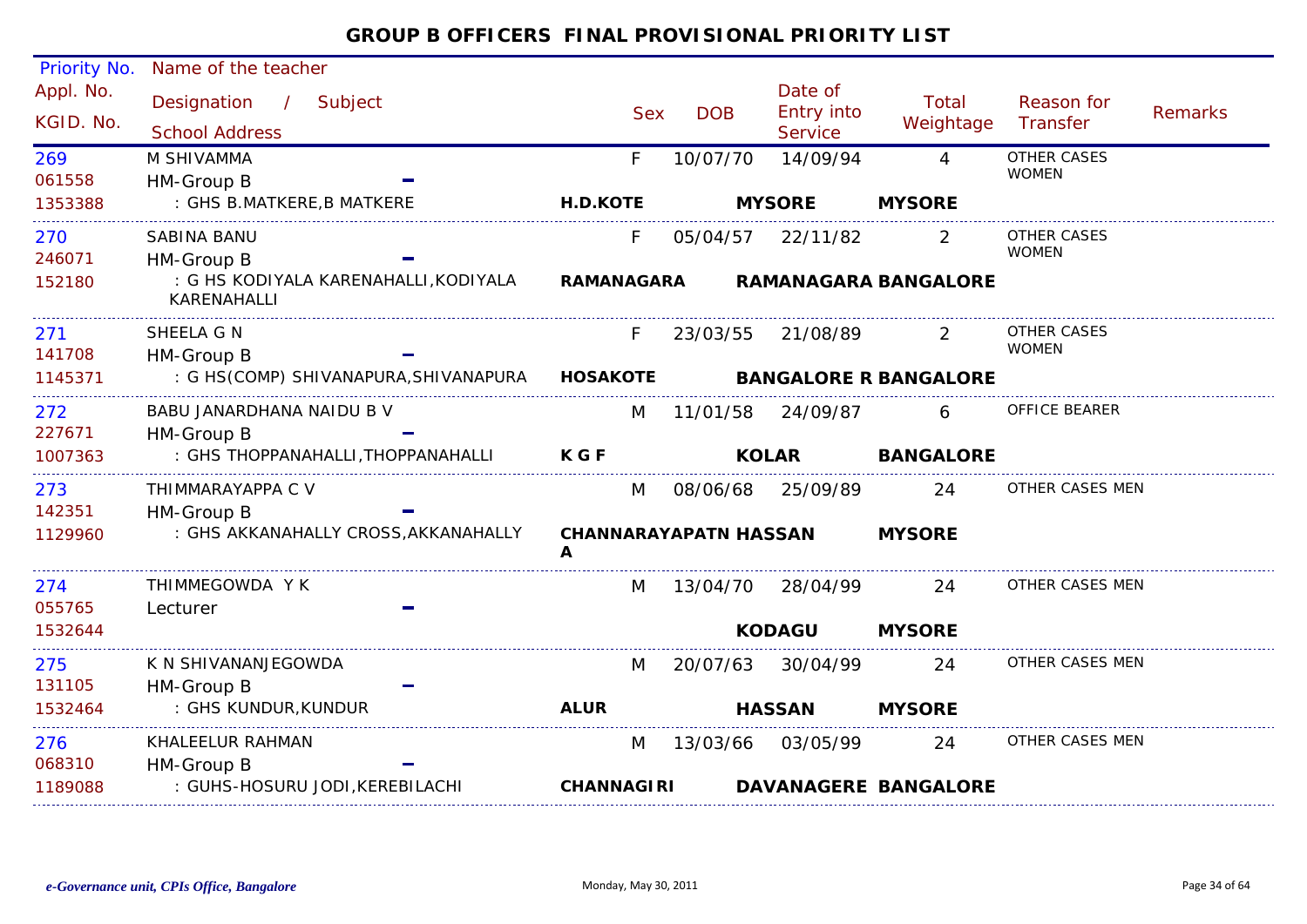# GROUP B OFFICERS FINAL PROVISIONAL PRIORITY LIST

| Priority No. / Appl. No. / KGID. No. | Name of the teacher / Designation / Subject / School Address | | Sex | DOB | Date of Entry into Service | Total Weightage | Reason for Transfer | Remarks |
|---|---|---|---|---|---|---|---|---|
| 269 / 061558 / 1353388 | M SHIVAMMA / HM-Group B / : GHS B.MATKERE,B MATKERE | H.D.KOTE | F | 10/07/70 | 14/09/94 MYSORE | 4 MYSORE | OTHER CASES WOMEN | |
| 270 / 246071 / 152180 | SABINA BANU / HM-Group B / : G HS KODIYALA KARENAHALLI,KODIYALA KARENAHALLI | RAMANAGARA | F | 05/04/57 | 22/11/82 RAMANAGARA | 2 BANGALORE | OTHER CASES WOMEN | |
| 271 / 141708 / 1145371 | SHEELA G N / HM-Group B / : G HS(COMP) SHIVANAPURA,SHIVANAPURA | HOSAKOTE | F | 23/03/55 | 21/08/89 BANGALORE R | 2 BANGALORE | OTHER CASES WOMEN | |
| 272 / 227671 / 1007363 | BABU JANARDHANA NAIDU B V / HM-Group B / : GHS THOPPANAHALLI,THOPPANAHALLI | K G F | M | 11/01/58 | 24/09/87 KOLAR | 6 BANGALORE | OFFICE BEARER | |
| 273 / 142351 / 1129960 | THIMMARAYAPPA C V / HM-Group B / : GHS AKKANAHALLY CROSS,AKKANAHALLY | CHANNARAYAPATNA | M | 08/06/68 | 25/09/89 HASSAN | 24 MYSORE | OTHER CASES MEN | |
| 274 / 055765 / 1532644 | THIMMEGOWDA Y K / Lecturer | | M | 13/04/70 | 28/04/99 KODAGU | 24 MYSORE | OTHER CASES MEN | |
| 275 / 131105 / 1532464 | K N SHIVANANJEGOWDA / HM-Group B / : GHS KUNDUR,KUNDUR | ALUR | M | 20/07/63 | 30/04/99 HASSAN | 24 MYSORE | OTHER CASES MEN | |
| 276 / 068310 / 1189088 | KHALEELUR RAHMAN / HM-Group B / : GUHS-HOSURU JODI,KEREBILACHI | CHANNAGIRI | M | 13/03/66 | 03/05/99 DAVANAGERE | 24 BANGALORE | OTHER CASES MEN | |

*e-Governance unit, CPIs Office, Bangalore* — Monday, May 30, 2011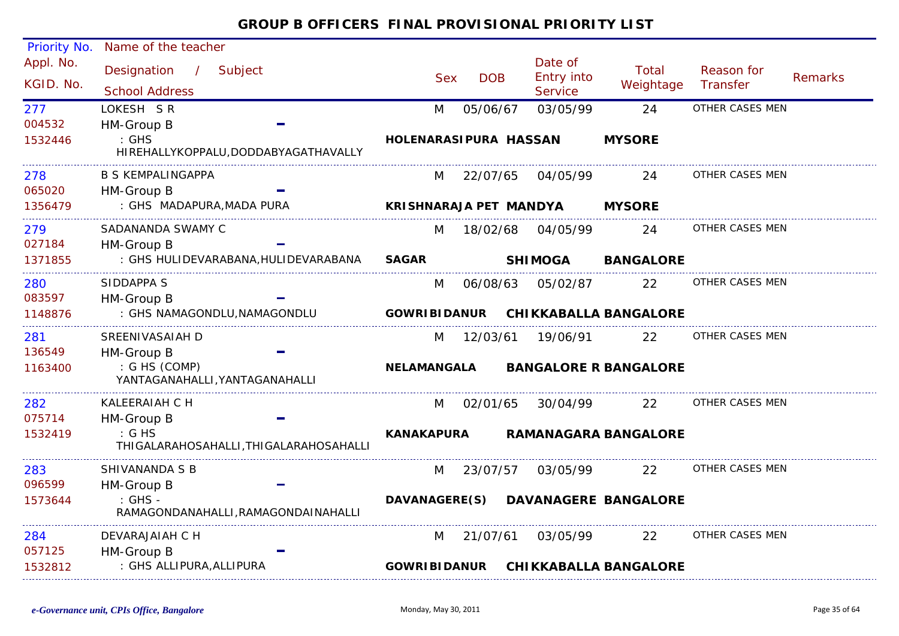# GROUP B OFFICERS FINAL PROVISIONAL PRIORITY LIST

| Priority No. / Appl. No. / KGID. No. | Name of the teacher / Designation / Subject / School Address | Sex | DOB | Date of Entry into Service | Total Weightage | Reason for Transfer | Remarks |
|---|---|---|---|---|---|---|---|
| 277<br>004532<br>1532446 | LOKESH S R<br>HM-Group B -<br>: GHS HIREHALLYKOPPALU,DODDABYAGATHAVALLY<br>HOLENARASIPURA HASSAN MYSORE | M | 05/06/67 | 03/05/99 | 24 | OTHER CASES MEN | |
| 278<br>065020<br>1356479 | B S KEMPALINGAPPA<br>HM-Group B -<br>: GHS MADAPURA,MADA PURA<br>KRISHNARAJA PET MANDYA MYSORE | M | 22/07/65 | 04/05/99 | 24 | OTHER CASES MEN | |
| 279<br>027184<br>1371855 | SADANANDA SWAMY C<br>HM-Group B -<br>: GHS HULIDEVARABANA,HULIDEVARABANA<br>SAGAR SHIMOGA BANGALORE | M | 18/02/68 | 04/05/99 | 24 | OTHER CASES MEN | |
| 280<br>083597<br>1148876 | SIDDAPPA S<br>HM-Group B -<br>: GHS NAMAGONDLU,NAMAGONDLU<br>GOWRIBIDANUR CHIKKABALLA BANGALORE | M | 06/08/63 | 05/02/87 | 22 | OTHER CASES MEN | |
| 281<br>136549<br>1163400 | SREENIVASAIAH D<br>HM-Group B -<br>: G HS (COMP) YANTAGANAHALLI,YANTAGANAHALLI<br>NELAMANGALA BANGALORE R BANGALORE | M | 12/03/61 | 19/06/91 | 22 | OTHER CASES MEN | |
| 282<br>075714<br>1532419 | KALEERAIAH C H<br>HM-Group B -<br>: G HS THIGALARAHOSAHALLI,THIGALARAHOSAHALLI<br>KANAKAPURA RAMANAGARA BANGALORE | M | 02/01/65 | 30/04/99 | 22 | OTHER CASES MEN | |
| 283<br>096599<br>1573644 | SHIVANANDA S B<br>HM-Group B -<br>: GHS - RAMAGONDANAHALLI,RAMAGONDAINAHALLI<br>DAVANAGERE(S) DAVANAGERE BANGALORE | M | 23/07/57 | 03/05/99 | 22 | OTHER CASES MEN | |
| 284<br>057125<br>1532812 | DEVARAJAIAH C H<br>HM-Group B -<br>: GHS ALLIPURA,ALLIPURA<br>GOWRIBIDANUR CHIKKABALLA BANGALORE | M | 21/07/61 | 03/05/99 | 22 | OTHER CASES MEN | |

*e-Governance unit, CPIs Office, Bangalore*    Monday, May 30, 2011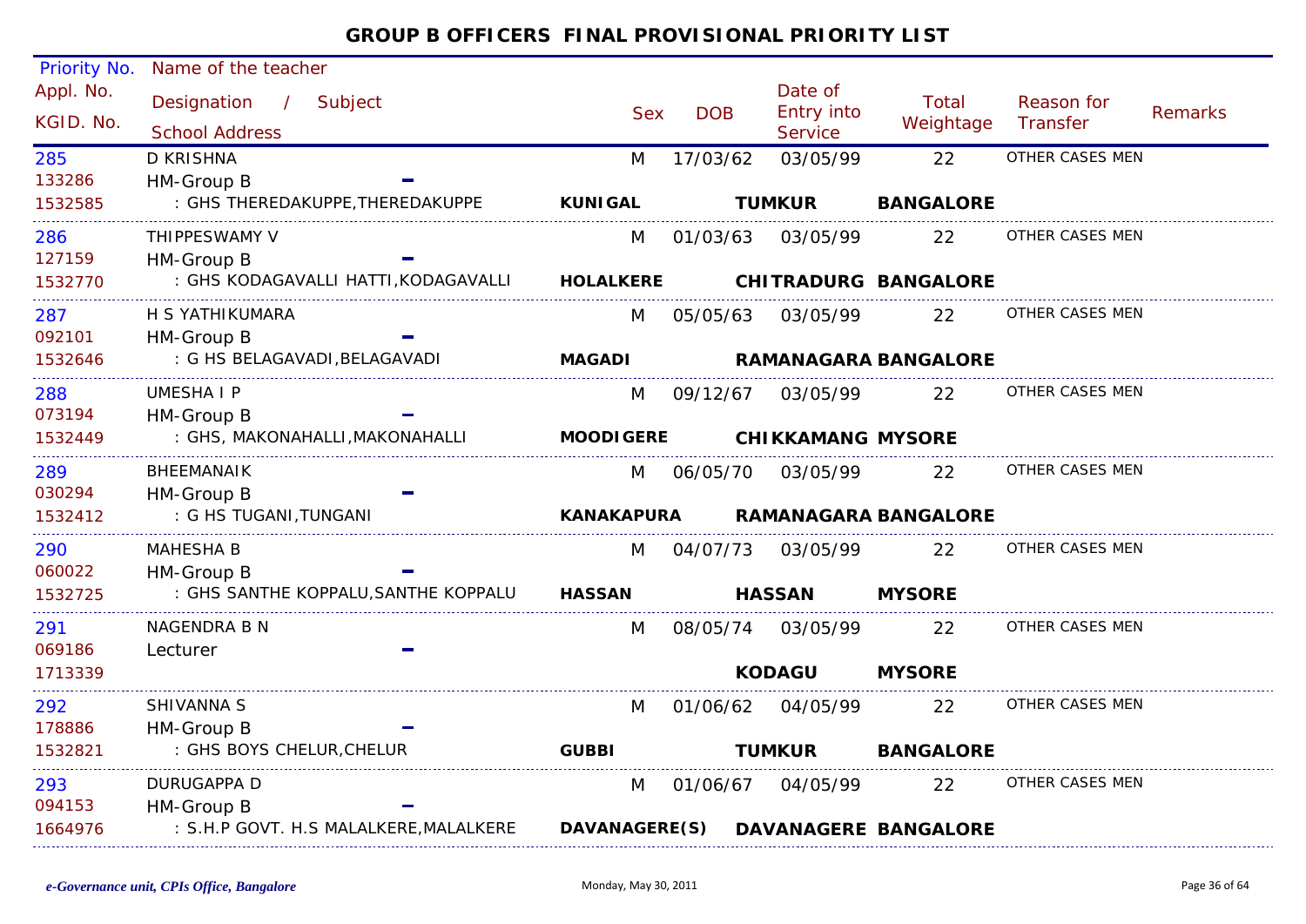# GROUP B OFFICERS FINAL PROVISIONAL PRIORITY LIST

| Priority No. / Appl. No. / KGID. No. | Name of the teacher / Designation / Subject / School Address | | | Sex | DOB | Date of Entry into Service | Total Weightage | Reason for Transfer | Remarks |
|---|---|---|---|---|---|---|---|---|---|
| 285 / 133286 / 1532585 | D KRISHNA / HM-Group B / - / : GHS THEREDAKUPPE,THEREDAKUPPE | **KUNIGAL** | **TUMKUR** **BANGALORE** | M | 17/03/62 | 03/05/99 | 22 | OTHER CASES MEN | |
| 286 / 127159 / 1532770 | THIPPESWAMY V / HM-Group B / - / : GHS KODAGAVALLI HATTI,KODAGAVALLI | **HOLALKERE** | **CHITRADURG** **BANGALORE** | M | 01/03/63 | 03/05/99 | 22 | OTHER CASES MEN | |
| 287 / 092101 / 1532646 | H S YATHIKUMARA / HM-Group B / - / : G HS BELAGAVADI,BELAGAVADI | **MAGADI** | **RAMANAGARA** **BANGALORE** | M | 05/05/63 | 03/05/99 | 22 | OTHER CASES MEN | |
| 288 / 073194 / 1532449 | UMESHA I P / HM-Group B / - / : GHS, MAKONAHALLI,MAKONAHALLI | **MOODIGERE** | **CHIKKAMANG** **MYSORE** | M | 09/12/67 | 03/05/99 | 22 | OTHER CASES MEN | |
| 289 / 030294 / 1532412 | BHEEMANAIK / HM-Group B / - / : G HS TUGANI,TUNGANI | **KANAKAPURA** | **RAMANAGARA** **BANGALORE** | M | 06/05/70 | 03/05/99 | 22 | OTHER CASES MEN | |
| 290 / 060022 / 1532725 | MAHESHA B / HM-Group B / - / : GHS SANTHE KOPPALU,SANTHE KOPPALU | **HASSAN** | **HASSAN** **MYSORE** | M | 04/07/73 | 03/05/99 | 22 | OTHER CASES MEN | |
| 291 / 069186 / 1713339 | NAGENDRA B N / Lecturer / - | | **KODAGU** **MYSORE** | M | 08/05/74 | 03/05/99 | 22 | OTHER CASES MEN | |
| 292 / 178886 / 1532821 | SHIVANNA S / HM-Group B / - / : GHS BOYS CHELUR,CHELUR | **GUBBI** | **TUMKUR** **BANGALORE** | M | 01/06/62 | 04/05/99 | 22 | OTHER CASES MEN | |
| 293 / 094153 / 1664976 | DURUGAPPA D / HM-Group B / - / : S.H.P GOVT. H.S MALALKERE,MALALKERE | **DAVANAGERE(S)** | **DAVANAGERE** **BANGALORE** | M | 01/06/67 | 04/05/99 | 22 | OTHER CASES MEN | |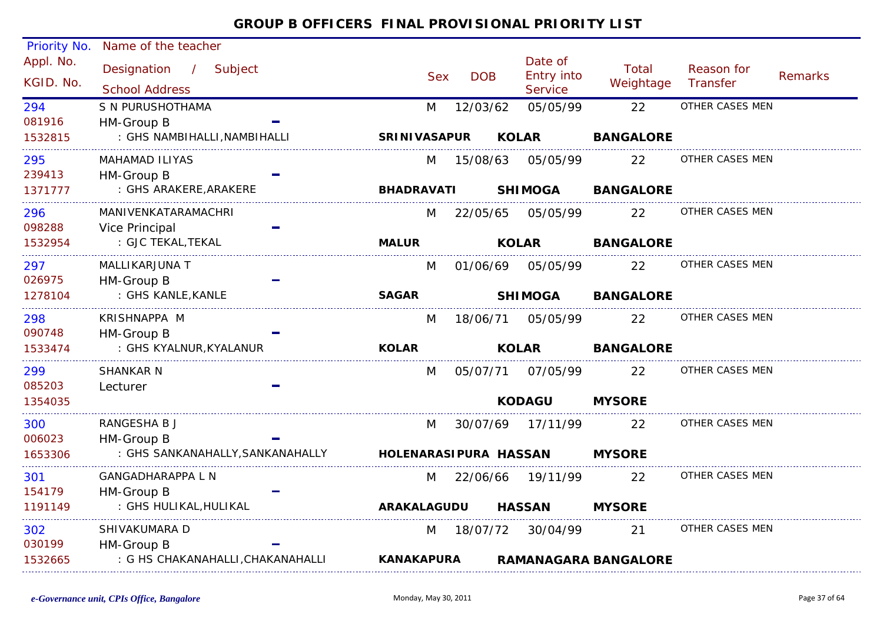# GROUP B OFFICERS FINAL PROVISIONAL PRIORITY LIST

| Priority No. / Appl. No. / KGID. No. | Name of the teacher / Designation / Subject / School Address | Sex | DOB | Date of Entry into Service | Total Weightage | Reason for Transfer | Remarks |
|---|---|---|---|---|---|---|---|
| 294<br>081916<br>1532815 | S N PURUSHOTHAMA<br>HM-Group B -<br>: GHS NAMBIHALLI,NAMBIHALLI<br>**SRINIVASAPUR KOLAR BANGALORE** | M | 12/03/62 | 05/05/99 | 22 | OTHER CASES MEN | |
| 295<br>239413<br>1371777 | MAHAMAD ILIYAS<br>HM-Group B -<br>: GHS ARAKERE,ARAKERE<br>**BHADRAVATI SHIMOGA BANGALORE** | M | 15/08/63 | 05/05/99 | 22 | OTHER CASES MEN | |
| 296<br>098288<br>1532954 | MANIVENKATARAMACHRI<br>Vice Principal -<br>: GJC TEKAL,TEKAL<br>**MALUR KOLAR BANGALORE** | M | 22/05/65 | 05/05/99 | 22 | OTHER CASES MEN | |
| 297<br>026975<br>1278104 | MALLIKARJUNA T<br>HM-Group B -<br>: GHS KANLE,KANLE<br>**SAGAR SHIMOGA BANGALORE** | M | 01/06/69 | 05/05/99 | 22 | OTHER CASES MEN | |
| 298<br>090748<br>1533474 | KRISHNAPPA M<br>HM-Group B -<br>: GHS KYALNUR,KYALANUR<br>**KOLAR KOLAR BANGALORE** | M | 18/06/71 | 05/05/99 | 22 | OTHER CASES MEN | |
| 299<br>085203<br>1354035 | SHANKAR N<br>Lecturer -<br>**KODAGU MYSORE** | M | 05/07/71 | 07/05/99 | 22 | OTHER CASES MEN | |
| 300<br>006023<br>1653306 | RANGESHA B J<br>HM-Group B -<br>: GHS SANKANAHALLY,SANKANAHALLY<br>**HOLENARASIPURA HASSAN MYSORE** | M | 30/07/69 | 17/11/99 | 22 | OTHER CASES MEN | |
| 301<br>154179<br>1191149 | GANGADHARAPPA L N<br>HM-Group B -<br>: GHS HULIKAL,HULIKAL<br>**ARAKALAGUDU HASSAN MYSORE** | M | 22/06/66 | 19/11/99 | 22 | OTHER CASES MEN | |
| 302<br>030199<br>1532665 | SHIVAKUMARA D<br>HM-Group B -<br>: G HS CHAKANAHALLI,CHAKANAHALLI<br>**KANAKAPURA RAMANAGARA BANGALORE** | M | 18/07/72 | 30/04/99 | 21 | OTHER CASES MEN | |

*e-Governance unit, CPIs Office, Bangalore* Monday, May 30, 2011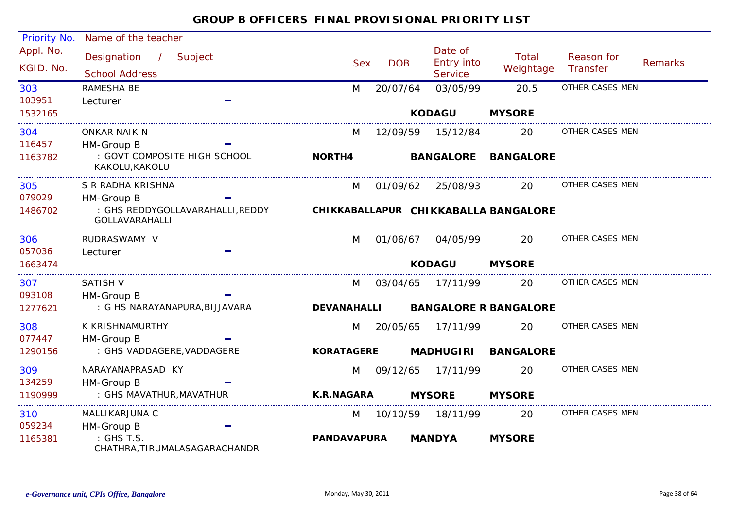# GROUP B OFFICERS FINAL PROVISIONAL PRIORITY LIST

| Priority No. / Appl. No. / KGID. No. | Name of the teacher / Designation / Subject / School Address | | Sex | DOB | Date of Entry into Service | Total Weightage | Reason for Transfer | Remarks |
|---|---|---|---|---|---|---|---|---|
| 303<br>103951<br>1532165 | RAMESHA BE<br>Lecturer | | M | 20/07/64 | 03/05/99<br>**KODAGU** | 20.5<br>**MYSORE** | OTHER CASES MEN | |
| 304<br>116457<br>1163782 | ONKAR NAIK N<br>HM-Group B<br>: GOVT COMPOSITE HIGH SCHOOL KAKOLU,KAKOLU | **NORTH4** | M | 12/09/59 | 15/12/84<br>**BANGALORE** | 20<br>**BANGALORE** | OTHER CASES MEN | |
| 305<br>079029<br>1486702 | S R RADHA KRISHNA<br>HM-Group B<br>: GHS REDDYGOLLAVARAHALLI,REDDY GOLLAVARAHALLI | **CHIKKABALLAPUR** | M | 01/09/62 | 25/08/93<br>**CHIKKABALLA** | 20<br>**BANGALORE** | OTHER CASES MEN | |
| 306<br>057036<br>1663474 | RUDRASWAMY V<br>Lecturer | | M | 01/06/67 | 04/05/99<br>**KODAGU** | 20<br>**MYSORE** | OTHER CASES MEN | |
| 307<br>093108<br>1277621 | SATISH V<br>HM-Group B<br>: G HS NARAYANAPURA,BIJJAVARA | **DEVANAHALLI** | M | 03/04/65 | 17/11/99<br>**BANGALORE R** | 20<br>**BANGALORE** | OTHER CASES MEN | |
| 308<br>077447<br>1290156 | K KRISHNAMURTHY<br>HM-Group B<br>: GHS VADDAGERE,VADDAGERE | **KORATAGERE** | M | 20/05/65 | 17/11/99<br>**MADHUGIRI** | 20<br>**BANGALORE** | OTHER CASES MEN | |
| 309<br>134259<br>1190999 | NARAYANAPRASAD KY<br>HM-Group B<br>: GHS MAVATHUR,MAVATHUR | **K.R.NAGARA** | M | 09/12/65 | 17/11/99<br>**MYSORE** | 20<br>**MYSORE** | OTHER CASES MEN | |
| 310<br>059234<br>1165381 | MALLIKARJUNA C<br>HM-Group B<br>: GHS T.S. CHATHRA,TIRUMALASAGARACHANDR | **PANDAVAPURA** | M | 10/10/59 | 18/11/99<br>**MANDYA** | 20<br>**MYSORE** | OTHER CASES MEN | |

*e-Governance unit, CPIs Office, Bangalore* — Monday, May 30, 2011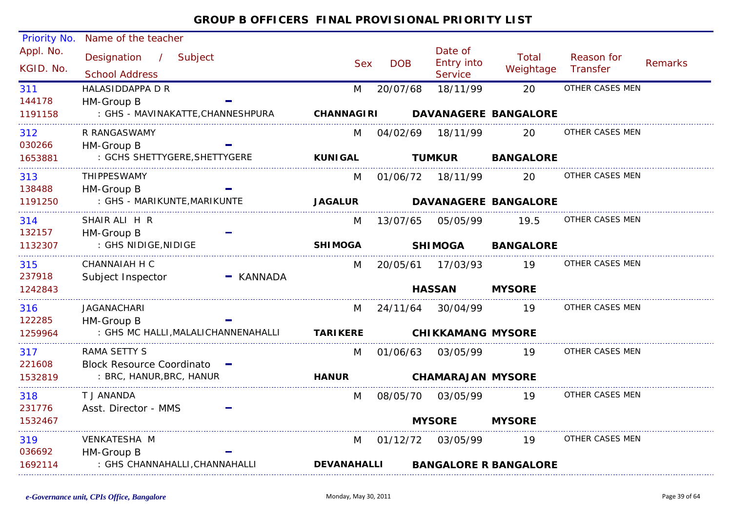## GROUP B OFFICERS FINAL PROVISIONAL PRIORITY LIST

| Priority No. / Appl. No. / KGID. No. | Name of the teacher / Designation / Subject / School Address | Sex | DOB | Date of Entry into Service | Total Weightage | Reason for Transfer | Remarks |
|---|---|---|---|---|---|---|---|
| 311 / 144178 / 1191158 | HALASIDDAPPA D R / HM-Group B - / : GHS - MAVINAKATTE,CHANNESHPURA **CHANNAGIRI DAVANAGERE BANGALORE** | M | 20/07/68 | 18/11/99 | 20 | OTHER CASES MEN | |
| 312 / 030266 / 1653881 | R RANGASWAMY / HM-Group B - / : GCHS SHETTYGERE,SHETTYGERE **KUNIGAL TUMKUR BANGALORE** | M | 04/02/69 | 18/11/99 | 20 | OTHER CASES MEN | |
| 313 / 138488 / 1191250 | THIPPESWAMY / HM-Group B - / : GHS - MARIKUNTE,MARIKUNTE **JAGALUR DAVANAGERE BANGALORE** | M | 01/06/72 | 18/11/99 | 20 | OTHER CASES MEN | |
| 314 / 132157 / 1132307 | SHAIR ALI H R / HM-Group B - / : GHS NIDIGE,NIDIGE **SHIMOGA SHIMOGA BANGALORE** | M | 13/07/65 | 05/05/99 | 19.5 | OTHER CASES MEN | |
| 315 / 237918 / 1242843 | CHANNAIAH H C / Subject Inspector - KANNADA / **HASSAN MYSORE** | M | 20/05/61 | 17/03/93 | 19 | OTHER CASES MEN | |
| 316 / 122285 / 1259964 | JAGANACHARI / HM-Group B - / : GHS MC HALLI,MALALICHANNENAHALLI **TARIKERE CHIKKAMANG MYSORE** | M | 24/11/64 | 30/04/99 | 19 | OTHER CASES MEN | |
| 317 / 221608 / 1532819 | RAMA SETTY S / Block Resource Coordinato - / : BRC, HANUR,BRC, HANUR **HANUR CHAMARAJAN MYSORE** | M | 01/06/63 | 03/05/99 | 19 | OTHER CASES MEN | |
| 318 / 231776 / 1532467 | T J ANANDA / Asst. Director - MMS - / **MYSORE MYSORE** | M | 08/05/70 | 03/05/99 | 19 | OTHER CASES MEN | |
| 319 / 036692 / 1692114 | VENKATESHA M / HM-Group B - / : GHS CHANNAHALLI,CHANNAHALLI **DEVANAHALLI BANGALORE R BANGALORE** | M | 01/12/72 | 03/05/99 | 19 | OTHER CASES MEN | |

*e-Governance unit, CPIs Office, Bangalore* — Monday, May 30, 2011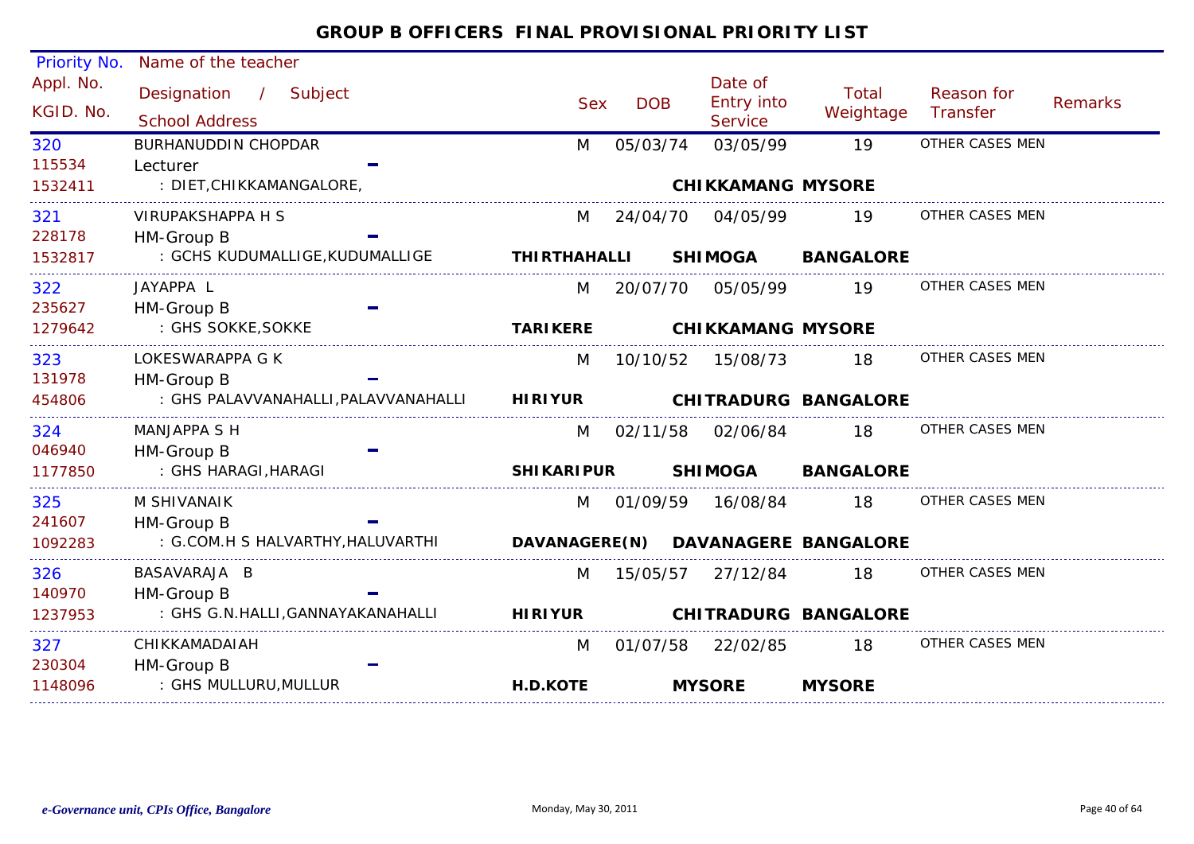# GROUP B OFFICERS FINAL PROVISIONAL PRIORITY LIST

| Priority No. / Appl. No. / KGID. No. | Name of the teacher / Designation / Subject / School Address | Sex | DOB | Date of Entry into Service | Total Weightage | Reason for Transfer | Remarks |
|---|---|---|---|---|---|---|---|
| 320 / 115534 / 1532411 | BURHANUDDIN CHOPDAR / Lecturer / : DIET,CHIKKAMANGALORE, / CHIKKAMANG MYSORE | M | 05/03/74 | 03/05/99 | 19 | OTHER CASES MEN | |
| 321 / 228178 / 1532817 | VIRUPAKSHAPPA H S / HM-Group B / : GCHS KUDUMALLIGE,KUDUMALLIGE / THIRTHAHALLI SHIMOGA BANGALORE | M | 24/04/70 | 04/05/99 | 19 | OTHER CASES MEN | |
| 322 / 235627 / 1279642 | JAYAPPA L / HM-Group B / : GHS SOKKE,SOKKE / TARIKERE CHIKKAMANG MYSORE | M | 20/07/70 | 05/05/99 | 19 | OTHER CASES MEN | |
| 323 / 131978 / 454806 | LOKESWARAPPA G K / HM-Group B / : GHS PALAVVANAHALLI,PALAVVANAHALLI / HIRIYUR CHITRADURG BANGALORE | M | 10/10/52 | 15/08/73 | 18 | OTHER CASES MEN | |
| 324 / 046940 / 1177850 | MANJAPPA S H / HM-Group B / : GHS HARAGI,HARAGI / SHIKARIPUR SHIMOGA BANGALORE | M | 02/11/58 | 02/06/84 | 18 | OTHER CASES MEN | |
| 325 / 241607 / 1092283 | M SHIVANAIK / HM-Group B / : G.COM.H S HALVARTHY,HALUVARTHI / DAVANAGERE(N) DAVANAGERE BANGALORE | M | 01/09/59 | 16/08/84 | 18 | OTHER CASES MEN | |
| 326 / 140970 / 1237953 | BASAVARAJA B / HM-Group B / : GHS G.N.HALLI,GANNAYAKANAHALLI / HIRIYUR CHITRADURG BANGALORE | M | 15/05/57 | 27/12/84 | 18 | OTHER CASES MEN | |
| 327 / 230304 / 1148096 | CHIKKAMADAIAH / HM-Group B / : GHS MULLURU,MULLUR / H.D.KOTE MYSORE MYSORE | M | 01/07/58 | 22/02/85 | 18 | OTHER CASES MEN | |

*e-Governance unit, CPIs Office, Bangalore* Monday, May 30, 2011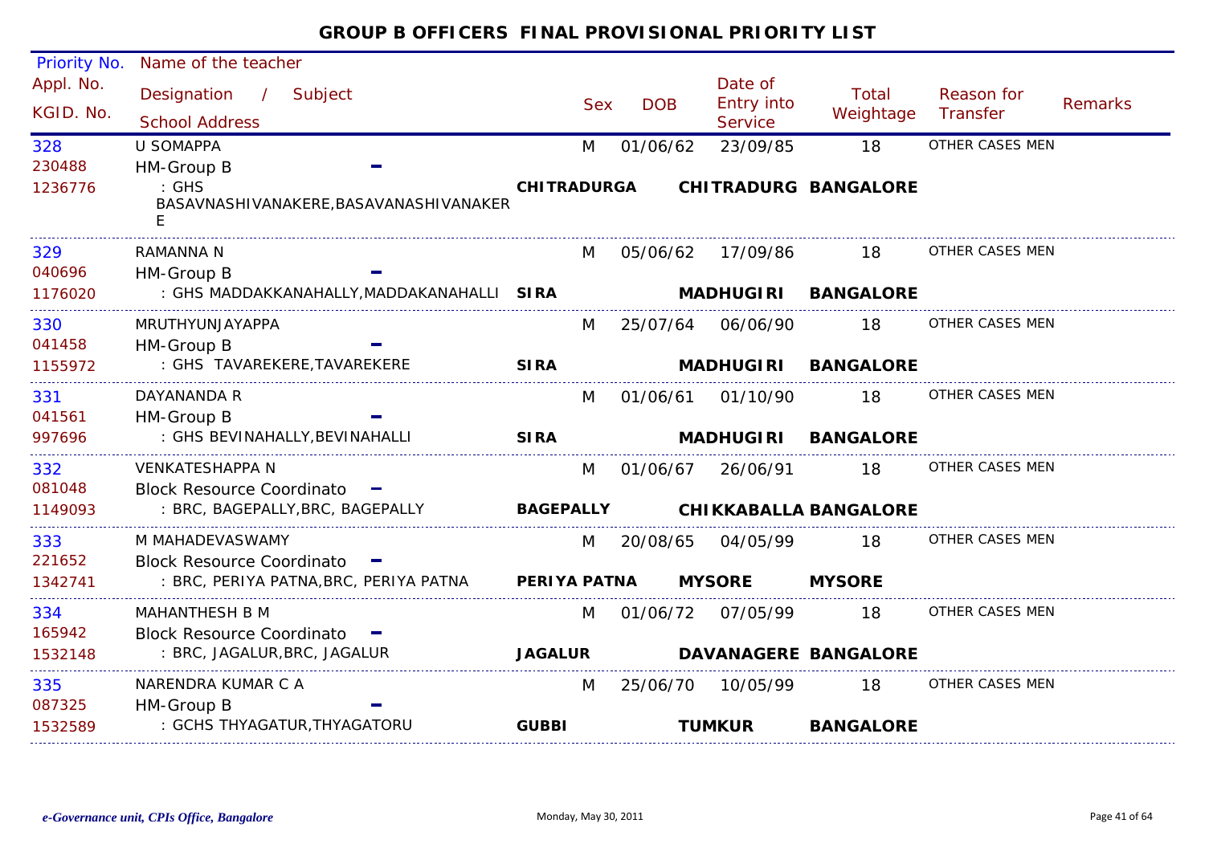# GROUP B OFFICERS FINAL PROVISIONAL PRIORITY LIST

| Priority No. / Appl. No. / KGID. No. | Name of the teacher / Designation / Subject / School Address | | Sex | DOB | Date of Entry into Service | Total Weightage | Reason for Transfer | Remarks |
|---|---|---|---|---|---|---|---|---|
| 328<br>230488<br>1236776 | U SOMAPPA<br>HM-Group B -<br>: GHS BASAVNASHIVANAKERE,BASAVANASHIVANAKERE | CHITRADURGA | M | 01/06/62 | 23/09/85<br>CHITRADURG | 18<br>BANGALORE | OTHER CASES MEN | |
| 329<br>040696<br>1176020 | RAMANNA N<br>HM-Group B -<br>: GHS MADDAKKANAHALLY,MADDAKANAHALLI | SIRA | M | 05/06/62 | 17/09/86<br>MADHUGIRI | 18<br>BANGALORE | OTHER CASES MEN | |
| 330<br>041458<br>1155972 | MRUTHYUNJAYAPPA<br>HM-Group B -<br>: GHS TAVAREKERE,TAVAREKERE | SIRA | M | 25/07/64 | 06/06/90<br>MADHUGIRI | 18<br>BANGALORE | OTHER CASES MEN | |
| 331<br>041561<br>997696 | DAYANANDA R<br>HM-Group B -<br>: GHS BEVINAHALLY,BEVINAHALLI | SIRA | M | 01/06/61 | 01/10/90<br>MADHUGIRI | 18<br>BANGALORE | OTHER CASES MEN | |
| 332<br>081048<br>1149093 | VENKATESHAPPA N<br>Block Resource Coordinato -<br>: BRC, BAGEPALLY,BRC, BAGEPALLY | BAGEPALLY | M | 01/06/67 | 26/06/91<br>CHIKKABALLA | 18<br>BANGALORE | OTHER CASES MEN | |
| 333<br>221652<br>1342741 | M MAHADEVASWAMY<br>Block Resource Coordinato -<br>: BRC, PERIYA PATNA,BRC, PERIYA PATNA | PERIYA PATNA | M | 20/08/65 | 04/05/99<br>MYSORE | 18<br>MYSORE | OTHER CASES MEN | |
| 334<br>165942<br>1532148 | MAHANTHESH B M<br>Block Resource Coordinato -<br>: BRC, JAGALUR,BRC, JAGALUR | JAGALUR | M | 01/06/72 | 07/05/99<br>DAVANAGERE | 18<br>BANGALORE | OTHER CASES MEN | |
| 335<br>087325<br>1532589 | NARENDRA KUMAR C A<br>HM-Group B -<br>: GCHS THYAGATUR,THYAGATORU | GUBBI | M | 25/06/70 | 10/05/99<br>TUMKUR | 18<br>BANGALORE | OTHER CASES MEN | |

*e-Governance unit, CPIs Office, Bangalore* Monday, May 30, 2011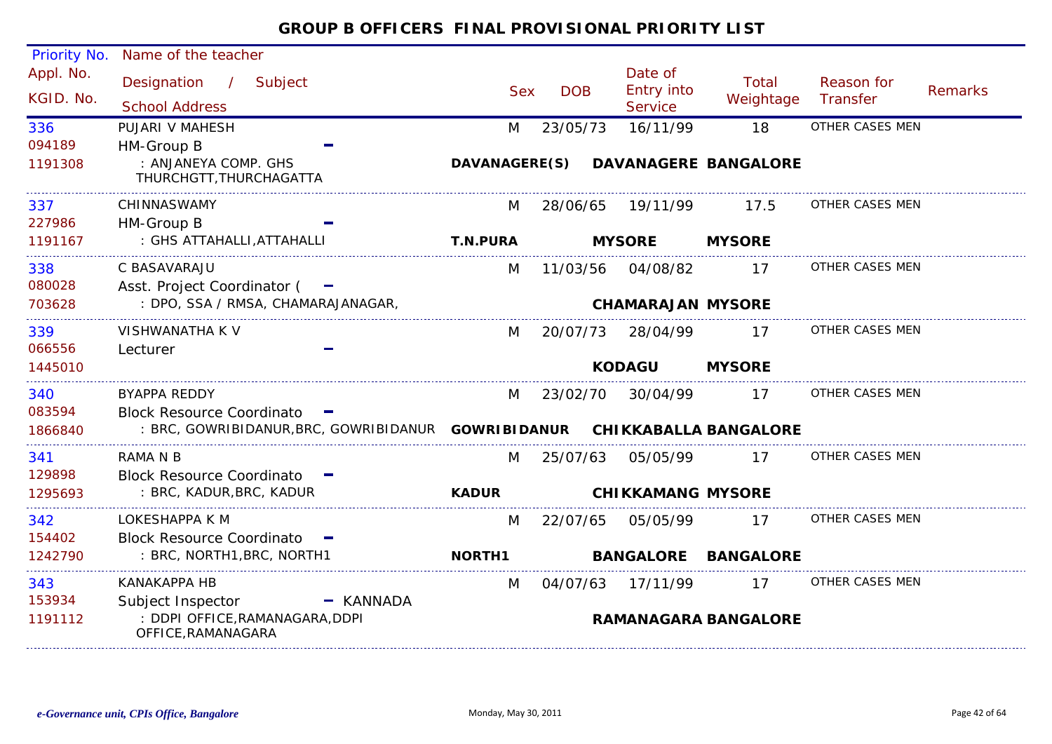# GROUP B OFFICERS FINAL PROVISIONAL PRIORITY LIST

| Priority No. / Appl. No. / KGID. No. | Name of the teacher / Designation / Subject / School Address | | Sex | DOB | Date of Entry into Service | Total Weightage | Reason for Transfer | Remarks |
|---|---|---|---|---|---|---|---|---|
| 336<br>094189<br>1191308 | PUJARI V MAHESH<br>HM-Group B -<br>: ANJANEYA COMP. GHS THURCHGTT,THURCHAGATTA | **DAVANAGERE(S)** | M | 23/05/73 | 16/11/99<br>**DAVANAGERE** | 18<br>**BANGALORE** | OTHER CASES MEN | |
| 337<br>227986<br>1191167 | CHINNASWAMY<br>HM-Group B -<br>: GHS ATTAHALLI,ATTAHALLI | **T.N.PURA** | M | 28/06/65 | 19/11/99<br>**MYSORE** | 17.5<br>**MYSORE** | OTHER CASES MEN | |
| 338<br>080028<br>703628 | C BASAVARAJU<br>Asst. Project Coordinator ( -<br>: DPO, SSA / RMSA, CHAMARAJANAGAR, | | M | 11/03/56 | 04/08/82<br>**CHAMARAJAN** | 17<br>**MYSORE** | OTHER CASES MEN | |
| 339<br>066556<br>1445010 | VISHWANATHA K V<br>Lecturer - | | M | 20/07/73 | 28/04/99<br>**KODAGU** | 17<br>**MYSORE** | OTHER CASES MEN | |
| 340<br>083594<br>1866840 | BYAPPA REDDY<br>Block Resource Coordinato -<br>: BRC, GOWRIBIDANUR,BRC, GOWRIBIDANUR | **GOWRIBIDANUR** | M | 23/02/70 | 30/04/99<br>**CHIKKABALLA** | 17<br>**BANGALORE** | OTHER CASES MEN | |
| 341<br>129898<br>1295693 | RAMA N B<br>Block Resource Coordinato -<br>: BRC, KADUR,BRC, KADUR | **KADUR** | M | 25/07/63 | 05/05/99<br>**CHIKKAMANG** | 17<br>**MYSORE** | OTHER CASES MEN | |
| 342<br>154402<br>1242790 | LOKESHAPPA K M<br>Block Resource Coordinato -<br>: BRC, NORTH1,BRC, NORTH1 | **NORTH1** | M | 22/07/65 | 05/05/99<br>**BANGALORE** | 17<br>**BANGALORE** | OTHER CASES MEN | |
| 343<br>153934<br>1191112 | KANAKAPPA HB<br>Subject Inspector - KANNADA<br>: DDPI OFFICE,RAMANAGARA,DDPI OFFICE,RAMANAGARA | | M | 04/07/63 | 17/11/99<br>**RAMANAGARA** | 17<br>**BANGALORE** | OTHER CASES MEN | |

*e-Governance unit, CPIs Office, Bangalore* Monday, May 30, 2011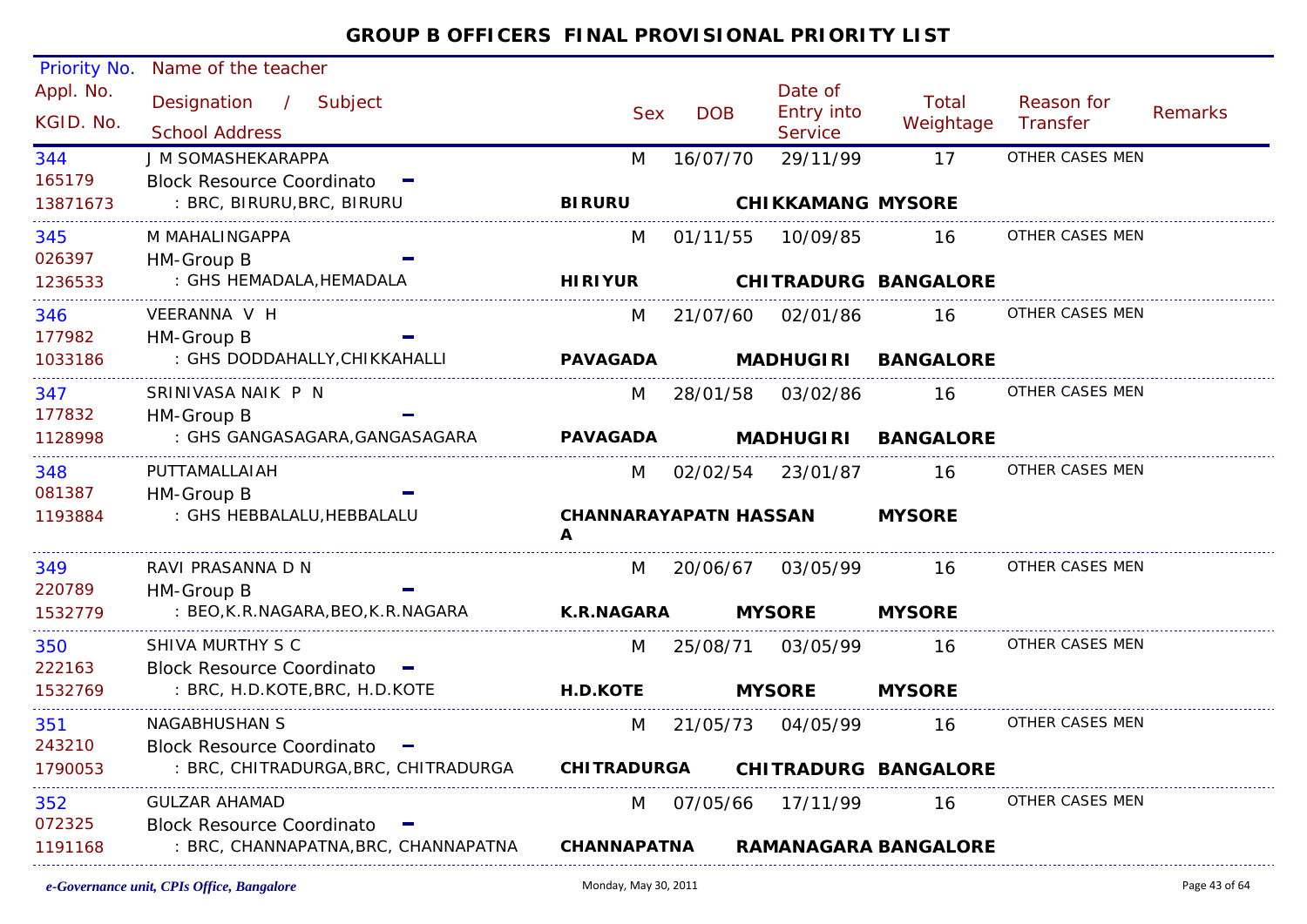# GROUP B OFFICERS FINAL PROVISIONAL PRIORITY LIST

| Priority No. / Appl. No. / KGID. No. | Name of the teacher / Designation / Subject / School Address | Sex | DOB | Date of Entry into Service | Total Weightage | Reason for Transfer | Remarks |
|---|---|---|---|---|---|---|---|
| 344 / 165179 / 13871673 | J M SOMASHEKARAPPA / Block Resource Coordinato - / : BRC, BIRURU,BRC, BIRURU / **BIRURU** **CHIKKAMANG** **MYSORE** | M | 16/07/70 | 29/11/99 | 17 | OTHER CASES MEN | |
| 345 / 026397 / 1236533 | M MAHALINGAPPA / HM-Group B - / : GHS HEMADALA,HEMADALA / **HIRIYUR** **CHITRADURG** **BANGALORE** | M | 01/11/55 | 10/09/85 | 16 | OTHER CASES MEN | |
| 346 / 177982 / 1033186 | VEERANNA V H / HM-Group B - / : GHS DODDAHALLY,CHIKKAHALLI / **PAVAGADA** **MADHUGIRI** **BANGALORE** | M | 21/07/60 | 02/01/86 | 16 | OTHER CASES MEN | |
| 347 / 177832 / 1128998 | SRINIVASA NAIK P N / HM-Group B - / : GHS GANGASAGARA,GANGASAGARA / **PAVAGADA** **MADHUGIRI** **BANGALORE** | M | 28/01/58 | 03/02/86 | 16 | OTHER CASES MEN | |
| 348 / 081387 / 1193884 | PUTTAMALLAIAH / HM-Group B - / : GHS HEBBALALU,HEBBALALU / **CHANNARAYAPATNA** **HASSAN** **MYSORE** | M | 02/02/54 | 23/01/87 | 16 | OTHER CASES MEN | |
| 349 / 220789 / 1532779 | RAVI PRASANNA D N / HM-Group B - / : BEO,K.R.NAGARA,BEO,K.R.NAGARA / **K.R.NAGARA** **MYSORE** **MYSORE** | M | 20/06/67 | 03/05/99 | 16 | OTHER CASES MEN | |
| 350 / 222163 / 1532769 | SHIVA MURTHY S C / Block Resource Coordinato - / : BRC, H.D.KOTE,BRC, H.D.KOTE / **H.D.KOTE** **MYSORE** **MYSORE** | M | 25/08/71 | 03/05/99 | 16 | OTHER CASES MEN | |
| 351 / 243210 / 1790053 | NAGABHUSHAN S / Block Resource Coordinato - / : BRC, CHITRADURGA,BRC, CHITRADURGA / **CHITRADURGA** **CHITRADURG** **BANGALORE** | M | 21/05/73 | 04/05/99 | 16 | OTHER CASES MEN | |
| 352 / 072325 / 1191168 | GULZAR AHAMAD / Block Resource Coordinato - / : BRC, CHANNAPATNA,BRC, CHANNAPATNA / **CHANNAPATNA** **RAMANAGARA** **BANGALORE** | M | 07/05/66 | 17/11/99 | 16 | OTHER CASES MEN | |

*e-Governance unit, CPIs Office, Bangalore* Monday, May 30, 2011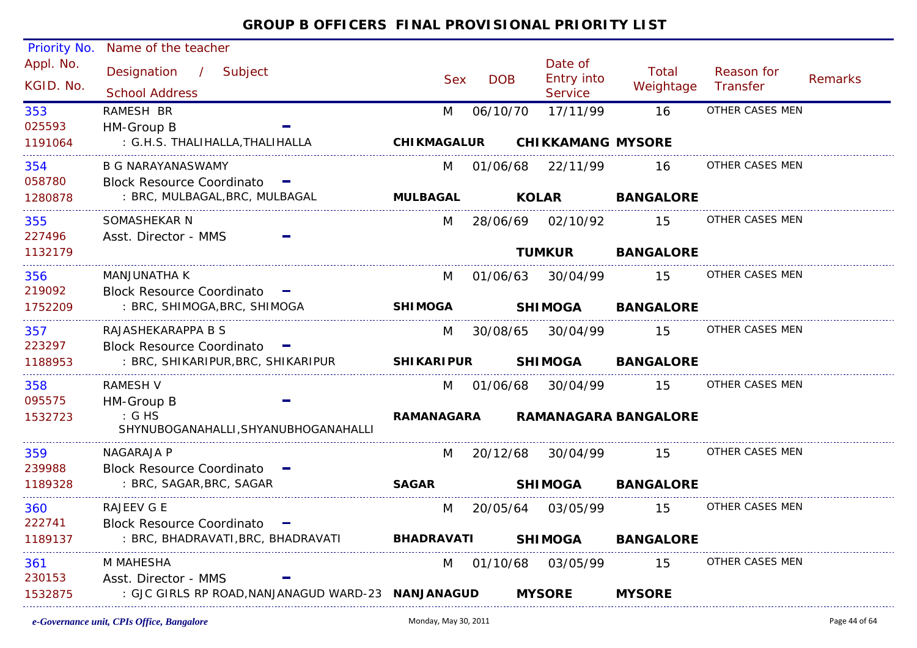## GROUP B OFFICERS FINAL PROVISIONAL PRIORITY LIST

| Priority No. / Appl. No. / KGID. No. | Name of the teacher / Designation / Subject / School Address | Sex | DOB | Date of Entry into Service | Total Weightage | Reason for Transfer | Remarks |
|---|---|---|---|---|---|---|---|
| 353<br>025593<br>1191064 | RAMESH BR<br>HM-Group B -<br>: G.H.S. THALIHALLA,THALIHALLA<br>**CHIKMAGALUR CHIKKAMANG MYSORE** | M | 06/10/70 | 17/11/99 | 16 | OTHER CASES MEN | |
| 354<br>058780<br>1280878 | B G NARAYANASWAMY<br>Block Resource Coordinato -<br>: BRC, MULBAGAL,BRC, MULBAGAL<br>**MULBAGAL KOLAR BANGALORE** | M | 01/06/68 | 22/11/99 | 16 | OTHER CASES MEN | |
| 355<br>227496<br>1132179 | SOMASHEKAR N<br>Asst. Director - MMS -<br>**TUMKUR BANGALORE** | M | 28/06/69 | 02/10/92 | 15 | OTHER CASES MEN | |
| 356<br>219092<br>1752209 | MANJUNATHA K<br>Block Resource Coordinato -<br>: BRC, SHIMOGA,BRC, SHIMOGA<br>**SHIMOGA SHIMOGA BANGALORE** | M | 01/06/63 | 30/04/99 | 15 | OTHER CASES MEN | |
| 357<br>223297<br>1188953 | RAJASHEKARAPPA B S<br>Block Resource Coordinato -<br>: BRC, SHIKARIPUR,BRC, SHIKARIPUR<br>**SHIKARIPUR SHIMOGA BANGALORE** | M | 30/08/65 | 30/04/99 | 15 | OTHER CASES MEN | |
| 358<br>095575<br>1532723 | RAMESH V<br>HM-Group B -<br>: G HS SHYNUBOGANAHALLI,SHYANUBHOGANAHALLI<br>**RAMANAGARA RAMANAGARA BANGALORE** | M | 01/06/68 | 30/04/99 | 15 | OTHER CASES MEN | |
| 359<br>239988<br>1189328 | NAGARAJA P<br>Block Resource Coordinato -<br>: BRC, SAGAR,BRC, SAGAR<br>**SAGAR SHIMOGA BANGALORE** | M | 20/12/68 | 30/04/99 | 15 | OTHER CASES MEN | |
| 360<br>222741<br>1189137 | RAJEEV G E<br>Block Resource Coordinato -<br>: BRC, BHADRAVATI,BRC, BHADRAVATI<br>**BHADRAVATI SHIMOGA BANGALORE** | M | 20/05/64 | 03/05/99 | 15 | OTHER CASES MEN | |
| 361<br>230153<br>1532875 | M MAHESHA<br>Asst. Director - MMS -<br>: GJC GIRLS RP ROAD,NANJANAGUD WARD-23<br>**NANJANAGUD MYSORE MYSORE** | M | 01/10/68 | 03/05/99 | 15 | OTHER CASES MEN | |

*e-Governance unit, CPIs Office, Bangalore* Monday, May 30, 2011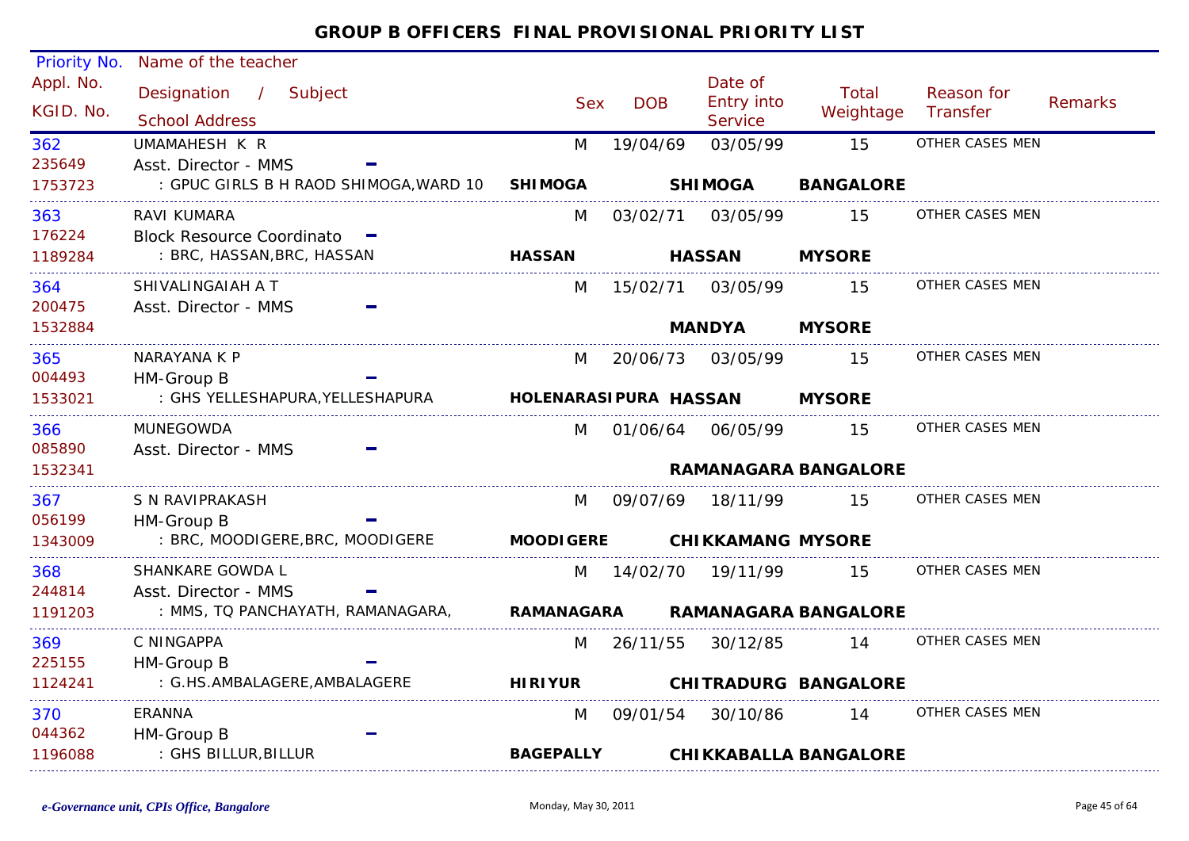# GROUP B OFFICERS FINAL PROVISIONAL PRIORITY LIST

| Priority No. / Appl. No. / KGID. No. | Name of the teacher / Designation / Subject / School Address | Sex | DOB | Date of Entry into Service | Total Weightage | Reason for Transfer | Remarks |
|---|---|---|---|---|---|---|---|
| 362 / 235649 / 1753723 | UMAMAHESH K R / Asst. Director - MMS - / : GPUC GIRLS B H RAOD SHIMOGA,WARD 10 **SHIMOGA** **SHIMOGA** **BANGALORE** | M | 19/04/69 | 03/05/99 | 15 | OTHER CASES MEN | |
| 363 / 176224 / 1189284 | RAVI KUMARA / Block Resource Coordinato - / : BRC, HASSAN,BRC, HASSAN **HASSAN** **HASSAN** **MYSORE** | M | 03/02/71 | 03/05/99 | 15 | OTHER CASES MEN | |
| 364 / 200475 / 1532884 | SHIVALINGAIAH A T / Asst. Director - MMS - / **MANDYA** **MYSORE** | M | 15/02/71 | 03/05/99 | 15 | OTHER CASES MEN | |
| 365 / 004493 / 1533021 | NARAYANA K P / HM-Group B - / : GHS YELLESHAPURA,YELLESHAPURA **HOLENARASIPURA** **HASSAN** **MYSORE** | M | 20/06/73 | 03/05/99 | 15 | OTHER CASES MEN | |
| 366 / 085890 / 1532341 | MUNEGOWDA / Asst. Director - MMS - / **RAMANAGARA** **BANGALORE** | M | 01/06/64 | 06/05/99 | 15 | OTHER CASES MEN | |
| 367 / 056199 / 1343009 | S N RAVIPRAKASH / HM-Group B - / : BRC, MOODIGERE,BRC, MOODIGERE **MOODIGERE** **CHIKKAMANG** **MYSORE** | M | 09/07/69 | 18/11/99 | 15 | OTHER CASES MEN | |
| 368 / 244814 / 1191203 | SHANKARE GOWDA L / Asst. Director - MMS - / : MMS, TQ PANCHAYATH, RAMANAGARA, **RAMANAGARA** **RAMANAGARA** **BANGALORE** | M | 14/02/70 | 19/11/99 | 15 | OTHER CASES MEN | |
| 369 / 225155 / 1124241 | C NINGAPPA / HM-Group B - / : G.HS.AMBALAGERE,AMBALAGERE **HIRIYUR** **CHITRADURG** **BANGALORE** | M | 26/11/55 | 30/12/85 | 14 | OTHER CASES MEN | |
| 370 / 044362 / 1196088 | ERANNA / HM-Group B - / : GHS BILLUR,BILLUR **BAGEPALLY** **CHIKKABALLA** **BANGALORE** | M | 09/01/54 | 30/10/86 | 14 | OTHER CASES MEN | |

*e-Governance unit, CPIs Office, Bangalore* Monday, May 30, 2011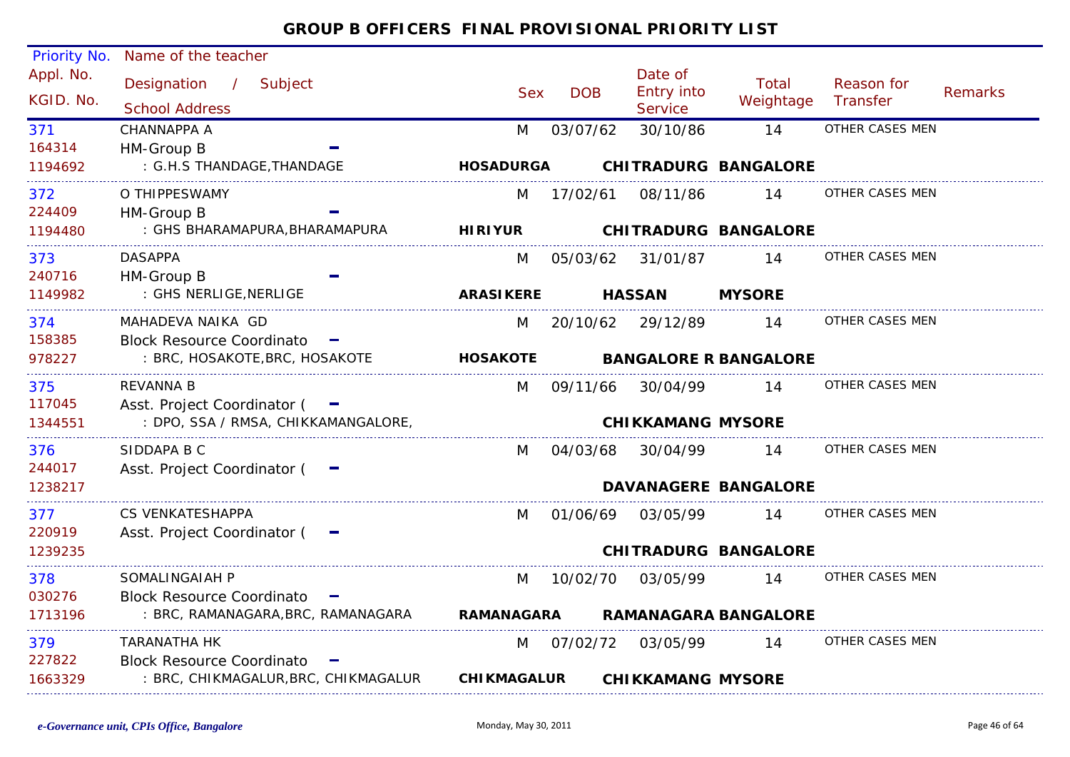## GROUP B OFFICERS FINAL PROVISIONAL PRIORITY LIST

| Priority No. / Appl. No. / KGID. No. | Name of the teacher / Designation / Subject / School Address | Sex | DOB | Date of Entry into Service | Total Weightage | Reason for Transfer | Remarks |
|---|---|---|---|---|---|---|---|
| 371 / 164314 / 1194692 | CHANNAPPA A / HM-Group B - / : G.H.S THANDAGE,THANDAGE — **HOSADURGA** **CHITRADURG BANGALORE** | M | 03/07/62 | 30/10/86 | 14 | OTHER CASES MEN | |
| 372 / 224409 / 1194480 | O THIPPESWAMY / HM-Group B - / : GHS BHARAMAPURA,BHARAMAPURA — **HIRIYUR** **CHITRADURG BANGALORE** | M | 17/02/61 | 08/11/86 | 14 | OTHER CASES MEN | |
| 373 / 240716 / 1149982 | DASAPPA / HM-Group B - / : GHS NERLIGE,NERLIGE — **ARASIKERE** **HASSAN** **MYSORE** | M | 05/03/62 | 31/01/87 | 14 | OTHER CASES MEN | |
| 374 / 158385 / 978227 | MAHADEVA NAIKA GD / Block Resource Coordinato - / : BRC, HOSAKOTE,BRC, HOSAKOTE — **HOSAKOTE** **BANGALORE R BANGALORE** | M | 20/10/62 | 29/12/89 | 14 | OTHER CASES MEN | |
| 375 / 117045 / 1344551 | REVANNA B / Asst. Project Coordinator ( - / : DPO, SSA / RMSA, CHIKKAMANGALORE, — **CHIKKAMANG MYSORE** | M | 09/11/66 | 30/04/99 | 14 | OTHER CASES MEN | |
| 376 / 244017 / 1238217 | SIDDAPA B C / Asst. Project Coordinator ( - / **DAVANAGERE BANGALORE** | M | 04/03/68 | 30/04/99 | 14 | OTHER CASES MEN | |
| 377 / 220919 / 1239235 | CS VENKATESHAPPA / Asst. Project Coordinator ( - / **CHITRADURG BANGALORE** | M | 01/06/69 | 03/05/99 | 14 | OTHER CASES MEN | |
| 378 / 030276 / 1713196 | SOMALINGAIAH P / Block Resource Coordinato - / : BRC, RAMANAGARA,BRC, RAMANAGARA — **RAMANAGARA** **RAMANAGARA BANGALORE** | M | 10/02/70 | 03/05/99 | 14 | OTHER CASES MEN | |
| 379 / 227822 / 1663329 | TARANATHA HK / Block Resource Coordinato - / : BRC, CHIKMAGALUR,BRC, CHIKMAGALUR — **CHIKMAGALUR** **CHIKKAMANG MYSORE** | M | 07/02/72 | 03/05/99 | 14 | OTHER CASES MEN | |

*e-Governance unit, CPIs Office, Bangalore* Monday, May 30, 2011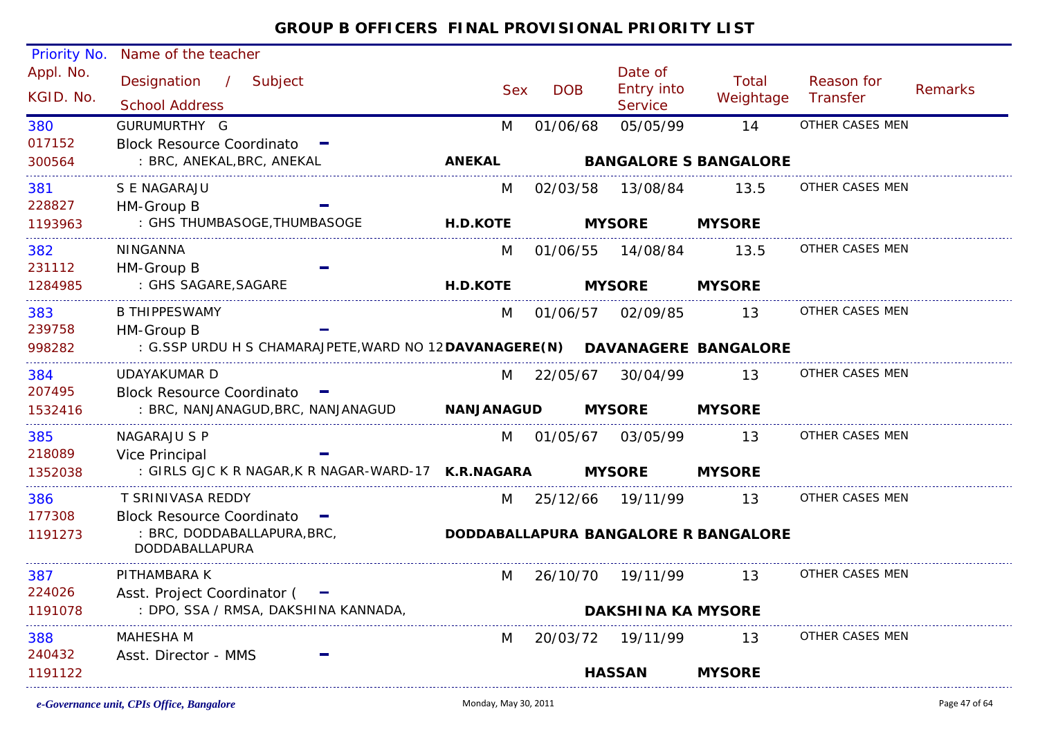# GROUP B OFFICERS FINAL PROVISIONAL PRIORITY LIST

| Priority No. / Appl. No. / KGID. No. | Name of the teacher / Designation / Subject / School Address | Sex | DOB | Date of Entry into Service | Total Weightage | Reason for Transfer | Remarks |
|---|---|---|---|---|---|---|---|
| 380<br>017152<br>300564 | GURUMURTHY G<br>Block Resource Coordinato -<br>: BRC, ANEKAL,BRC, ANEKAL **ANEKAL** **BANGALORE S BANGALORE** | M | 01/06/68 | 05/05/99 | 14 | OTHER CASES MEN | |
| 381<br>228827<br>1193963 | S E NAGARAJU<br>HM-Group B -<br>: GHS THUMBASOGE,THUMBASOGE **H.D.KOTE** **MYSORE** **MYSORE** | M | 02/03/58 | 13/08/84 | 13.5 | OTHER CASES MEN | |
| 382<br>231112<br>1284985 | NINGANNA<br>HM-Group B -<br>: GHS SAGARE,SAGARE **H.D.KOTE** **MYSORE** **MYSORE** | M | 01/06/55 | 14/08/84 | 13.5 | OTHER CASES MEN | |
| 383<br>239758<br>998282 | B THIPPESWAMY<br>HM-Group B -<br>: G.SSP URDU H S CHAMARAJPETE,WARD NO 12 **DAVANAGERE(N)** **DAVANAGERE BANGALORE** | M | 01/06/57 | 02/09/85 | 13 | OTHER CASES MEN | |
| 384<br>207495<br>1532416 | UDAYAKUMAR D<br>Block Resource Coordinato -<br>: BRC, NANJANAGUD,BRC, NANJANAGUD **NANJANAGUD** **MYSORE** **MYSORE** | M | 22/05/67 | 30/04/99 | 13 | OTHER CASES MEN | |
| 385<br>218089<br>1352038 | NAGARAJU S P<br>Vice Principal -<br>: GIRLS GJC K R NAGAR,K R NAGAR-WARD-17 **K.R.NAGARA** **MYSORE** **MYSORE** | M | 01/05/67 | 03/05/99 | 13 | OTHER CASES MEN | |
| 386<br>177308<br>1191273 | T SRINIVASA REDDY<br>Block Resource Coordinato -<br>: BRC, DODDABALLAPURA,BRC, DODDABALLAPURA **DODDABALLAPURA** **BANGALORE R BANGALORE** | M | 25/12/66 | 19/11/99 | 13 | OTHER CASES MEN | |
| 387<br>224026<br>1191078 | PITHAMBARA K<br>Asst. Project Coordinator ( -<br>: DPO, SSA / RMSA, DAKSHINA KANNADA, **DAKSHINA KA MYSORE** | M | 26/10/70 | 19/11/99 | 13 | OTHER CASES MEN | |
| 388<br>240432<br>1191122 | MAHESHA M<br>Asst. Director - MMS -<br>**HASSAN** **MYSORE** | M | 20/03/72 | 19/11/99 | 13 | OTHER CASES MEN | |

*e-Governance unit, CPIs Office, Bangalore* — Monday, May 30, 2011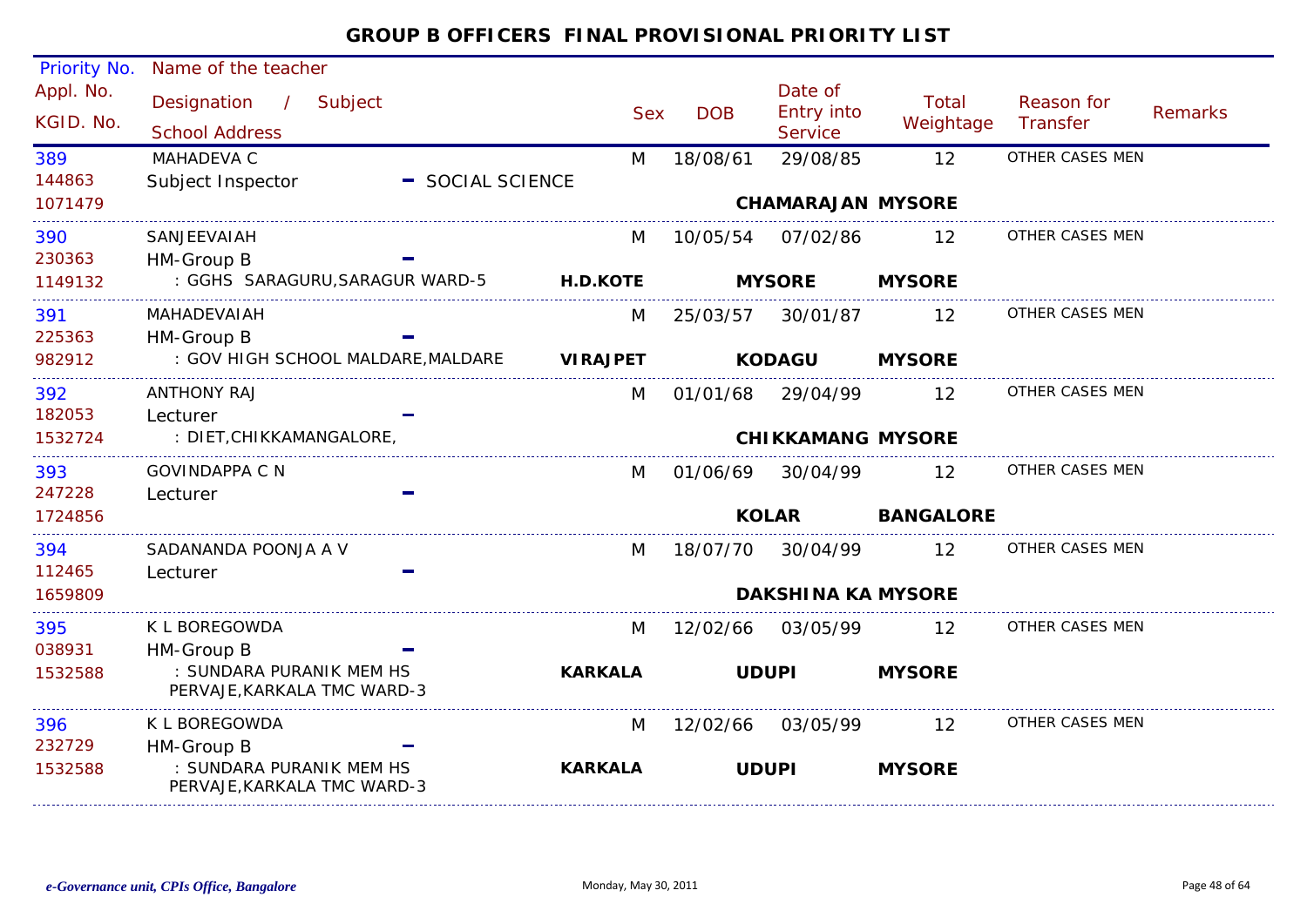## GROUP B OFFICERS FINAL PROVISIONAL PRIORITY LIST

| Priority No. / Appl. No. / KGID. No. | Name of the teacher / Designation / Subject / School Address | | Sex | DOB | Date of Entry into Service | Total Weightage | Reason for Transfer | Remarks |
|---|---|---|---|---|---|---|---|---|
| 389<br>144863<br>1071479 | MAHADEVA C<br>Subject Inspector - SOCIAL SCIENCE | | M | 18/08/61 | 29/08/85<br>**CHAMARAJAN** | 12<br>**MYSORE** | OTHER CASES MEN | |
| 390<br>230363<br>1149132 | SANJEEVAIAH<br>HM-Group B -<br>: GGHS SARAGURU,SARAGUR WARD-5 | **H.D.KOTE** | M | 10/05/54 | 07/02/86<br>**MYSORE** | 12<br>**MYSORE** | OTHER CASES MEN | |
| 391<br>225363<br>982912 | MAHADEVAIAH<br>HM-Group B -<br>: GOV HIGH SCHOOL MALDARE,MALDARE | **VIRAJPET** | M | 25/03/57 | 30/01/87<br>**KODAGU** | 12<br>**MYSORE** | OTHER CASES MEN | |
| 392<br>182053<br>1532724 | ANTHONY RAJ<br>Lecturer -<br>: DIET,CHIKKAMANGALORE, | | M | 01/01/68 | 29/04/99<br>**CHIKKAMANG** | 12<br>**MYSORE** | OTHER CASES MEN | |
| 393<br>247228<br>1724856 | GOVINDAPPA C N<br>Lecturer - | | M | 01/06/69 | 30/04/99<br>**KOLAR** | 12<br>**BANGALORE** | OTHER CASES MEN | |
| 394<br>112465<br>1659809 | SADANANDA POONJA A V<br>Lecturer - | | M | 18/07/70 | 30/04/99<br>**DAKSHINA KA** | 12<br>**MYSORE** | OTHER CASES MEN | |
| 395<br>038931<br>1532588 | K L BOREGOWDA<br>HM-Group B -<br>: SUNDARA PURANIK MEM HS PERVAJE,KARKALA TMC WARD-3 | **KARKALA** | M | 12/02/66 | 03/05/99<br>**UDUPI** | 12<br>**MYSORE** | OTHER CASES MEN | |
| 396<br>232729<br>1532588 | K L BOREGOWDA<br>HM-Group B -<br>: SUNDARA PURANIK MEM HS PERVAJE,KARKALA TMC WARD-3 | **KARKALA** | M | 12/02/66 | 03/05/99<br>**UDUPI** | 12<br>**MYSORE** | OTHER CASES MEN | |

*e-Governance unit, CPIs Office, Bangalore* Monday, May 30, 2011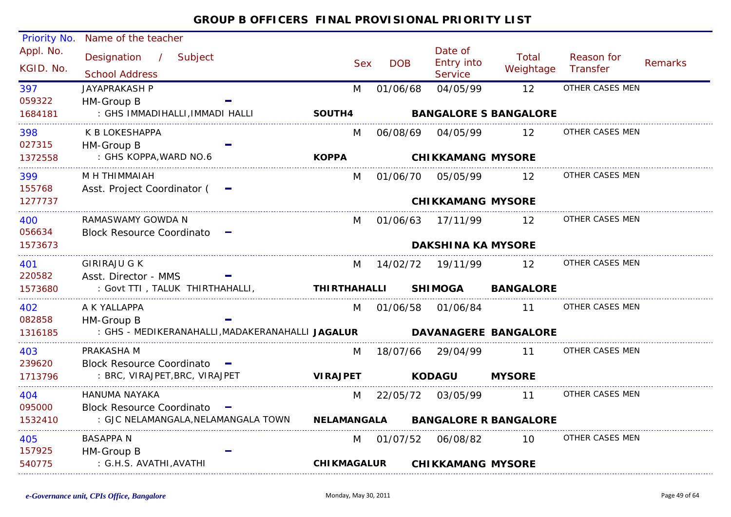## GROUP B OFFICERS FINAL PROVISIONAL PRIORITY LIST

| Priority No. / Appl. No. / KGID. No. | Name of the teacher / Designation / Subject / School Address | | | Sex | DOB | Date of Entry into Service | Total Weightage | Reason for Transfer | Remarks |
|---|---|---|---|---|---|---|---|---|---|
| 397 / 059322 / 1684181 | JAYAPRAKASH P / HM-Group B / : GHS IMMADIHALLI,IMMADI HALLI | SOUTH4 | BANGALORE S BANGALORE | M | 01/06/68 | 04/05/99 | 12 | OTHER CASES MEN | |
| 398 / 027315 / 1372558 | K B LOKESHAPPA / HM-Group B / : GHS KOPPA,WARD NO.6 | KOPPA | CHIKKAMANG MYSORE | M | 06/08/69 | 04/05/99 | 12 | OTHER CASES MEN | |
| 399 / 155768 / 1277737 | M H THIMMAIAH / Asst. Project Coordinator ( | | CHIKKAMANG MYSORE | M | 01/06/70 | 05/05/99 | 12 | OTHER CASES MEN | |
| 400 / 056634 / 1573673 | RAMASWAMY GOWDA N / Block Resource Coordinato | | DAKSHINA KA MYSORE | M | 01/06/63 | 17/11/99 | 12 | OTHER CASES MEN | |
| 401 / 220582 / 1573680 | GIRIRAJU G K / Asst. Director - MMS / : Govt TTI , TALUK THIRTHAHALLI, | THIRTHAHALLI | SHIMOGA BANGALORE | M | 14/02/72 | 19/11/99 | 12 | OTHER CASES MEN | |
| 402 / 082858 / 1316185 | A K YALLAPPA / HM-Group B / : GHS - MEDIKERANAHALLI,MADAKERANAHALLI | JAGALUR | DAVANAGERE BANGALORE | M | 01/06/58 | 01/06/84 | 11 | OTHER CASES MEN | |
| 403 / 239620 / 1713796 | PRAKASHA M / Block Resource Coordinato / : BRC, VIRAJPET,BRC, VIRAJPET | VIRAJPET | KODAGU MYSORE | M | 18/07/66 | 29/04/99 | 11 | OTHER CASES MEN | |
| 404 / 095000 / 1532410 | HANUMA NAYAKA / Block Resource Coordinato / : GJC NELAMANGALA,NELAMANGALA TOWN | NELAMANGALA | BANGALORE R BANGALORE | M | 22/05/72 | 03/05/99 | 11 | OTHER CASES MEN | |
| 405 / 157925 / 540775 | BASAPPA N / HM-Group B / : G.H.S. AVATHI,AVATHI | CHIKMAGALUR | CHIKKAMANG MYSORE | M | 01/07/52 | 06/08/82 | 10 | OTHER CASES MEN | |

*e-Governance unit, CPIs Office, Bangalore* — Monday, May 30, 2011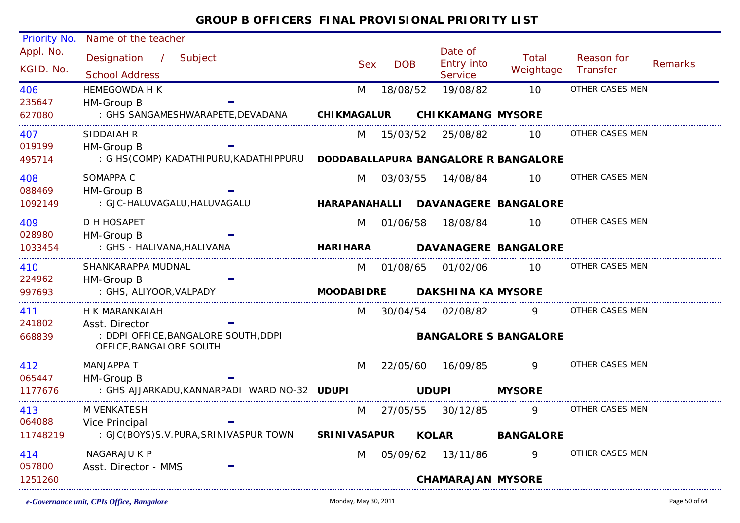## GROUP B OFFICERS FINAL PROVISIONAL PRIORITY LIST

| Priority No. / Appl. No. / KGID. No. | Name of the teacher / Designation / Subject / School Address | Sex | DOB | Date of Entry into Service | Total Weightage | Reason for Transfer | Remarks |
|---|---|---|---|---|---|---|---|
| 406<br>235647<br>627080 | HEMEGOWDA H K<br>HM-Group B -<br>: GHS SANGAMESHWARAPETE,DEVADANA **CHIKMAGALUR CHIKKAMANG MYSORE** | M | 18/08/52 | 19/08/82 | 10 | OTHER CASES MEN | |
| 407<br>019199<br>495714 | SIDDAIAH R<br>HM-Group B -<br>: G HS(COMP) KADATHIPURU,KADATHIPPURU **DODDABALLAPURA BANGALORE R BANGALORE** | M | 15/03/52 | 25/08/82 | 10 | OTHER CASES MEN | |
| 408<br>088469<br>1092149 | SOMAPPA C<br>HM-Group B -<br>: GJC-HALUVAGALU,HALUVAGALU **HARAPANAHALLI DAVANAGERE BANGALORE** | M | 03/03/55 | 14/08/84 | 10 | OTHER CASES MEN | |
| 409<br>028980<br>1033454 | D H HOSAPET<br>HM-Group B -<br>: GHS - HALIVANA,HALIVANA **HARIHARA DAVANAGERE BANGALORE** | M | 01/06/58 | 18/08/84 | 10 | OTHER CASES MEN | |
| 410<br>224962<br>997693 | SHANKARAPPA MUDNAL<br>HM-Group B -<br>: GHS, ALIYOOR,VALPADY **MOODABIDRE DAKSHINA KA MYSORE** | M | 01/08/65 | 01/02/06 | 10 | OTHER CASES MEN | |
| 411<br>241802<br>668839 | H K MARANKAIAH<br>Asst. Director -<br>: DDPI OFFICE,BANGALORE SOUTH,DDPI OFFICE,BANGALORE SOUTH **BANGALORE S BANGALORE** | M | 30/04/54 | 02/08/82 | 9 | OTHER CASES MEN | |
| 412<br>065447<br>1177676 | MANJAPPA T<br>HM-Group B -<br>: GHS AJJARKADU,KANNARPADI WARD NO-32 **UDUPI UDUPI MYSORE** | M | 22/05/60 | 16/09/85 | 9 | OTHER CASES MEN | |
| 413<br>064088<br>11748219 | M VENKATESH<br>Vice Principal -<br>: GJC(BOYS)S.V.PURA,SRINIVASPUR TOWN **SRINIVASAPUR KOLAR BANGALORE** | M | 27/05/55 | 30/12/85 | 9 | OTHER CASES MEN | |
| 414<br>057800<br>1251260 | NAGARAJU K P<br>Asst. Director - MMS -<br>**CHAMARAJAN MYSORE** | M | 05/09/62 | 13/11/86 | 9 | OTHER CASES MEN | |

*e-Governance unit, CPIs Office, Bangalore* Monday, May 30, 2011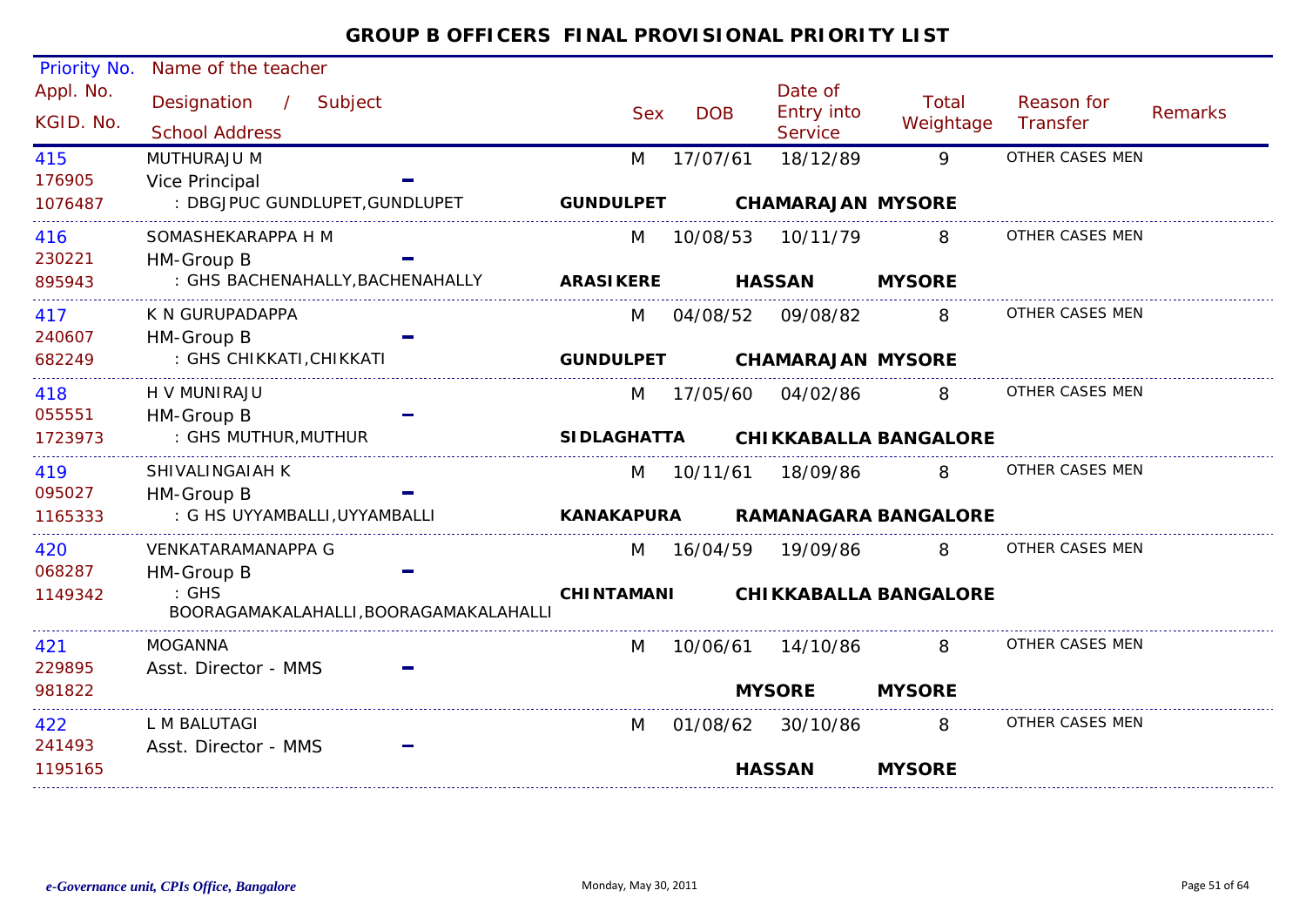# GROUP B OFFICERS FINAL PROVISIONAL PRIORITY LIST

| Priority No. / Appl. No. / KGID. No. | Name of the teacher / Designation / Subject / School Address | Sex | DOB | Date of Entry into Service | Total Weightage | Reason for Transfer | Remarks |
|---|---|---|---|---|---|---|---|
| 415<br>176905<br>1076487 | MUTHURAJU M<br>Vice Principal<br>: DBGJPUC GUNDLUPET,GUNDLUPET<br>GUNDLUPET CHAMARAJAN MYSORE | M | 17/07/61 | 18/12/89 | 9 | OTHER CASES MEN | |
| 416<br>230221<br>895943 | SOMASHEKARAPPA H M<br>HM-Group B<br>: GHS BACHENAHALLY,BACHENAHALLY<br>ARASIKERE HASSAN MYSORE | M | 10/08/53 | 10/11/79 | 8 | OTHER CASES MEN | |
| 417<br>240607<br>682249 | K N GURUPADAPPA<br>HM-Group B<br>: GHS CHIKKATI,CHIKKATI<br>GUNDULPET CHAMARAJAN MYSORE | M | 04/08/52 | 09/08/82 | 8 | OTHER CASES MEN | |
| 418<br>055551<br>1723973 | H V MUNIRAJU<br>HM-Group B<br>: GHS MUTHUR,MUTHUR<br>SIDLAGHATTA CHIKKABALLA BANGALORE | M | 17/05/60 | 04/02/86 | 8 | OTHER CASES MEN | |
| 419<br>095027<br>1165333 | SHIVALINGAIAH K<br>HM-Group B<br>: G HS UYYAMBALLI,UYYAMBALLI<br>KANAKAPURA RAMANAGARA BANGALORE | M | 10/11/61 | 18/09/86 | 8 | OTHER CASES MEN | |
| 420<br>068287<br>1149342 | VENKATARAMANAPPA G<br>HM-Group B<br>: GHS BOORAGAMAKALAHALLI,BOORAGAMAKALAHALLI<br>CHINTAMANI CHIKKABALLA BANGALORE | M | 16/04/59 | 19/09/86 | 8 | OTHER CASES MEN | |
| 421<br>229895<br>981822 | MOGANNA<br>Asst. Director - MMS<br>MYSORE MYSORE | M | 10/06/61 | 14/10/86 | 8 | OTHER CASES MEN | |
| 422<br>241493<br>1195165 | L M BALUTAGI<br>Asst. Director - MMS<br>HASSAN MYSORE | M | 01/08/62 | 30/10/86 | 8 | OTHER CASES MEN | |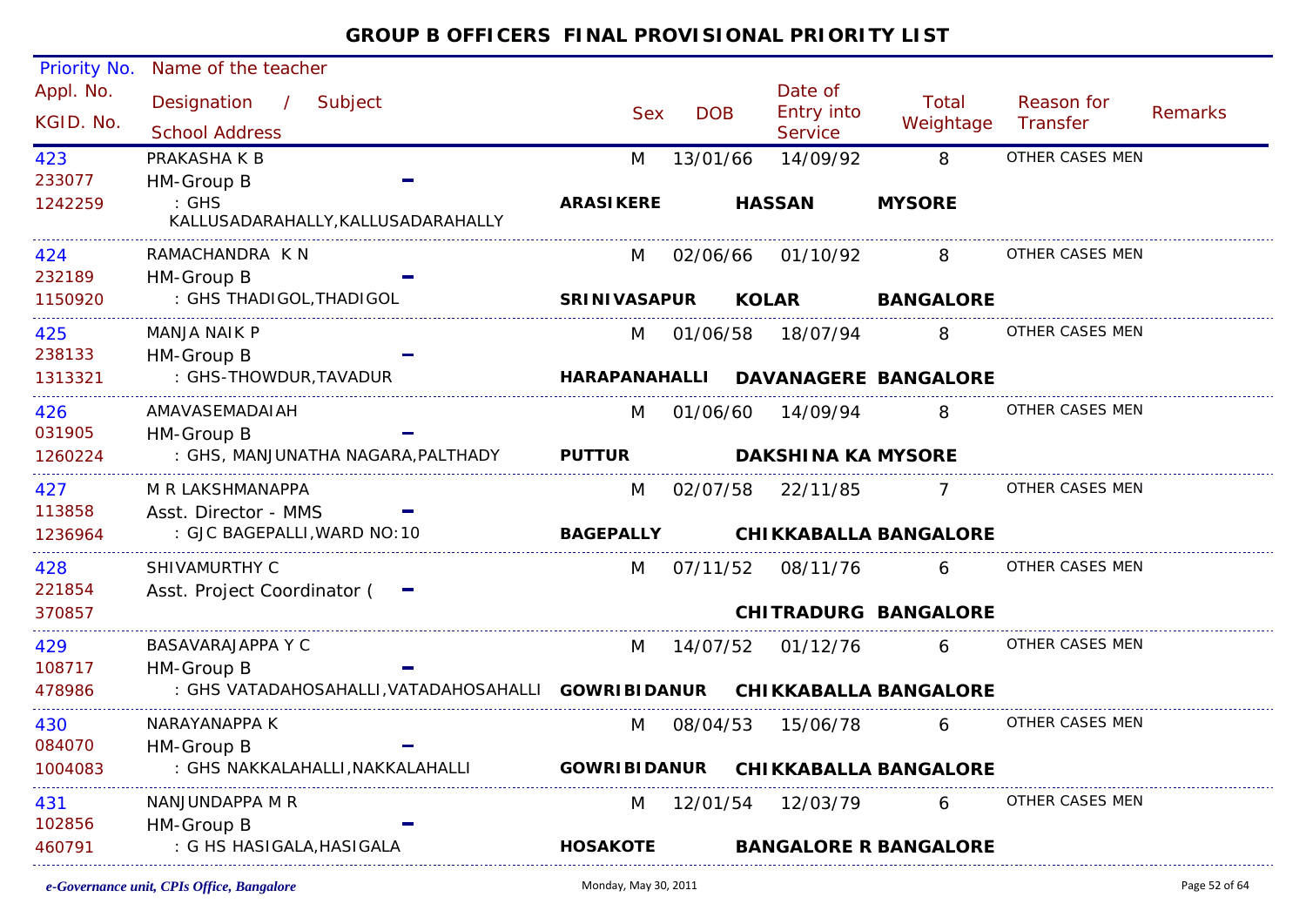# GROUP B OFFICERS FINAL PROVISIONAL PRIORITY LIST

| Priority No. / Appl. No. / KGID. No. | Name of the teacher / Designation / Subject / School Address | Sex | DOB | Date of Entry into Service | Total Weightage | Reason for Transfer | Remarks |
|---|---|---|---|---|---|---|---|
| 423<br>233077<br>1242259 | PRAKASHA K B<br>HM-Group B -<br>: GHS KALLUSADARAHALLY,KALLUSADARAHALLY<br>**ARASIKERE HASSAN MYSORE** | M | 13/01/66 | 14/09/92 | 8 | OTHER CASES MEN | |
| 424<br>232189<br>1150920 | RAMACHANDRA K N<br>HM-Group B -<br>: GHS THADIGOL,THADIGOL<br>**SRINIVASAPUR KOLAR BANGALORE** | M | 02/06/66 | 01/10/92 | 8 | OTHER CASES MEN | |
| 425<br>238133<br>1313321 | MANJA NAIK P<br>HM-Group B -<br>: GHS-THOWDUR,TAVADUR<br>**HARAPANAHALLI DAVANAGERE BANGALORE** | M | 01/06/58 | 18/07/94 | 8 | OTHER CASES MEN | |
| 426<br>031905<br>1260224 | AMAVASEMADAIAH<br>HM-Group B -<br>: GHS, MANJUNATHA NAGARA,PALTHADY<br>**PUTTUR DAKSHINA KA MYSORE** | M | 01/06/60 | 14/09/94 | 8 | OTHER CASES MEN | |
| 427<br>113858<br>1236964 | M R LAKSHMANAPPA<br>Asst. Director - MMS -<br>: GJC BAGEPALLI,WARD NO:10<br>**BAGEPALLY CHIKKABALLA BANGALORE** | M | 02/07/58 | 22/11/85 | 7 | OTHER CASES MEN | |
| 428<br>221854<br>370857 | SHIVAMURTHY C<br>Asst. Project Coordinator ( -<br>**CHITRADURG BANGALORE** | M | 07/11/52 | 08/11/76 | 6 | OTHER CASES MEN | |
| 429<br>108717<br>478986 | BASAVARAJAPPA Y C<br>HM-Group B -<br>: GHS VATADAHOSAHALLI,VATADAHOSAHALLI<br>**GOWRIBIDANUR CHIKKABALLA BANGALORE** | M | 14/07/52 | 01/12/76 | 6 | OTHER CASES MEN | |
| 430<br>084070<br>1004083 | NARAYANAPPA K<br>HM-Group B -<br>: GHS NAKKALAHALLI,NAKKALAHALLI<br>**GOWRIBIDANUR CHIKKABALLA BANGALORE** | M | 08/04/53 | 15/06/78 | 6 | OTHER CASES MEN | |
| 431<br>102856<br>460791 | NANJUNDAPPA M R<br>HM-Group B -<br>: G HS HASIGALA,HASIGALA<br>**HOSAKOTE BANGALORE R BANGALORE** | M | 12/01/54 | 12/03/79 | 6 | OTHER CASES MEN | |

*e-Governance unit, CPIs Office, Bangalore* — Monday, May 30, 2011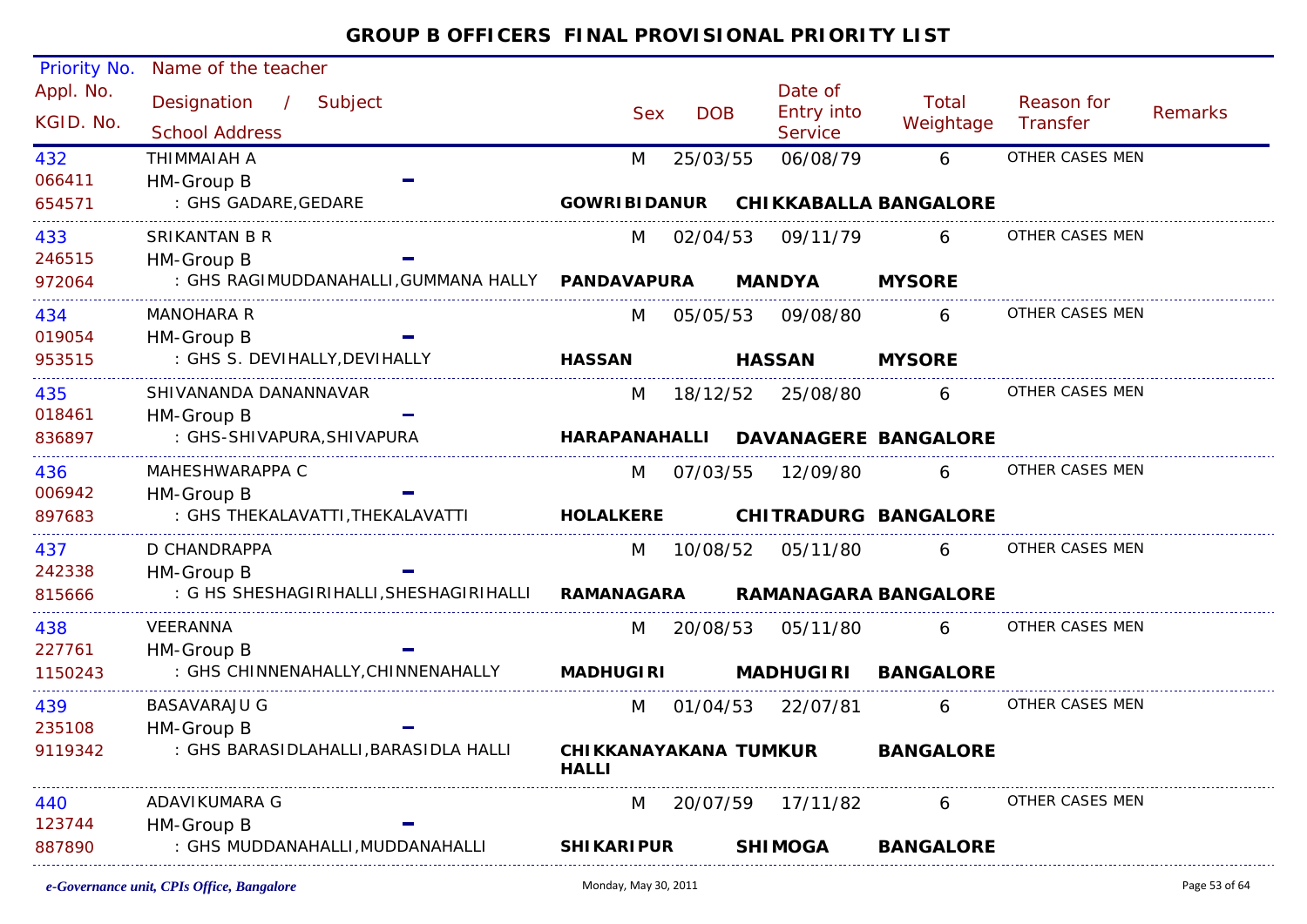# GROUP B OFFICERS FINAL PROVISIONAL PRIORITY LIST

| Priority No. / Appl. No. / KGID. No. | Name of the teacher / Designation / Subject / School Address | | | Sex | DOB | Date of Entry into Service | Total Weightage | Reason for Transfer | Remarks |
|---|---|---|---|---|---|---|---|---|---|
| 432 | THIMMAIAH A | | | M | 25/03/55 | 06/08/79 | 6 | OTHER CASES MEN | |
| 066411 | HM-Group B | - | | | | | | | |
| 654571 | : GHS GADARE,GEDARE | GOWRIBIDANUR | CHIKKABALLA | BANGALORE | | | | | |
| 433 | SRIKANTAN B R | | | M | 02/04/53 | 09/11/79 | 6 | OTHER CASES MEN | |
| 246515 | HM-Group B | - | | | | | | | |
| 972064 | : GHS RAGIMUDDANAHALLI,GUMMANA HALLY | PANDAVAPURA | MANDYA | MYSORE | | | | | |
| 434 | MANOHARA R | | | M | 05/05/53 | 09/08/80 | 6 | OTHER CASES MEN | |
| 019054 | HM-Group B | - | | | | | | | |
| 953515 | : GHS S. DEVIHALLY,DEVIHALLY | HASSAN | HASSAN | MYSORE | | | | | |
| 435 | SHIVANANDA DANANNAVAR | | | M | 18/12/52 | 25/08/80 | 6 | OTHER CASES MEN | |
| 018461 | HM-Group B | - | | | | | | | |
| 836897 | : GHS-SHIVAPURA,SHIVAPURA | HARAPANAHALLI | DAVANAGERE | BANGALORE | | | | | |
| 436 | MAHESHWARAPPA C | | | M | 07/03/55 | 12/09/80 | 6 | OTHER CASES MEN | |
| 006942 | HM-Group B | - | | | | | | | |
| 897683 | : GHS THEKALAVATTI,THEKALAVATTI | HOLALKERE | CHITRADURG | BANGALORE | | | | | |
| 437 | D CHANDRAPPA | | | M | 10/08/52 | 05/11/80 | 6 | OTHER CASES MEN | |
| 242338 | HM-Group B | - | | | | | | | |
| 815666 | : G HS SHESHAGIRIHALLI,SHESHAGIRIHALLI | RAMANAGARA | RAMANAGARA | BANGALORE | | | | | |
| 438 | VEERANNA | | | M | 20/08/53 | 05/11/80 | 6 | OTHER CASES MEN | |
| 227761 | HM-Group B | - | | | | | | | |
| 1150243 | : GHS CHINNENAHALLY,CHINNENAHALLY | MADHUGIRI | MADHUGIRI | BANGALORE | | | | | |
| 439 | BASAVARAJU G | | | M | 01/04/53 | 22/07/81 | 6 | OTHER CASES MEN | |
| 235108 | HM-Group B | - | | | | | | | |
| 9119342 | : GHS BARASIDLAHALLI,BARASIDLA HALLI | CHIKKANAYAKANA HALLI | TUMKUR | BANGALORE | | | | | |
| 440 | ADAVIKUMARA G | | | M | 20/07/59 | 17/11/82 | 6 | OTHER CASES MEN | |
| 123744 | HM-Group B | - | | | | | | | |
| 887890 | : GHS MUDDANAHALLI,MUDDANAHALLI | SHIKARIPUR | SHIMOGA | BANGALORE | | | | | |

*e-Governance unit, CPIs Office, Bangalore* — Monday, May 30, 2011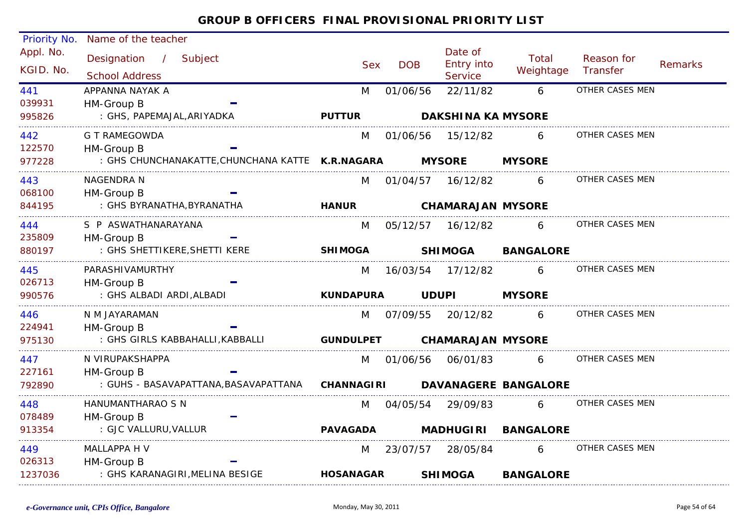# GROUP B OFFICERS FINAL PROVISIONAL PRIORITY LIST

| Priority No. / Appl. No. / KGID. No. | Name of the teacher / Designation / Subject / School Address | | | Sex | DOB | Date of Entry into Service | Total Weightage | Reason for Transfer | Remarks |
|---|---|---|---|---|---|---|---|---|---|
| 441<br>039931<br>995826 | APPANNA NAYAK A<br>HM-Group B –<br>: GHS, PAPEMAJAL,ARIYADKA | PUTTUR | DAKSHINA KA | M | 01/06/56 | 22/11/82 | 6 | OTHER CASES MEN | MYSORE |
| 442<br>122570<br>977228 | G T RAMEGOWDA<br>HM-Group B –<br>: GHS CHUNCHANAKATTE,CHUNCHANA KATTE | K.R.NAGARA | MYSORE | M | 01/06/56 | 15/12/82 | 6 | OTHER CASES MEN | MYSORE |
| 443<br>068100<br>844195 | NAGENDRA N<br>HM-Group B –<br>: GHS BYRANATHA,BYRANATHA | HANUR | CHAMARAJAN | M | 01/04/57 | 16/12/82 | 6 | OTHER CASES MEN | MYSORE |
| 444<br>235809<br>880197 | S P ASWATHANARAYANA<br>HM-Group B –<br>: GHS SHETTIKERE,SHETTI KERE | SHIMOGA | SHIMOGA | M | 05/12/57 | 16/12/82 | 6 | OTHER CASES MEN | BANGALORE |
| 445<br>026713<br>990576 | PARASHIVAMURTHY<br>HM-Group B –<br>: GHS ALBADI ARDI,ALBADI | KUNDAPURA | UDUPI | M | 16/03/54 | 17/12/82 | 6 | OTHER CASES MEN | MYSORE |
| 446<br>224941<br>975130 | N M JAYARAMAN<br>HM-Group B –<br>: GHS GIRLS KABBAHALLI,KABBALLI | GUNDULPET | CHAMARAJAN | M | 07/09/55 | 20/12/82 | 6 | OTHER CASES MEN | MYSORE |
| 447<br>227161<br>792890 | N VIRUPAKSHAPPA<br>HM-Group B –<br>: GUHS - BASAVAPATTANA,BASAVAPATTANA | CHANNAGIRI | DAVANAGERE | M | 01/06/56 | 06/01/83 | 6 | OTHER CASES MEN | BANGALORE |
| 448<br>078489<br>913354 | HANUMANTHARAO S N<br>HM-Group B –<br>: GJC VALLURU,VALLUR | PAVAGADA | MADHUGIRI | M | 04/05/54 | 29/09/83 | 6 | OTHER CASES MEN | BANGALORE |
| 449<br>026313<br>1237036 | MALLAPPA H V<br>HM-Group B –<br>: GHS KARANAGIRI,MELINA BESIGE | HOSANAGAR | SHIMOGA | M | 23/07/57 | 28/05/84 | 6 | OTHER CASES MEN | BANGALORE |

*e-Governance unit, CPIs Office, Bangalore* Monday, May 30, 2011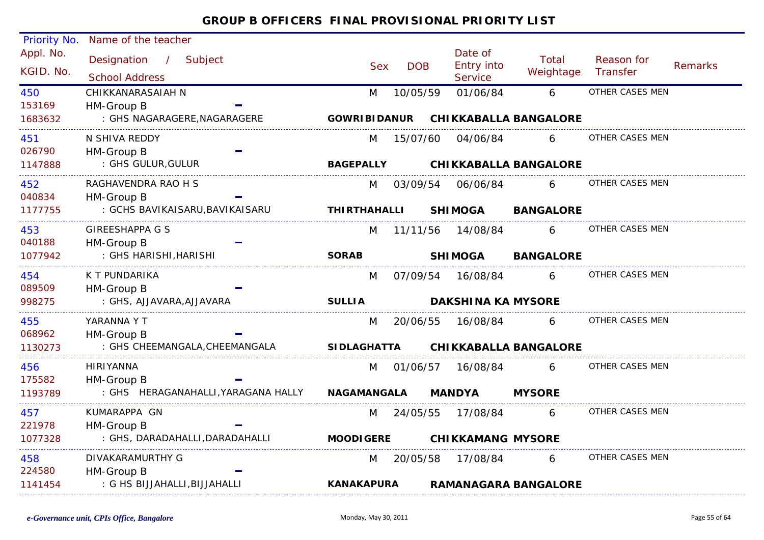## GROUP B OFFICERS FINAL PROVISIONAL PRIORITY LIST

| Priority No. / Appl. No. / KGID. No. | Name of the teacher / Designation / Subject / School Address | Sex | DOB | Date of Entry into Service | Total Weightage | Reason for Transfer | Remarks |
|---|---|---|---|---|---|---|---|
| 450 / 153169 / 1683632 | CHIKKANARASAIAH N / HM-Group B / : GHS NAGARAGERE,NAGARAGERE — **GOWRIBIDANUR CHIKKABALLA BANGALORE** | M | 10/05/59 | 01/06/84 | 6 | OTHER CASES MEN | |
| 451 / 026790 / 1147888 | N SHIVA REDDY / HM-Group B / : GHS GULUR,GULUR — **BAGEPALLY CHIKKABALLA BANGALORE** | M | 15/07/60 | 04/06/84 | 6 | OTHER CASES MEN | |
| 452 / 040834 / 1177755 | RAGHAVENDRA RAO H S / HM-Group B / : GCHS BAVIKAISARU,BAVIKAISARU — **THIRTHAHALLI SHIMOGA BANGALORE** | M | 03/09/54 | 06/06/84 | 6 | OTHER CASES MEN | |
| 453 / 040188 / 1077942 | GIREESHAPPA G S / HM-Group B / : GHS HARISHI,HARISHI — **SORAB SHIMOGA BANGALORE** | M | 11/11/56 | 14/08/84 | 6 | OTHER CASES MEN | |
| 454 / 089509 / 998275 | K T PUNDARIKA / HM-Group B / : GHS, AJJAVARA,AJJAVARA — **SULLIA DAKSHINA KA MYSORE** | M | 07/09/54 | 16/08/84 | 6 | OTHER CASES MEN | |
| 455 / 068962 / 1130273 | YARANNA Y T / HM-Group B / : GHS CHEEMANGALA,CHEEMANGALA — **SIDLAGHATTA CHIKKABALLA BANGALORE** | M | 20/06/55 | 16/08/84 | 6 | OTHER CASES MEN | |
| 456 / 175582 / 1193789 | HIRIYANNA / HM-Group B / : GHS HERAGANAHALLI,YARAGANA HALLY — **NAGAMANGALA MANDYA MYSORE** | M | 01/06/57 | 16/08/84 | 6 | OTHER CASES MEN | |
| 457 / 221978 / 1077328 | KUMARAPPA GN / HM-Group B / : GHS, DARADAHALLI,DARADAHALLI — **MOODIGERE CHIKKAMANG MYSORE** | M | 24/05/55 | 17/08/84 | 6 | OTHER CASES MEN | |
| 458 / 224580 / 1141454 | DIVAKARAMURTHY G / HM-Group B / : G HS BIJJAHALLI,BIJJAHALLI — **KANAKAPURA RAMANAGARA BANGALORE** | M | 20/05/58 | 17/08/84 | 6 | OTHER CASES MEN | |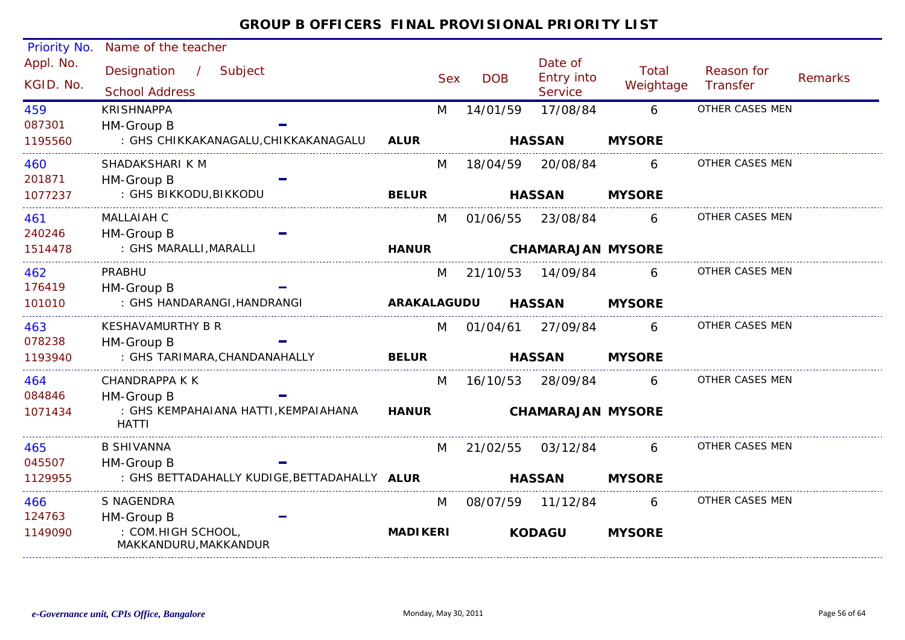# GROUP B OFFICERS FINAL PROVISIONAL PRIORITY LIST

| Priority No. / Appl. No. / KGID. No. | Name of the teacher / Designation / Subject / School Address | | Sex | DOB | Date of Entry into Service | Total Weightage | Reason for Transfer | Remarks |
|---|---|---|---|---|---|---|---|---|
| 459<br>087301<br>1195560 | KRISHNAPPA<br>HM-Group B -<br>: GHS CHIKKAKANAGALU,CHIKKAKANAGALU | ALUR | M | 14/01/59 | 17/08/84<br>HASSAN | 6<br>MYSORE | OTHER CASES MEN | |
| 460<br>201871<br>1077237 | SHADAKSHARI K M<br>HM-Group B -<br>: GHS BIKKODU,BIKKODU | BELUR | M | 18/04/59 | 20/08/84<br>HASSAN | 6<br>MYSORE | OTHER CASES MEN | |
| 461<br>240246<br>1514478 | MALLAIAH C<br>HM-Group B -<br>: GHS MARALLI,MARALLI | HANUR | M | 01/06/55 | 23/08/84<br>CHAMARAJAN | 6<br>MYSORE | OTHER CASES MEN | |
| 462<br>176419<br>101010 | PRABHU<br>HM-Group B -<br>: GHS HANDARANGI,HANDRANGI | ARAKALAGUDU | M | 21/10/53 | 14/09/84<br>HASSAN | 6<br>MYSORE | OTHER CASES MEN | |
| 463<br>078238<br>1193940 | KESHAVAMURTHY B R<br>HM-Group B -<br>: GHS TARIMARA,CHANDANAHALLY | BELUR | M | 01/04/61 | 27/09/84<br>HASSAN | 6<br>MYSORE | OTHER CASES MEN | |
| 464<br>084846<br>1071434 | CHANDRAPPA K K<br>HM-Group B -<br>: GHS KEMPAHAIANA HATTI,KEMPAIAHANA HATTI | HANUR | M | 16/10/53 | 28/09/84<br>CHAMARAJAN | 6<br>MYSORE | OTHER CASES MEN | |
| 465<br>045507<br>1129955 | B SHIVANNA<br>HM-Group B -<br>: GHS BETTADAHALLY KUDIGE,BETTADAHALLY | ALUR | M | 21/02/55 | 03/12/84<br>HASSAN | 6<br>MYSORE | OTHER CASES MEN | |
| 466<br>124763<br>1149090 | S NAGENDRA<br>HM-Group B -<br>: COM.HIGH SCHOOL, MAKKANDURU,MAKKANDUR | MADIKERI | M | 08/07/59 | 11/12/84<br>KODAGU | 6<br>MYSORE | OTHER CASES MEN | |

*e-Governance unit, CPIs Office, Bangalore* Monday, May 30, 2011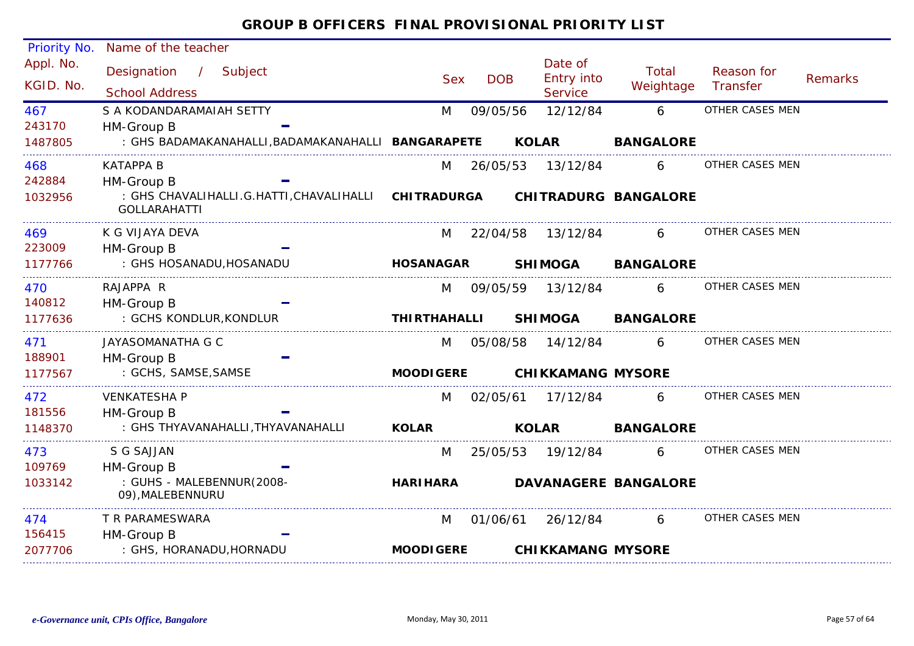# GROUP B OFFICERS FINAL PROVISIONAL PRIORITY LIST

| Priority No. / Appl. No. / KGID. No. | Name of the teacher / Designation / Subject / School Address | | | Sex | DOB | Date of Entry into Service | Total Weightage | Reason for Transfer | Remarks |
|---|---|---|---|---|---|---|---|---|---|
| 467<br>243170<br>1487805 | S A KODANDARAMAIAH SETTY<br>HM-Group B -<br>: GHS BADAMAKANAHALLI,BADAMAKANAHALLI | **BANGARAPETE** | **KOLAR** | M | 09/05/56 | 12/12/84 | 6<br>**BANGALORE** | OTHER CASES MEN | |
| 468<br>242884<br>1032956 | KATAPPA B<br>HM-Group B -<br>: GHS CHAVALIHALLI.G.HATTI,CHAVALIHALLI GOLLARAHATTI | **CHITRADURGA** | **CHITRADURG** | M | 26/05/53 | 13/12/84 | 6<br>**BANGALORE** | OTHER CASES MEN | |
| 469<br>223009<br>1177766 | K G VIJAYA DEVA<br>HM-Group B -<br>: GHS HOSANADU,HOSANADU | **HOSANAGAR** | **SHIMOGA** | M | 22/04/58 | 13/12/84 | 6<br>**BANGALORE** | OTHER CASES MEN | |
| 470<br>140812<br>1177636 | RAJAPPA R<br>HM-Group B -<br>: GCHS KONDLUR,KONDLUR | **THIRTHAHALLI** | **SHIMOGA** | M | 09/05/59 | 13/12/84 | 6<br>**BANGALORE** | OTHER CASES MEN | |
| 471<br>188901<br>1177567 | JAYASOMANATHA G C<br>HM-Group B -<br>: GCHS, SAMSE,SAMSE | **MOODIGERE** | **CHIKKAMANG** | M | 05/08/58 | 14/12/84 | 6<br>**MYSORE** | OTHER CASES MEN | |
| 472<br>181556<br>1148370 | VENKATESHA P<br>HM-Group B -<br>: GHS THYAVANAHALLI,THYAVANAHALLI | **KOLAR** | **KOLAR** | M | 02/05/61 | 17/12/84 | 6<br>**BANGALORE** | OTHER CASES MEN | |
| 473<br>109769<br>1033142 | S G SAJJAN<br>HM-Group B -<br>: GUHS - MALEBENNUR(2008-09),MALEBENNURU | **HARIHARA** | **DAVANAGERE** | M | 25/05/53 | 19/12/84 | 6<br>**BANGALORE** | OTHER CASES MEN | |
| 474<br>156415<br>2077706 | T R PARAMESWARA<br>HM-Group B -<br>: GHS, HORANADU,HORNADU | **MOODIGERE** | **CHIKKAMANG** | M | 01/06/61 | 26/12/84 | 6<br>**MYSORE** | OTHER CASES MEN | |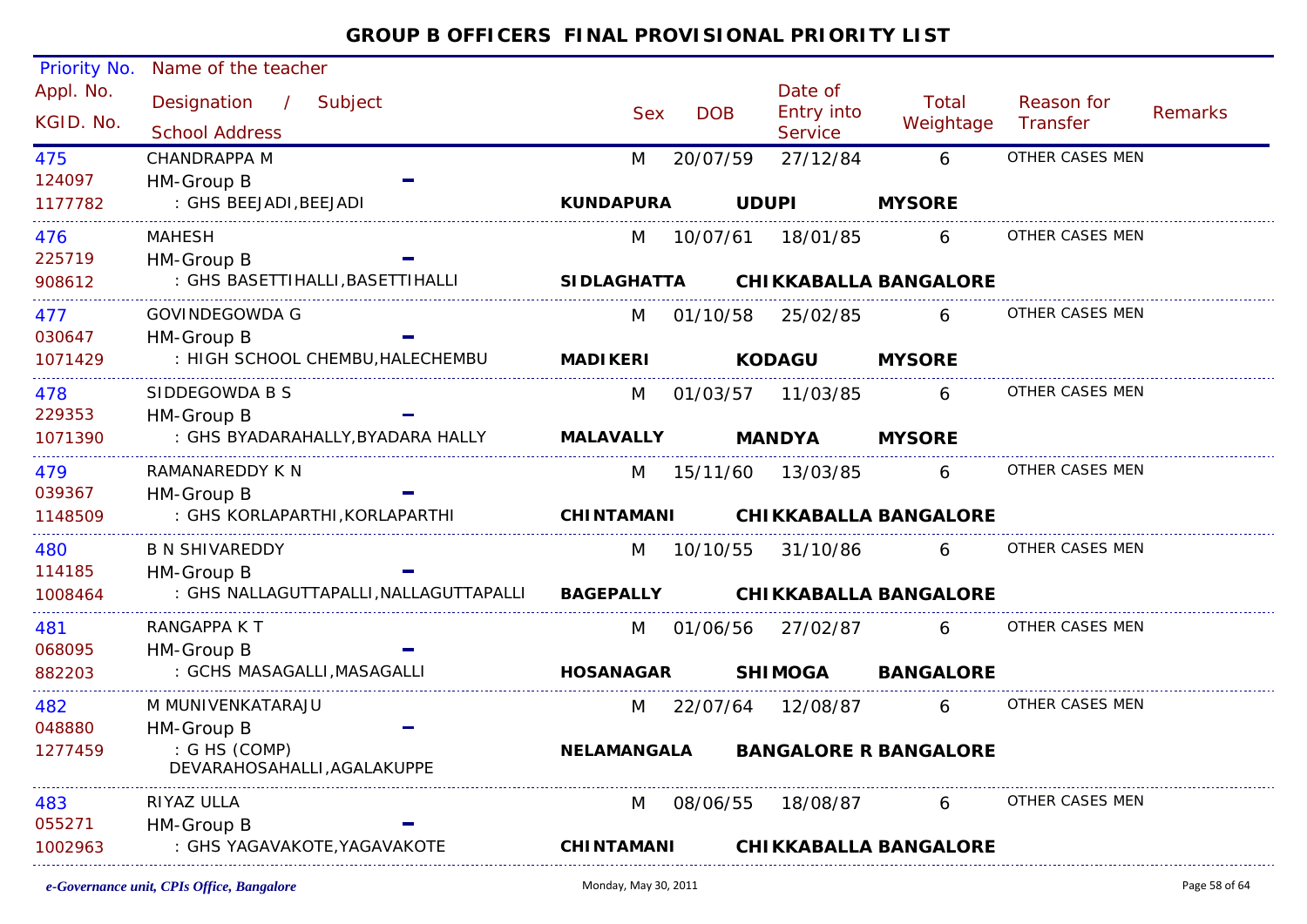# GROUP B OFFICERS FINAL PROVISIONAL PRIORITY LIST

| Priority No. / Appl. No. / KGID. No. | Name of the teacher / Designation / Subject / School Address | Sex | DOB | Date of Entry into Service | Total Weightage | Reason for Transfer | Remarks |
|---|---|---|---|---|---|---|---|
| 475<br>124097<br>1177782 | CHANDRAPPA M<br>HM-Group B<br>: GHS BEEJADI,BEEJADI<br>**KUNDAPURA UDUPI MYSORE** | M | 20/07/59 | 27/12/84 | 6 | OTHER CASES MEN | |
| 476<br>225719<br>908612 | MAHESH<br>HM-Group B<br>: GHS BASETTIHALLI,BASETTIHALLI<br>**SIDLAGHATTA CHIKKABALLA BANGALORE** | M | 10/07/61 | 18/01/85 | 6 | OTHER CASES MEN | |
| 477<br>030647<br>1071429 | GOVINDEGOWDA G<br>HM-Group B<br>: HIGH SCHOOL CHEMBU,HALECHEMBU<br>**MADIKERI KODAGU MYSORE** | M | 01/10/58 | 25/02/85 | 6 | OTHER CASES MEN | |
| 478<br>229353<br>1071390 | SIDDEGOWDA B S<br>HM-Group B<br>: GHS BYADARAHALLY,BYADARA HALLY<br>**MALAVALLY MANDYA MYSORE** | M | 01/03/57 | 11/03/85 | 6 | OTHER CASES MEN | |
| 479<br>039367<br>1148509 | RAMANAREDDY K N<br>HM-Group B<br>: GHS KORLAPARTHI,KORLAPARTHI<br>**CHINTAMANI CHIKKABALLA BANGALORE** | M | 15/11/60 | 13/03/85 | 6 | OTHER CASES MEN | |
| 480<br>114185<br>1008464 | B N SHIVAREDDY<br>HM-Group B<br>: GHS NALLAGUTTAPALLI,NALLAGUTTAPALLI<br>**BAGEPALLY CHIKKABALLA BANGALORE** | M | 10/10/55 | 31/10/86 | 6 | OTHER CASES MEN | |
| 481<br>068095<br>882203 | RANGAPPA K T<br>HM-Group B<br>: GCHS MASAGALLI,MASAGALLI<br>**HOSANAGAR SHIMOGA BANGALORE** | M | 01/06/56 | 27/02/87 | 6 | OTHER CASES MEN | |
| 482<br>048880<br>1277459 | M MUNIVENKATARAJU<br>HM-Group B<br>: G HS (COMP) DEVARAHOSAHALLI,AGALAKUPPE<br>**NELAMANGALA BANGALORE R BANGALORE** | M | 22/07/64 | 12/08/87 | 6 | OTHER CASES MEN | |
| 483<br>055271<br>1002963 | RIYAZ ULLA<br>HM-Group B<br>: GHS YAGAVAKOTE,YAGAVAKOTE<br>**CHINTAMANI CHIKKABALLA BANGALORE** | M | 08/06/55 | 18/08/87 | 6 | OTHER CASES MEN | |

*e-Governance unit, CPIs Office, Bangalore* — Monday, May 30, 2011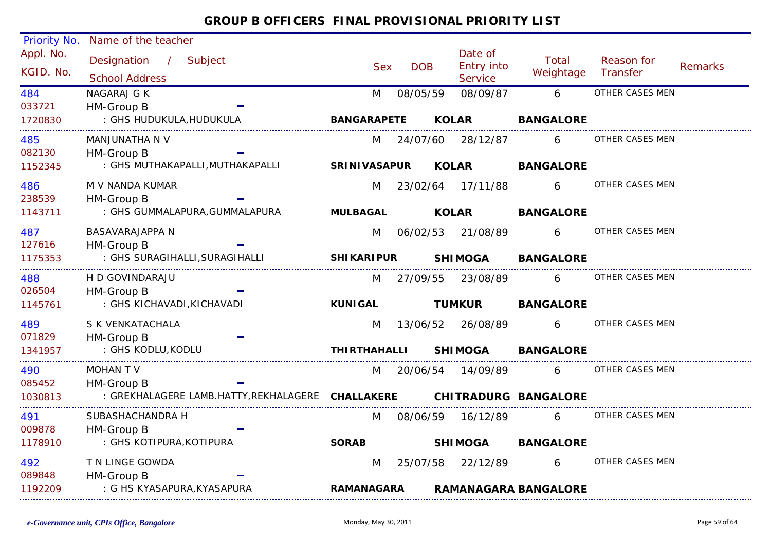## GROUP B OFFICERS FINAL PROVISIONAL PRIORITY LIST

| Priority No. / Appl. No. / KGID. No. | Name of the teacher / Designation / Subject / School Address | Sex | DOB | Date of Entry into Service | Total Weightage | Reason for Transfer | Remarks |
|---|---|---|---|---|---|---|---|
| 484 / 033721 / 1720830 | NAGARAJ G K / HM-Group B / - / : GHS HUDUKULA,HUDUKULA / **BANGARAPETE** **KOLAR** **BANGALORE** | M | 08/05/59 | 08/09/87 | 6 | OTHER CASES MEN | |
| 485 / 082130 / 1152345 | MANJUNATHA N V / HM-Group B / - / : GHS MUTHAKAPALLI,MUTHAKAPALLI / **SRINIVASAPUR** **KOLAR** **BANGALORE** | M | 24/07/60 | 28/12/87 | 6 | OTHER CASES MEN | |
| 486 / 238539 / 1143711 | M V NANDA KUMAR / HM-Group B / - / : GHS GUMMALAPURA,GUMMALAPURA / **MULBAGAL** **KOLAR** **BANGALORE** | M | 23/02/64 | 17/11/88 | 6 | OTHER CASES MEN | |
| 487 / 127616 / 1175353 | BASAVARAJAPPA N / HM-Group B / - / : GHS SURAGIHALLI,SURAGIHALLI / **SHIKARIPUR** **SHIMOGA** **BANGALORE** | M | 06/02/53 | 21/08/89 | 6 | OTHER CASES MEN | |
| 488 / 026504 / 1145761 | H D GOVINDARAJU / HM-Group B / - / : GHS KICHAVADI,KICHAVADI / **KUNIGAL** **TUMKUR** **BANGALORE** | M | 27/09/55 | 23/08/89 | 6 | OTHER CASES MEN | |
| 489 / 071829 / 1341957 | S K VENKATACHALA / HM-Group B / - / : GHS KODLU,KODLU / **THIRTHAHALLI** **SHIMOGA** **BANGALORE** | M | 13/06/52 | 26/08/89 | 6 | OTHER CASES MEN | |
| 490 / 085452 / 1030813 | MOHAN T V / HM-Group B / - / : GREKHALAGERE LAMB.HATTY,REKHALAGERE / **CHALLAKERE** **CHITRADURG** **BANGALORE** | M | 20/06/54 | 14/09/89 | 6 | OTHER CASES MEN | |
| 491 / 009878 / 1178910 | SUBASHACHANDRA H / HM-Group B / - / : GHS KOTIPURA,KOTIPURA / **SORAB** **SHIMOGA** **BANGALORE** | M | 08/06/59 | 16/12/89 | 6 | OTHER CASES MEN | |
| 492 / 089848 / 1192209 | T N LINGE GOWDA / HM-Group B / - / : G HS KYASAPURA,KYASAPURA / **RAMANAGARA** **RAMANAGARA** **BANGALORE** | M | 25/07/58 | 22/12/89 | 6 | OTHER CASES MEN | |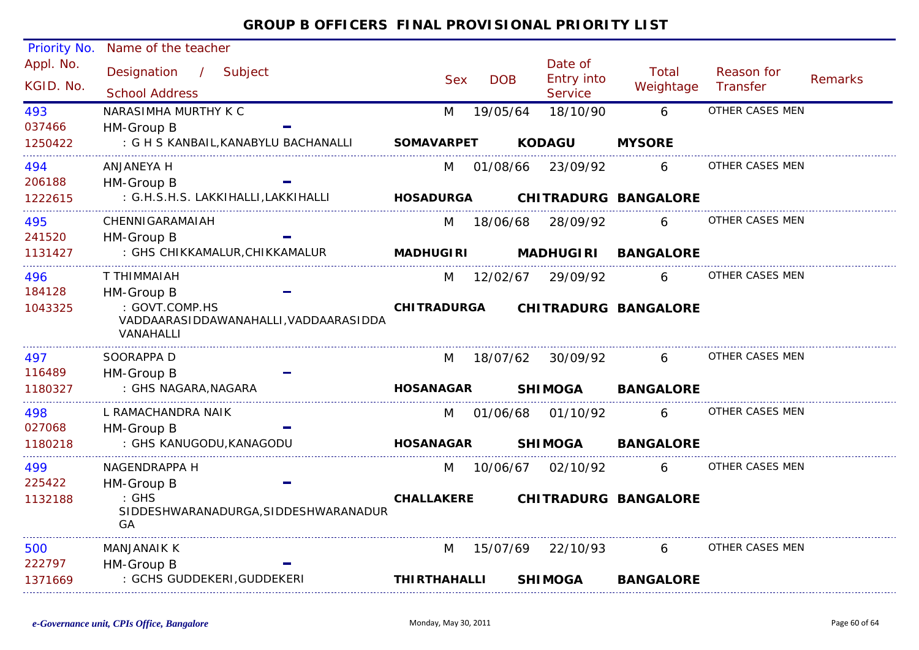# GROUP B OFFICERS FINAL PROVISIONAL PRIORITY LIST

| Priority No. / Appl. No. / KGID. No. | Name of the teacher / Designation / Subject / School Address | Sex | DOB | Date of Entry into Service | Total Weightage | Reason for Transfer | Remarks |
|---|---|---|---|---|---|---|---|
| 493<br>037466<br>1250422 | NARASIMHA MURTHY K C<br>HM-Group B -<br>: G H S KANBAIL,KANABYLU BACHANALLI<br>**SOMAVARPET KODAGU MYSORE** | M | 19/05/64 | 18/10/90 | 6 | OTHER CASES MEN | |
| 494<br>206188<br>1222615 | ANJANEYA H<br>HM-Group B -<br>: G.H.S.H.S. LAKKIHALLI,LAKKIHALLI<br>**HOSADURGA CHITRADURG BANGALORE** | M | 01/08/66 | 23/09/92 | 6 | OTHER CASES MEN | |
| 495<br>241520<br>1131427 | CHENNIGARAMAIAH<br>HM-Group B -<br>: GHS CHIKKAMALUR,CHIKKAMALUR<br>**MADHUGIRI MADHUGIRI BANGALORE** | M | 18/06/68 | 28/09/92 | 6 | OTHER CASES MEN | |
| 496<br>184128<br>1043325 | T THIMMAIAH<br>HM-Group B -<br>: GOVT.COMP.HS VADDAARASIDDAWANAHALLI,VADDAARASIDDA VANAHALLI<br>**CHITRADURGA CHITRADURG BANGALORE** | M | 12/02/67 | 29/09/92 | 6 | OTHER CASES MEN | |
| 497<br>116489<br>1180327 | SOORAPPA D<br>HM-Group B -<br>: GHS NAGARA,NAGARA<br>**HOSANAGAR SHIMOGA BANGALORE** | M | 18/07/62 | 30/09/92 | 6 | OTHER CASES MEN | |
| 498<br>027068<br>1180218 | L RAMACHANDRA NAIK<br>HM-Group B -<br>: GHS KANUGODU,KANAGODU<br>**HOSANAGAR SHIMOGA BANGALORE** | M | 01/06/68 | 01/10/92 | 6 | OTHER CASES MEN | |
| 499<br>225422<br>1132188 | NAGENDRAPPA H<br>HM-Group B -<br>: GHS SIDDESHWARANADURGA,SIDDESHWARANADUR GA<br>**CHALLAKERE CHITRADURG BANGALORE** | M | 10/06/67 | 02/10/92 | 6 | OTHER CASES MEN | |
| 500<br>222797<br>1371669 | MANJANAIK K<br>HM-Group B -<br>: GCHS GUDDEKERI,GUDDEKERI<br>**THIRTHAHALLI SHIMOGA BANGALORE** | M | 15/07/69 | 22/10/93 | 6 | OTHER CASES MEN | |

*e-Governance unit, CPIs Office, Bangalore* Monday, May 30, 2011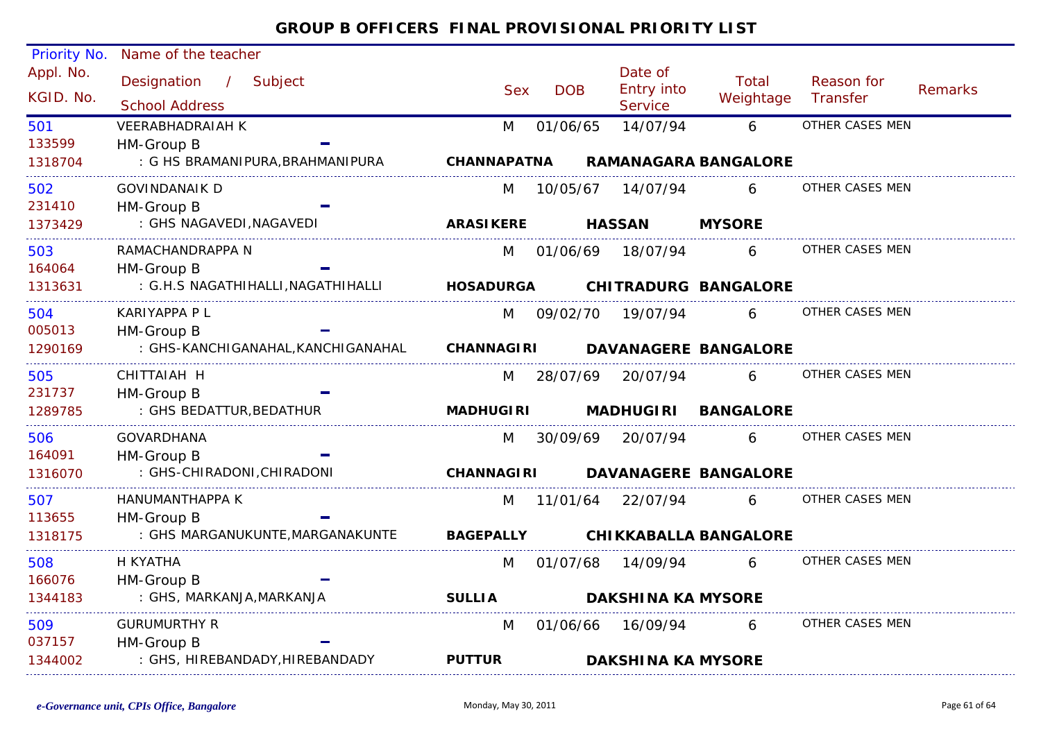# GROUP B OFFICERS FINAL PROVISIONAL PRIORITY LIST

| Priority No. / Appl. No. / KGID. No. | Name of the teacher / Designation / Subject / School Address | | | Sex | DOB | Date of Entry into Service | Total Weightage | Reason for Transfer | Remarks |
|---|---|---|---|---|---|---|---|---|---|
| 501 / 133599 / 1318704 | VEERABHADRAIAH K / HM-Group B / : G HS BRAMANIPURA,BRAHMANIPURA | CHANNAPATNA | RAMANAGARA BANGALORE | M | 01/06/65 | 14/07/94 | 6 | OTHER CASES MEN | |
| 502 / 231410 / 1373429 | GOVINDANAIK D / HM-Group B / : GHS NAGAVEDI,NAGAVEDI | ARASIKERE | HASSAN MYSORE | M | 10/05/67 | 14/07/94 | 6 | OTHER CASES MEN | |
| 503 / 164064 / 1313631 | RAMACHANDRAPPA N / HM-Group B / : G.H.S NAGATHIHALLI,NAGATHIHALLI | HOSADURGA | CHITRADURG BANGALORE | M | 01/06/69 | 18/07/94 | 6 | OTHER CASES MEN | |
| 504 / 005013 / 1290169 | KARIYAPPA P L / HM-Group B / : GHS-KANCHIGANAHAL,KANCHIGANAHAL | CHANNAGIRI | DAVANAGERE BANGALORE | M | 09/02/70 | 19/07/94 | 6 | OTHER CASES MEN | |
| 505 / 231737 / 1289785 | CHITTAIAH H / HM-Group B / : GHS BEDATTUR,BEDATHUR | MADHUGIRI | MADHUGIRI BANGALORE | M | 28/07/69 | 20/07/94 | 6 | OTHER CASES MEN | |
| 506 / 164091 / 1316070 | GOVARDHANA / HM-Group B / : GHS-CHIRADONI,CHIRADONI | CHANNAGIRI | DAVANAGERE BANGALORE | M | 30/09/69 | 20/07/94 | 6 | OTHER CASES MEN | |
| 507 / 113655 / 1318175 | HANUMANTHAPPA K / HM-Group B / : GHS MARGANUKUNTE,MARGANAKUNTE | BAGEPALLY | CHIKKABALLA BANGALORE | M | 11/01/64 | 22/07/94 | 6 | OTHER CASES MEN | |
| 508 / 166076 / 1344183 | H KYATHA / HM-Group B / : GHS, MARKANJA,MARKANJA | SULLIA | DAKSHINA KA MYSORE | M | 01/07/68 | 14/09/94 | 6 | OTHER CASES MEN | |
| 509 / 037157 / 1344002 | GURUMURTHY R / HM-Group B / : GHS, HIREBANDADY,HIREBANDADY | PUTTUR | DAKSHINA KA MYSORE | M | 01/06/66 | 16/09/94 | 6 | OTHER CASES MEN | |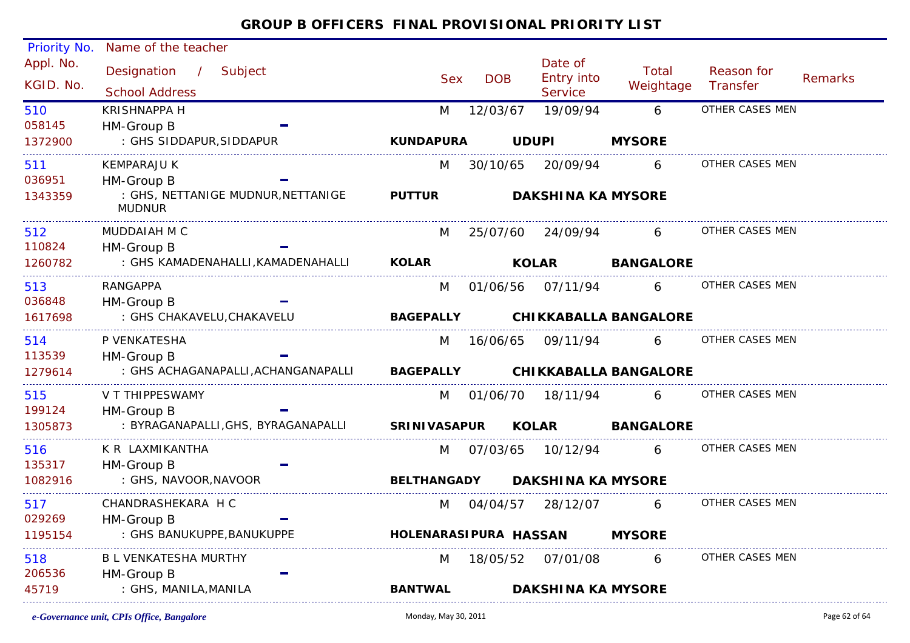# GROUP B OFFICERS FINAL PROVISIONAL PRIORITY LIST

| Priority No. / Appl. No. / KGID. No. | Name of the teacher / Designation / Subject / School Address | Sex | DOB | Date of Entry into Service | Total Weightage | Reason for Transfer | Remarks |
|---|---|---|---|---|---|---|---|
| 510 / 058145 / 1372900 | KRISHNAPPA H / HM-Group B / - / : GHS SIDDAPUR,SIDDAPUR — **KUNDAPURA UDUPI MYSORE** | M | 12/03/67 | 19/09/94 | 6 | OTHER CASES MEN | |
| 511 / 036951 / 1343359 | KEMPARAJU K / HM-Group B / - / : GHS, NETTANIGE MUDNUR,NETTANIGE MUDNUR — **PUTTUR DAKSHINA KA MYSORE** | M | 30/10/65 | 20/09/94 | 6 | OTHER CASES MEN | |
| 512 / 110824 / 1260782 | MUDDAIAH M C / HM-Group B / - / : GHS KAMADENAHALLI,KAMADENAHALLI — **KOLAR KOLAR BANGALORE** | M | 25/07/60 | 24/09/94 | 6 | OTHER CASES MEN | |
| 513 / 036848 / 1617698 | RANGAPPA / HM-Group B / - / : GHS CHAKAVELU,CHAKAVELU — **BAGEPALLY CHIKKABALLA BANGALORE** | M | 01/06/56 | 07/11/94 | 6 | OTHER CASES MEN | |
| 514 / 113539 / 1279614 | P VENKATESHA / HM-Group B / - / : GHS ACHAGANAPALLI,ACHANGANAPALLI — **BAGEPALLY CHIKKABALLA BANGALORE** | M | 16/06/65 | 09/11/94 | 6 | OTHER CASES MEN | |
| 515 / 199124 / 1305873 | V T THIPPESWAMY / HM-Group B / - / : BYRAGANAPALLI,GHS, BYRAGANAPALLI — **SRINIVASAPUR KOLAR BANGALORE** | M | 01/06/70 | 18/11/94 | 6 | OTHER CASES MEN | |
| 516 / 135317 / 1082916 | K R LAXMIKANTHA / HM-Group B / - / : GHS, NAVOOR,NAVOOR — **BELTHANGADY DAKSHINA KA MYSORE** | M | 07/03/65 | 10/12/94 | 6 | OTHER CASES MEN | |
| 517 / 029269 / 1195154 | CHANDRASHEKARA H C / HM-Group B / - / : GHS BANUKUPPE,BANUKUPPE — **HOLENARASIPURA HASSAN MYSORE** | M | 04/04/57 | 28/12/07 | 6 | OTHER CASES MEN | |
| 518 / 206536 / 45719 | B L VENKATESHA MURTHY / HM-Group B / - / : GHS, MANILA,MANILA — **BANTWAL DAKSHINA KA MYSORE** | M | 18/05/52 | 07/01/08 | 6 | OTHER CASES MEN | |

*e-Governance unit, CPIs Office, Bangalore* Monday, May 30, 2011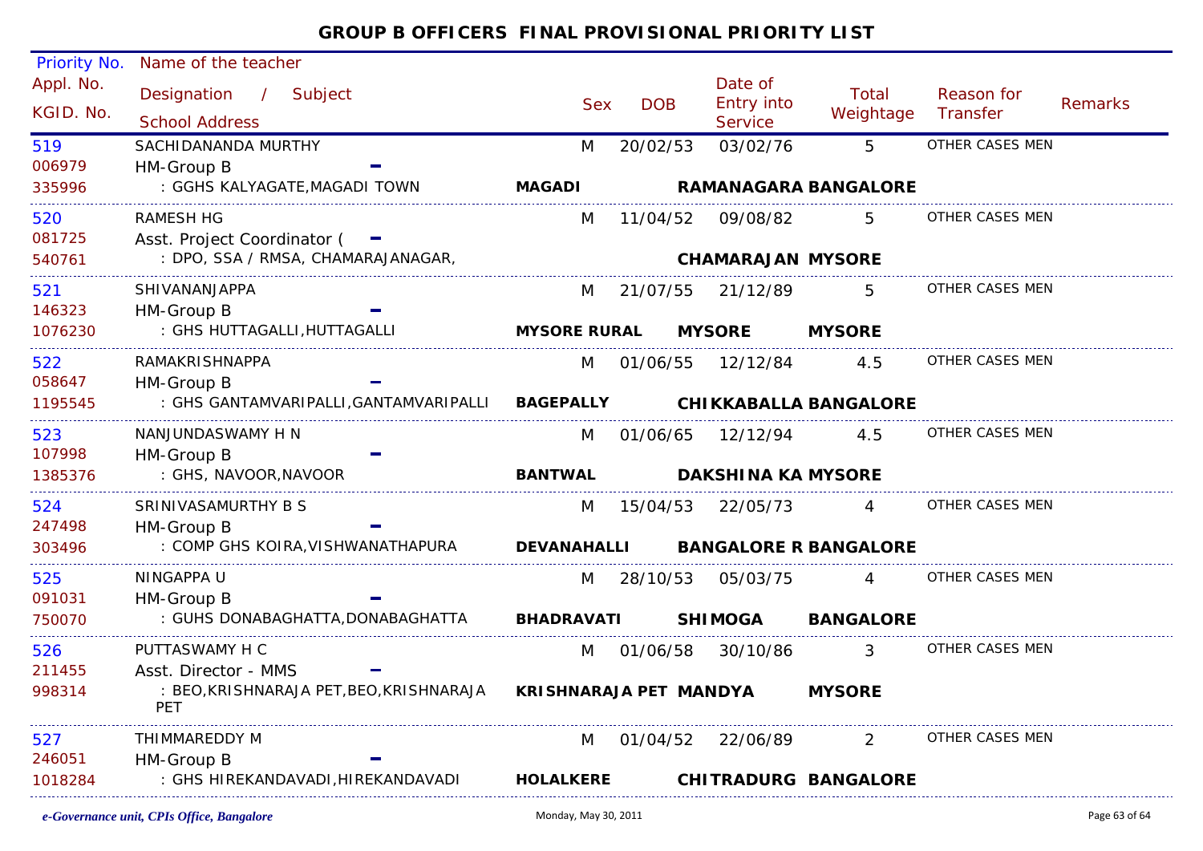# GROUP B OFFICERS FINAL PROVISIONAL PRIORITY LIST

| Priority No. / Appl. No. / KGID. No. | Name of the teacher / Designation / Subject / School Address | Sex | DOB | Date of Entry into Service | Total Weightage | Reason for Transfer | Remarks |
|---|---|---|---|---|---|---|---|
| 519<br>006979<br>335996 | SACHIDANANDA MURTHY<br>HM-Group B -<br>: GGHS KALYAGATE,MAGADI TOWN<br>**MAGADI RAMANAGARA BANGALORE** | M | 20/02/53 | 03/02/76 | 5 | OTHER CASES MEN | |
| 520<br>081725<br>540761 | RAMESH HG<br>Asst. Project Coordinator ( -<br>: DPO, SSA / RMSA, CHAMARAJANAGAR,<br>**CHAMARAJAN MYSORE** | M | 11/04/52 | 09/08/82 | 5 | OTHER CASES MEN | |
| 521<br>146323<br>1076230 | SHIVANANJAPPA<br>HM-Group B -<br>: GHS HUTTAGALLI,HUTTAGALLI<br>**MYSORE RURAL MYSORE MYSORE** | M | 21/07/55 | 21/12/89 | 5 | OTHER CASES MEN | |
| 522<br>058647<br>1195545 | RAMAKRISHNAPPA<br>HM-Group B -<br>: GHS GANTAMVARIPALLI,GANTAMVARIPALLI<br>**BAGEPALLY CHIKKABALLA BANGALORE** | M | 01/06/55 | 12/12/84 | 4.5 | OTHER CASES MEN | |
| 523<br>107998<br>1385376 | NANJUNDASWAMY H N<br>HM-Group B -<br>: GHS, NAVOOR,NAVOOR<br>**BANTWAL DAKSHINA KA MYSORE** | M | 01/06/65 | 12/12/94 | 4.5 | OTHER CASES MEN | |
| 524<br>247498<br>303496 | SRINIVASAMURTHY B S<br>HM-Group B -<br>: COMP GHS KOIRA,VISHWANATHAPURA<br>**DEVANAHALLI BANGALORE R BANGALORE** | M | 15/04/53 | 22/05/73 | 4 | OTHER CASES MEN | |
| 525<br>091031<br>750070 | NINGAPPA U<br>HM-Group B -<br>: GUHS DONABAGHATTA,DONABAGHATTA<br>**BHADRAVATI SHIMOGA BANGALORE** | M | 28/10/53 | 05/03/75 | 4 | OTHER CASES MEN | |
| 526<br>211455<br>998314 | PUTTASWAMY H C<br>Asst. Director - MMS -<br>: BEO,KRISHNARAJA PET,BEO,KRISHNARAJA PET<br>**KRISHNARAJA PET MANDYA MYSORE** | M | 01/06/58 | 30/10/86 | 3 | OTHER CASES MEN | |
| 527<br>246051<br>1018284 | THIMMAREDDY M<br>HM-Group B -<br>: GHS HIREKANDAVADI,HIREKANDAVADI<br>**HOLALKERE CHITRADURG BANGALORE** | M | 01/04/52 | 22/06/89 | 2 | OTHER CASES MEN | |

*e-Governance unit, CPIs Office, Bangalore* Monday, May 30, 2011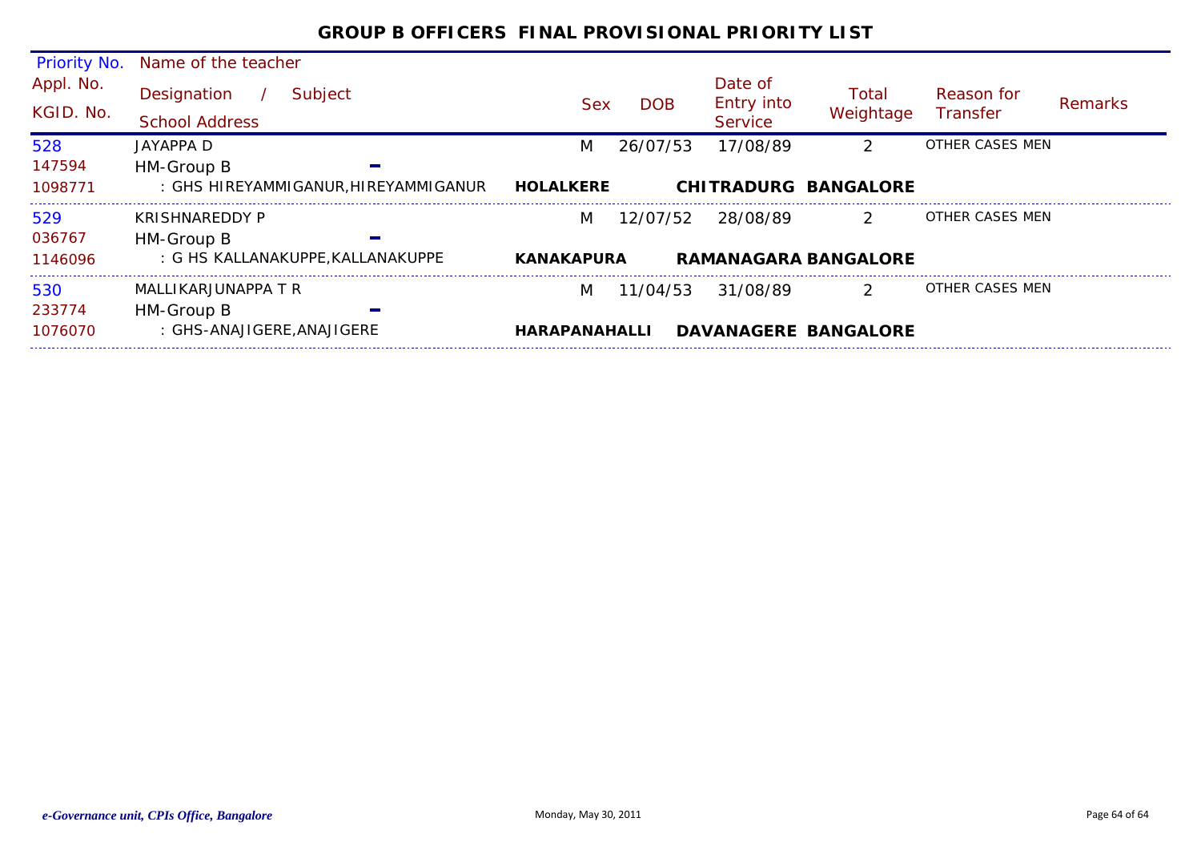## GROUP B OFFICERS FINAL PROVISIONAL PRIORITY LIST

| Priority No. / Appl. No. / KGID. No. | Name of the teacher / Designation / Subject / School Address | Sex | DOB | Date of Entry into Service | Total Weightage | Reason for Transfer | Remarks |
|---|---|---|---|---|---|---|---|
| 528<br>147594<br>1098771 | JAYAPPA D<br>HM-Group B -<br>: GHS HIREYAMMIGANUR,HIREYAMMIGANUR **HOLALKERE CHITRADURG BANGALORE** | M | 26/07/53 | 17/08/89 | 2 | OTHER CASES MEN | |
| 529<br>036767<br>1146096 | KRISHNAREDDY P<br>HM-Group B -<br>: G HS KALLANAKUPPE,KALLANAKUPPE **KANAKAPURA RAMANAGARA BANGALORE** | M | 12/07/52 | 28/08/89 | 2 | OTHER CASES MEN | |
| 530<br>233774<br>1076070 | MALLIKARJUNAPPA T R<br>HM-Group B -<br>: GHS-ANAJIGERE,ANAJIGERE **HARAPANAHALLI DAVANAGERE BANGALORE** | M | 11/04/53 | 31/08/89 | 2 | OTHER CASES MEN | |

*e-Governance unit, CPIs Office, Bangalore*

Monday, May 30, 2011